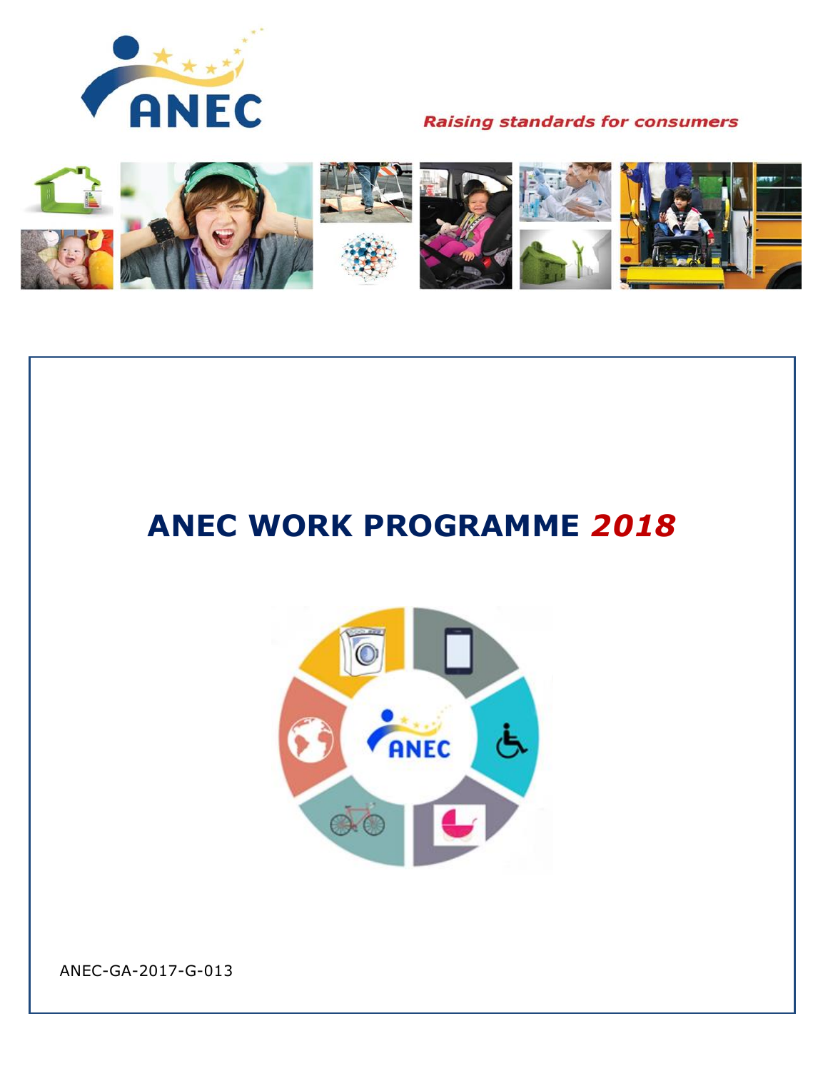ANEC

*Raising standards for consumers*

# ANEC WORK PROGRAMME *2018*

ANEC-GA-2017-G-013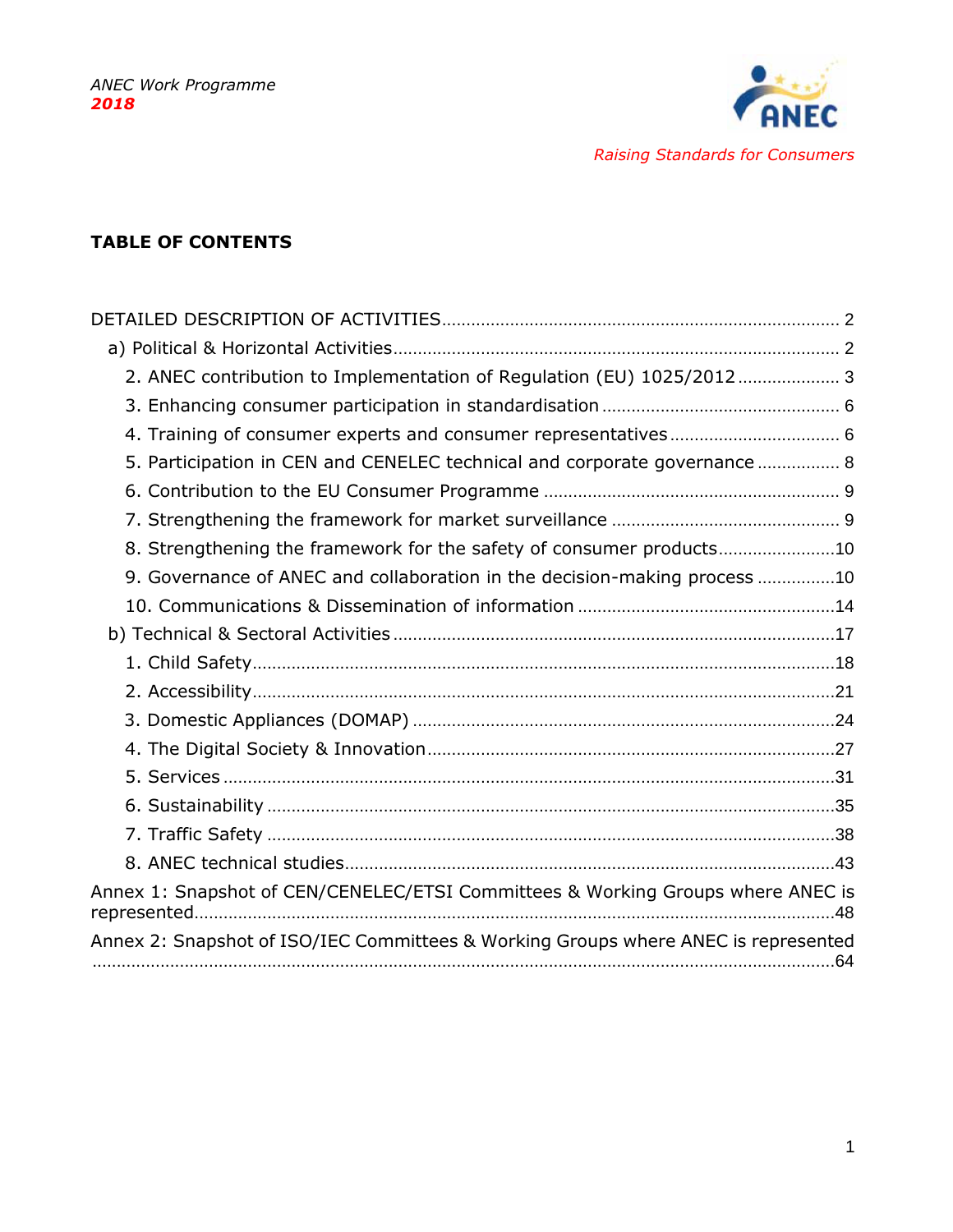*ANEC Work Programme*
***2018***

*Raising Standards for Consumers*

**TABLE OF CONTENTS**

DETAILED DESCRIPTION OF ACTIVITIES ........ 2
- a) Political & Horizontal Activities ........ 2
  - 2. ANEC contribution to Implementation of Regulation (EU) 1025/2012 ........ 3
  - 3. Enhancing consumer participation in standardisation ........ 6
  - 4. Training of consumer experts and consumer representatives ........ 6
  - 5. Participation in CEN and CENELEC technical and corporate governance ........ 8
  - 6. Contribution to the EU Consumer Programme ........ 9
  - 7. Strengthening the framework for market surveillance ........ 9
  - 8. Strengthening the framework for the safety of consumer products ........ 10
  - 9. Governance of ANEC and collaboration in the decision-making process ........ 10
  - 10. Communications & Dissemination of information ........ 14
- b) Technical & Sectoral Activities ........ 17
  - 1. Child Safety ........ 18
  - 2. Accessibility ........ 21
  - 3. Domestic Appliances (DOMAP) ........ 24
  - 4. The Digital Society & Innovation ........ 27
  - 5. Services ........ 31
  - 6. Sustainability ........ 35
  - 7. Traffic Safety ........ 38
  - 8. ANEC technical studies ........ 43

Annex 1: Snapshot of CEN/CENELEC/ETSI Committees & Working Groups where ANEC is represented ........ 48

Annex 2: Snapshot of ISO/IEC Committees & Working Groups where ANEC is represented ........ 64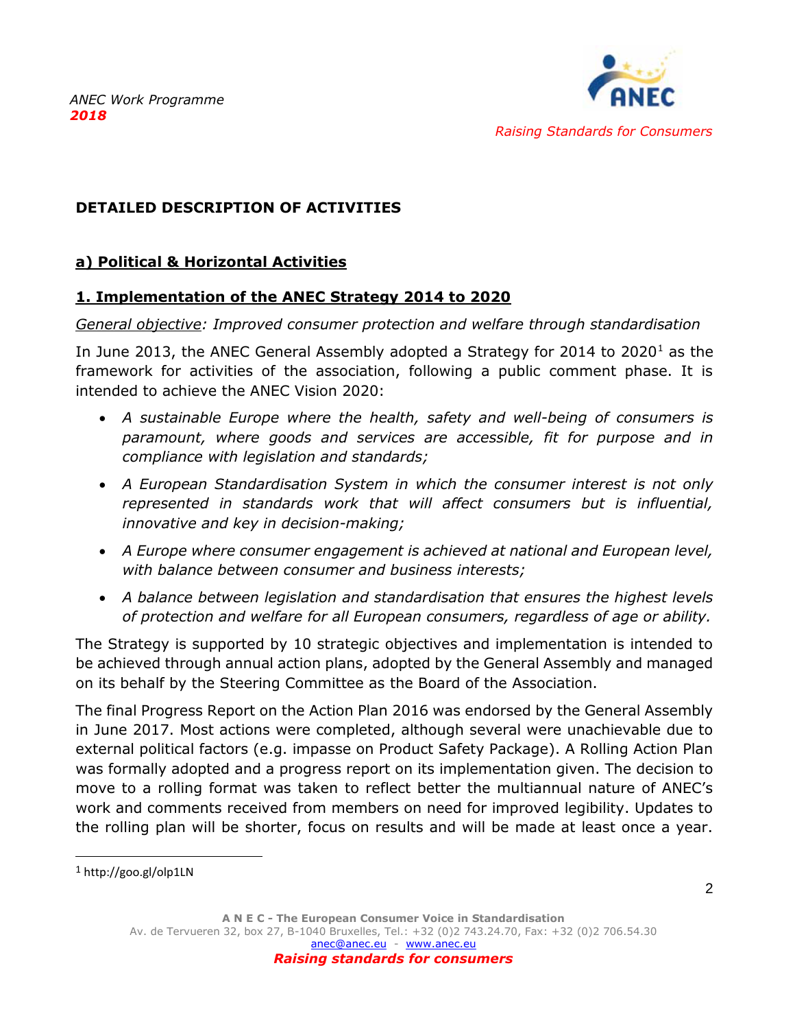## DETAILED DESCRIPTION OF ACTIVITIES

### a) Political & Horizontal Activities

### 1. Implementation of the ANEC Strategy 2014 to 2020

*General objective: Improved consumer protection and welfare through standardisation*

In June 2013, the ANEC General Assembly adopted a Strategy for 2014 to 2020[1] as the framework for activities of the association, following a public comment phase. It is intended to achieve the ANEC Vision 2020:

- *A sustainable Europe where the health, safety and well-being of consumers is paramount, where goods and services are accessible, fit for purpose and in compliance with legislation and standards;*
- *A European Standardisation System in which the consumer interest is not only represented in standards work that will affect consumers but is influential, innovative and key in decision-making;*
- *A Europe where consumer engagement is achieved at national and European level, with balance between consumer and business interests;*
- *A balance between legislation and standardisation that ensures the highest levels of protection and welfare for all European consumers, regardless of age or ability.*

The Strategy is supported by 10 strategic objectives and implementation is intended to be achieved through annual action plans, adopted by the General Assembly and managed on its behalf by the Steering Committee as the Board of the Association.

The final Progress Report on the Action Plan 2016 was endorsed by the General Assembly in June 2017. Most actions were completed, although several were unachievable due to external political factors (e.g. impasse on Product Safety Package). A Rolling Action Plan was formally adopted and a progress report on its implementation given. The decision to move to a rolling format was taken to reflect better the multiannual nature of ANEC's work and comments received from members on need for improved legibility. Updates to the rolling plan will be shorter, focus on results and will be made at least once a year.

[1] http://goo.gl/olp1LN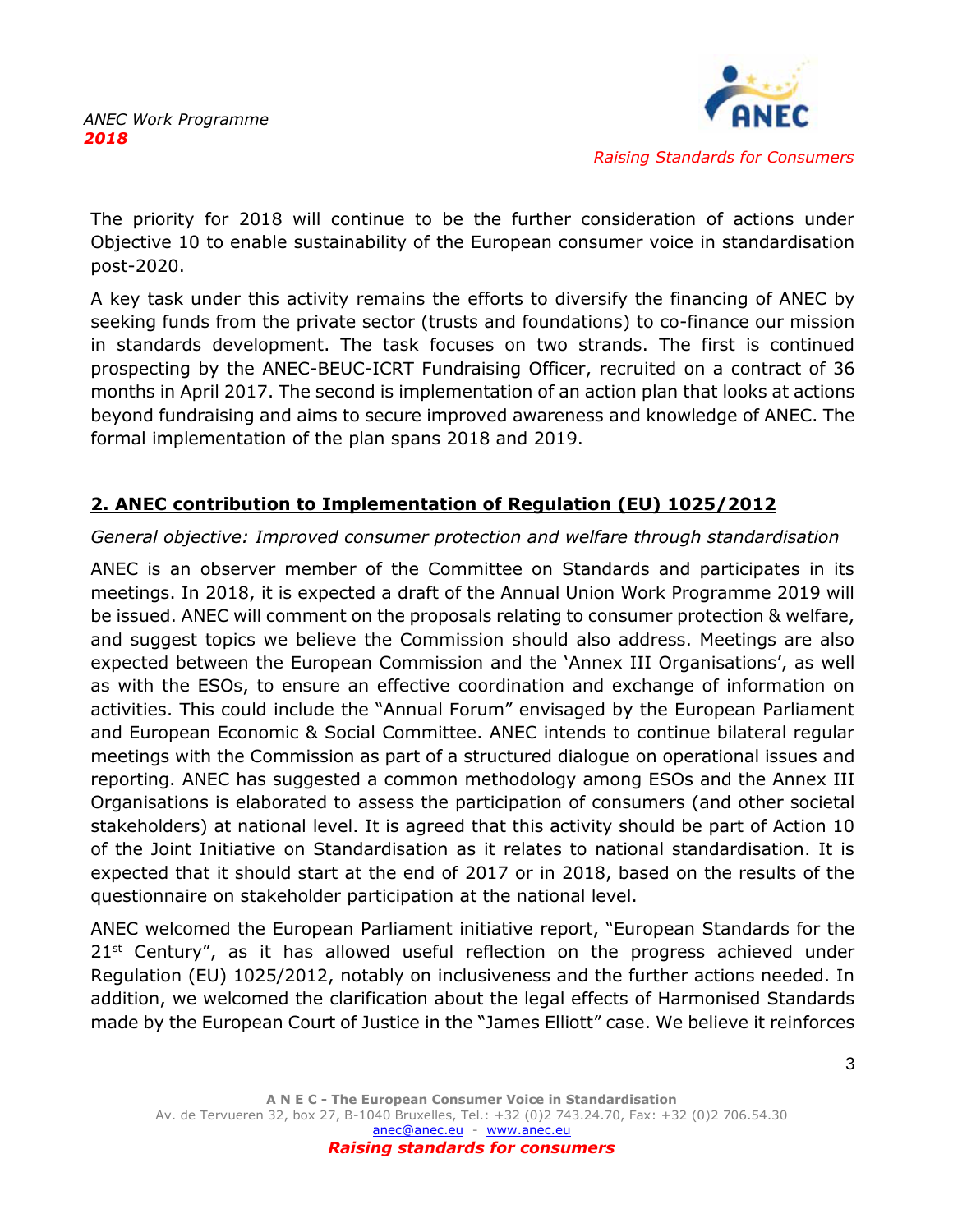The priority for 2018 will continue to be the further consideration of actions under Objective 10 to enable sustainability of the European consumer voice in standardisation post-2020.

A key task under this activity remains the efforts to diversify the financing of ANEC by seeking funds from the private sector (trusts and foundations) to co-finance our mission in standards development. The task focuses on two strands. The first is continued prospecting by the ANEC-BEUC-ICRT Fundraising Officer, recruited on a contract of 36 months in April 2017. The second is implementation of an action plan that looks at actions beyond fundraising and aims to secure improved awareness and knowledge of ANEC. The formal implementation of the plan spans 2018 and 2019.

## 2. ANEC contribution to Implementation of Regulation (EU) 1025/2012

*General objective: Improved consumer protection and welfare through standardisation*

ANEC is an observer member of the Committee on Standards and participates in its meetings. In 2018, it is expected a draft of the Annual Union Work Programme 2019 will be issued. ANEC will comment on the proposals relating to consumer protection & welfare, and suggest topics we believe the Commission should also address. Meetings are also expected between the European Commission and the 'Annex III Organisations', as well as with the ESOs, to ensure an effective coordination and exchange of information on activities. This could include the "Annual Forum" envisaged by the European Parliament and European Economic & Social Committee. ANEC intends to continue bilateral regular meetings with the Commission as part of a structured dialogue on operational issues and reporting. ANEC has suggested a common methodology among ESOs and the Annex III Organisations is elaborated to assess the participation of consumers (and other societal stakeholders) at national level. It is agreed that this activity should be part of Action 10 of the Joint Initiative on Standardisation as it relates to national standardisation. It is expected that it should start at the end of 2017 or in 2018, based on the results of the questionnaire on stakeholder participation at the national level.

ANEC welcomed the European Parliament initiative report, "European Standards for the 21st Century", as it has allowed useful reflection on the progress achieved under Regulation (EU) 1025/2012, notably on inclusiveness and the further actions needed. In addition, we welcomed the clarification about the legal effects of Harmonised Standards made by the European Court of Justice in the "James Elliott" case. We believe it reinforces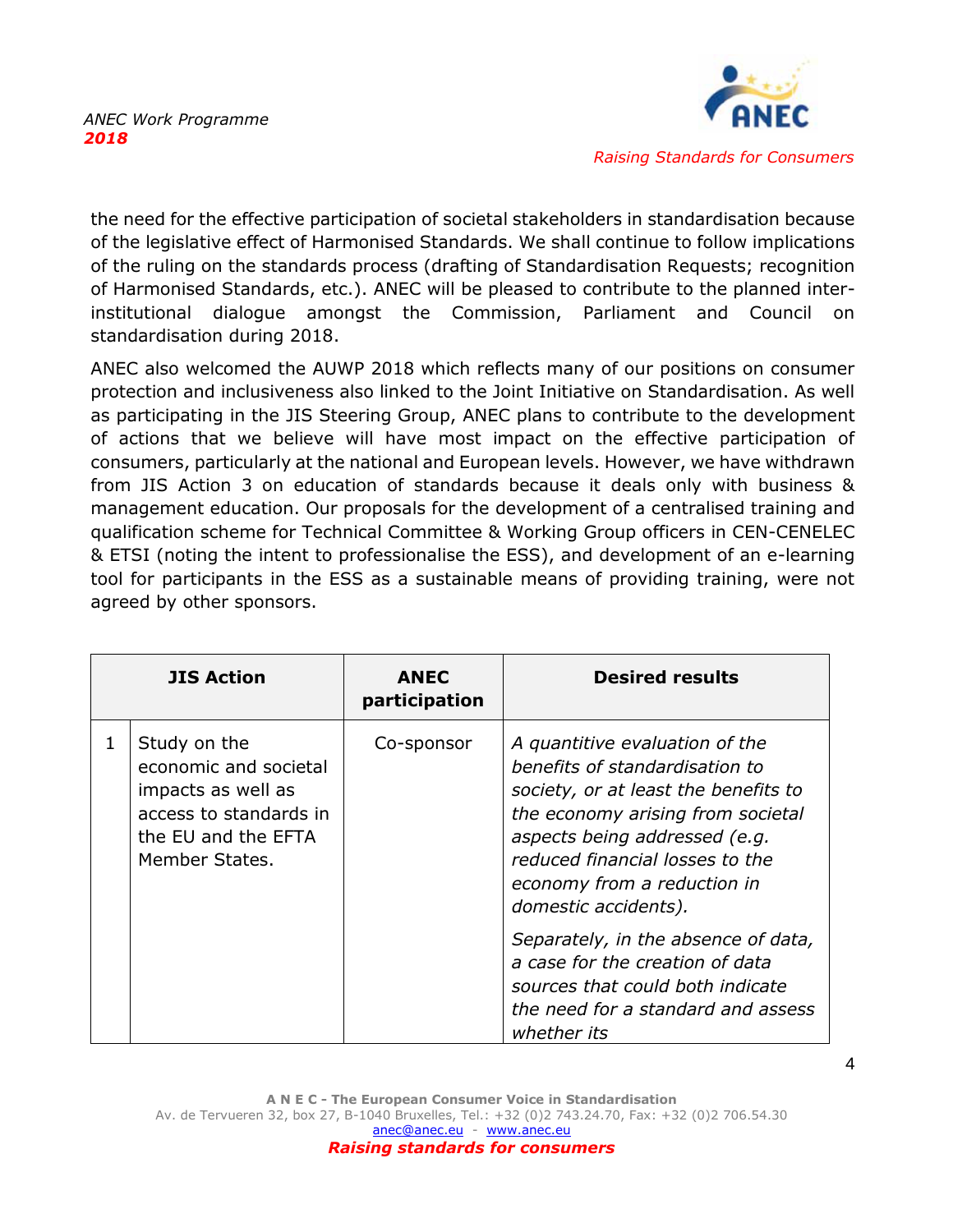the need for the effective participation of societal stakeholders in standardisation because of the legislative effect of Harmonised Standards. We shall continue to follow implications of the ruling on the standards process (drafting of Standardisation Requests; recognition of Harmonised Standards, etc.). ANEC will be pleased to contribute to the planned inter-institutional dialogue amongst the Commission, Parliament and Council on standardisation during 2018.

ANEC also welcomed the AUWP 2018 which reflects many of our positions on consumer protection and inclusiveness also linked to the Joint Initiative on Standardisation. As well as participating in the JIS Steering Group, ANEC plans to contribute to the development of actions that we believe will have most impact on the effective participation of consumers, particularly at the national and European levels. However, we have withdrawn from JIS Action 3 on education of standards because it deals only with business & management education. Our proposals for the development of a centralised training and qualification scheme for Technical Committee & Working Group officers in CEN-CENELEC & ETSI (noting the intent to professionalise the ESS), and development of an e-learning tool for participants in the ESS as a sustainable means of providing training, were not agreed by other sponsors.

| JIS Action | | ANEC participation | Desired results |
|---|---|---|---|
| 1 | Study on the economic and societal impacts as well as access to standards in the EU and the EFTA Member States. | Co-sponsor | *A quantitive evaluation of the benefits of standardisation to society, or at least the benefits to the economy arising from societal aspects being addressed (e.g. reduced financial losses to the economy from a reduction in domestic accidents).*<br><br>*Separately, in the absence of data, a case for the creation of data sources that could both indicate the need for a standard and assess whether its* |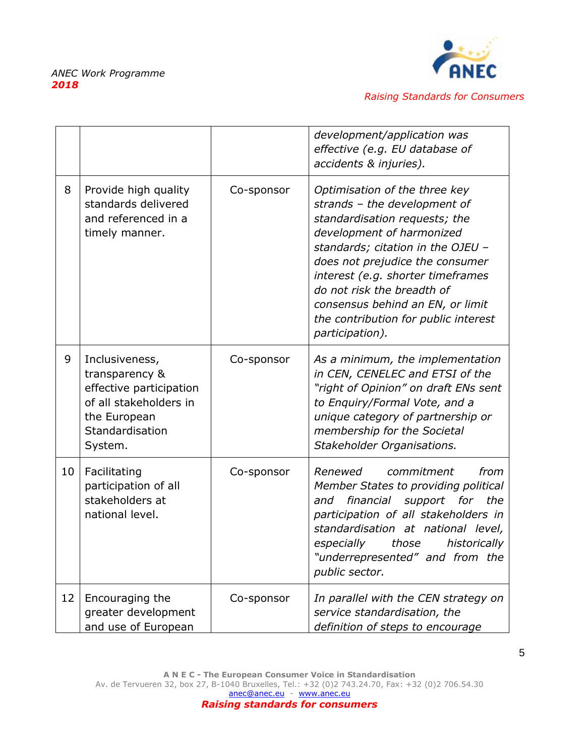| | | | |
|---|---|---|---|
| | | | *development/application was effective (e.g. EU database of accidents & injuries).* |
| 8 | Provide high quality standards delivered and referenced in a timely manner. | Co-sponsor | *Optimisation of the three key strands – the development of standardisation requests; the development of harmonized standards; citation in the OJEU – does not prejudice the consumer interest (e.g. shorter timeframes do not risk the breadth of consensus behind an EN, or limit the contribution for public interest participation).* |
| 9 | Inclusiveness, transparency & effective participation of all stakeholders in the European Standardisation System. | Co-sponsor | *As a minimum, the implementation in CEN, CENELEC and ETSI of the "right of Opinion" on draft ENs sent to Enquiry/Formal Vote, and a unique category of partnership or membership for the Societal Stakeholder Organisations.* |
| 10 | Facilitating participation of all stakeholders at national level. | Co-sponsor | *Renewed commitment from Member States to providing political and financial support for the participation of all stakeholders in standardisation at national level, especially those historically "underrepresented" and from the public sector.* |
| 12 | Encouraging the greater development and use of European | Co-sponsor | *In parallel with the CEN strategy on service standardisation, the definition of steps to encourage* |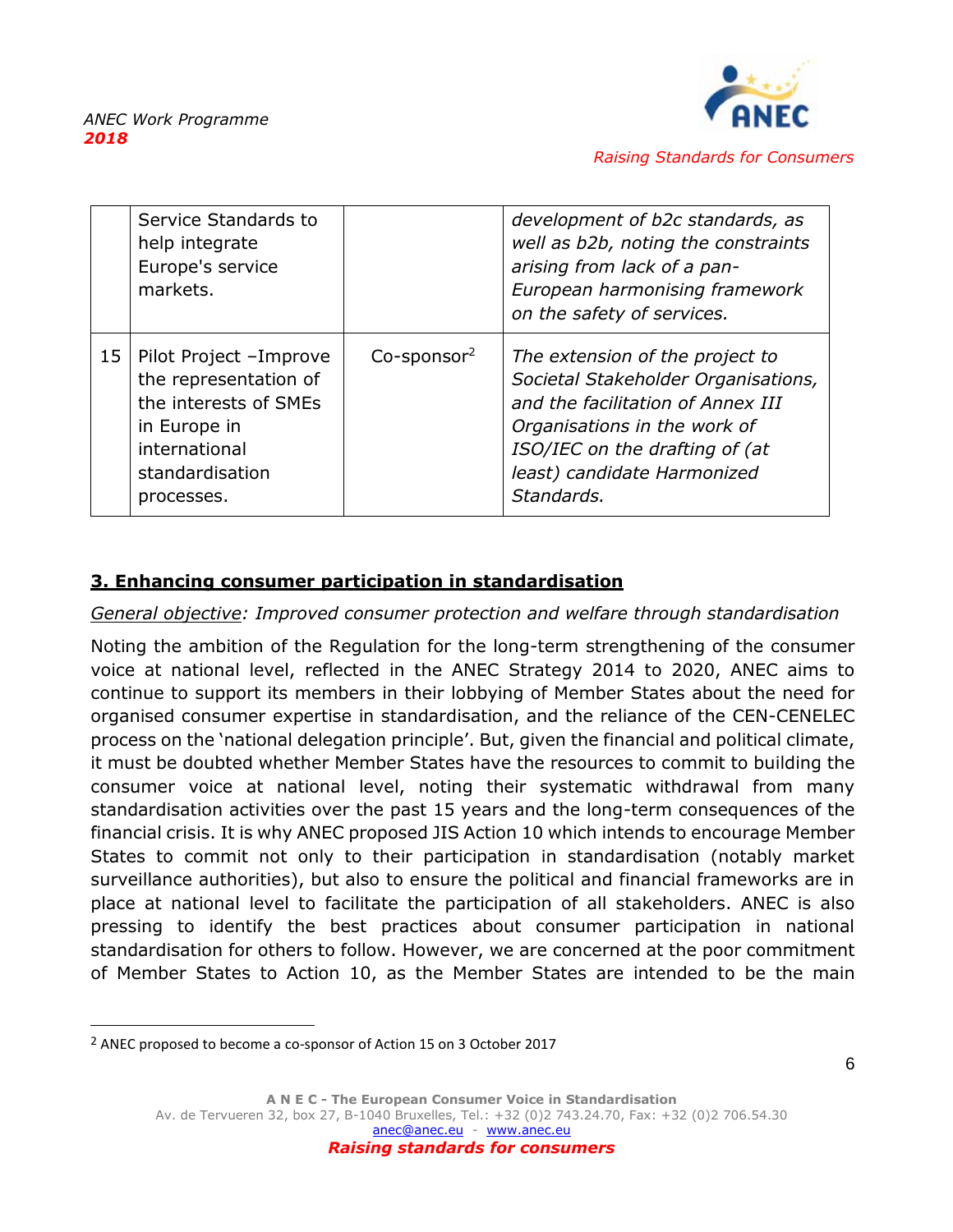|  | Service Standards to help integrate Europe's service markets. |  | *development of b2c standards, as well as b2b, noting the constraints arising from lack of a pan-European harmonising framework on the safety of services.* |
|---|---|---|---|
| 15 | Pilot Project –Improve the representation of the interests of SMEs in Europe in international standardisation processes. | Co-sponsor[2] | *The extension of the project to Societal Stakeholder Organisations, and the facilitation of Annex III Organisations in the work of ISO/IEC on the drafting of (at least) candidate Harmonized Standards.* |

## 3. Enhancing consumer participation in standardisation

*General objective: Improved consumer protection and welfare through standardisation*

Noting the ambition of the Regulation for the long-term strengthening of the consumer voice at national level, reflected in the ANEC Strategy 2014 to 2020, ANEC aims to continue to support its members in their lobbying of Member States about the need for organised consumer expertise in standardisation, and the reliance of the CEN-CENELEC process on the 'national delegation principle'. But, given the financial and political climate, it must be doubted whether Member States have the resources to commit to building the consumer voice at national level, noting their systematic withdrawal from many standardisation activities over the past 15 years and the long-term consequences of the financial crisis. It is why ANEC proposed JIS Action 10 which intends to encourage Member States to commit not only to their participation in standardisation (notably market surveillance authorities), but also to ensure the political and financial frameworks are in place at national level to facilitate the participation of all stakeholders. ANEC is also pressing to identify the best practices about consumer participation in national standardisation for others to follow. However, we are concerned at the poor commitment of Member States to Action 10, as the Member States are intended to be the main

[2] ANEC proposed to become a co-sponsor of Action 15 on 3 October 2017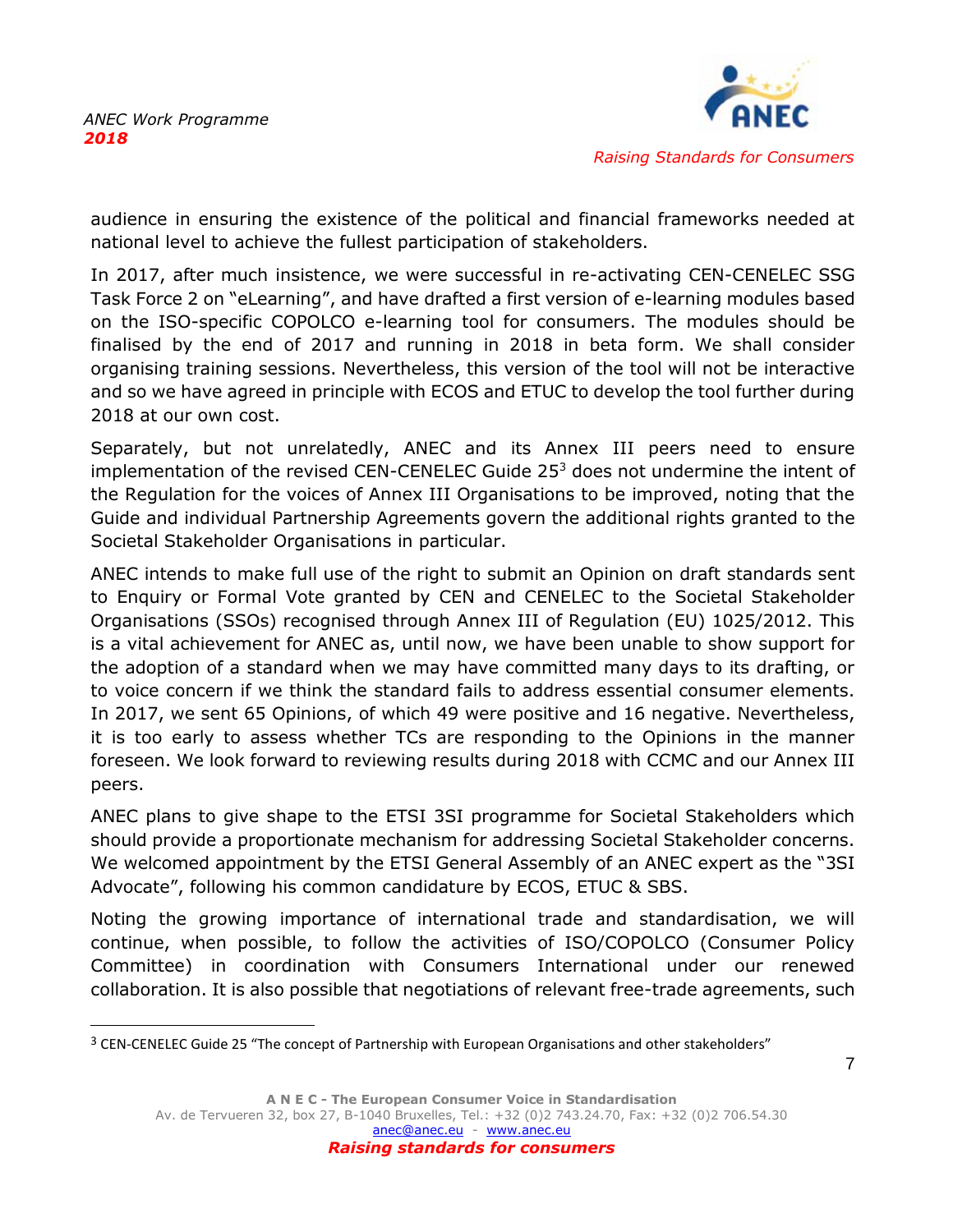audience in ensuring the existence of the political and financial frameworks needed at national level to achieve the fullest participation of stakeholders.

In 2017, after much insistence, we were successful in re-activating CEN-CENELEC SSG Task Force 2 on "eLearning", and have drafted a first version of e-learning modules based on the ISO-specific COPOLCO e-learning tool for consumers. The modules should be finalised by the end of 2017 and running in 2018 in beta form. We shall consider organising training sessions. Nevertheless, this version of the tool will not be interactive and so we have agreed in principle with ECOS and ETUC to develop the tool further during 2018 at our own cost.

Separately, but not unrelatedly, ANEC and its Annex III peers need to ensure implementation of the revised CEN-CENELEC Guide 25[3] does not undermine the intent of the Regulation for the voices of Annex III Organisations to be improved, noting that the Guide and individual Partnership Agreements govern the additional rights granted to the Societal Stakeholder Organisations in particular.

ANEC intends to make full use of the right to submit an Opinion on draft standards sent to Enquiry or Formal Vote granted by CEN and CENELEC to the Societal Stakeholder Organisations (SSOs) recognised through Annex III of Regulation (EU) 1025/2012. This is a vital achievement for ANEC as, until now, we have been unable to show support for the adoption of a standard when we may have committed many days to its drafting, or to voice concern if we think the standard fails to address essential consumer elements. In 2017, we sent 65 Opinions, of which 49 were positive and 16 negative. Nevertheless, it is too early to assess whether TCs are responding to the Opinions in the manner foreseen. We look forward to reviewing results during 2018 with CCMC and our Annex III peers.

ANEC plans to give shape to the ETSI 3SI programme for Societal Stakeholders which should provide a proportionate mechanism for addressing Societal Stakeholder concerns. We welcomed appointment by the ETSI General Assembly of an ANEC expert as the "3SI Advocate", following his common candidature by ECOS, ETUC & SBS.

Noting the growing importance of international trade and standardisation, we will continue, when possible, to follow the activities of ISO/COPOLCO (Consumer Policy Committee) in coordination with Consumers International under our renewed collaboration. It is also possible that negotiations of relevant free-trade agreements, such

---

[3] CEN-CENELEC Guide 25 "The concept of Partnership with European Organisations and other stakeholders"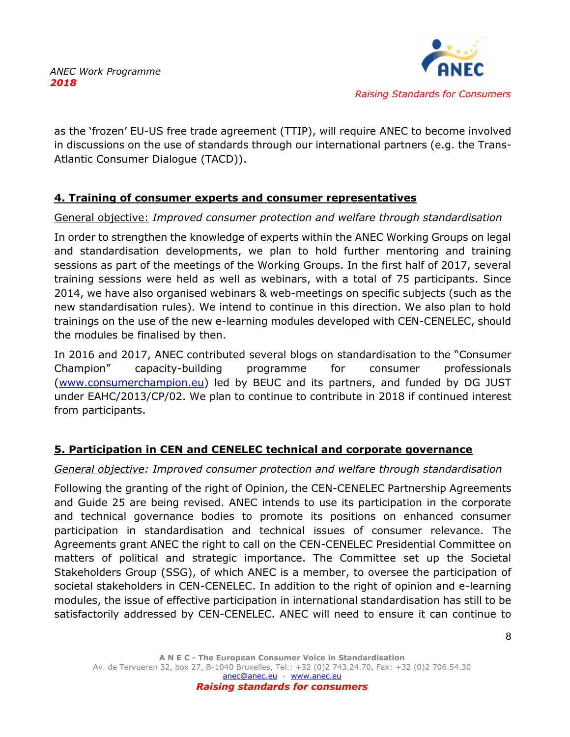as the 'frozen' EU-US free trade agreement (TTIP), will require ANEC to become involved in discussions on the use of standards through our international partners (e.g. the Trans-Atlantic Consumer Dialogue (TACD)).

## 4. Training of consumer experts and consumer representatives

General objective: *Improved consumer protection and welfare through standardisation*

In order to strengthen the knowledge of experts within the ANEC Working Groups on legal and standardisation developments, we plan to hold further mentoring and training sessions as part of the meetings of the Working Groups. In the first half of 2017, several training sessions were held as well as webinars, with a total of 75 participants. Since 2014, we have also organised webinars & web-meetings on specific subjects (such as the new standardisation rules). We intend to continue in this direction. We also plan to hold trainings on the use of the new e-learning modules developed with CEN-CENELEC, should the modules be finalised by then.

In 2016 and 2017, ANEC contributed several blogs on standardisation to the "Consumer Champion" capacity-building programme for consumer professionals (www.consumerchampion.eu) led by BEUC and its partners, and funded by DG JUST under EAHC/2013/CP/02. We plan to continue to contribute in 2018 if continued interest from participants.

## 5. Participation in CEN and CENELEC technical and corporate governance

*General objective: Improved consumer protection and welfare through standardisation*

Following the granting of the right of Opinion, the CEN-CENELEC Partnership Agreements and Guide 25 are being revised. ANEC intends to use its participation in the corporate and technical governance bodies to promote its positions on enhanced consumer participation in standardisation and technical issues of consumer relevance. The Agreements grant ANEC the right to call on the CEN-CENELEC Presidential Committee on matters of political and strategic importance. The Committee set up the Societal Stakeholders Group (SSG), of which ANEC is a member, to oversee the participation of societal stakeholders in CEN-CENELEC. In addition to the right of opinion and e-learning modules, the issue of effective participation in international standardisation has still to be satisfactorily addressed by CEN-CENELEC. ANEC will need to ensure it can continue to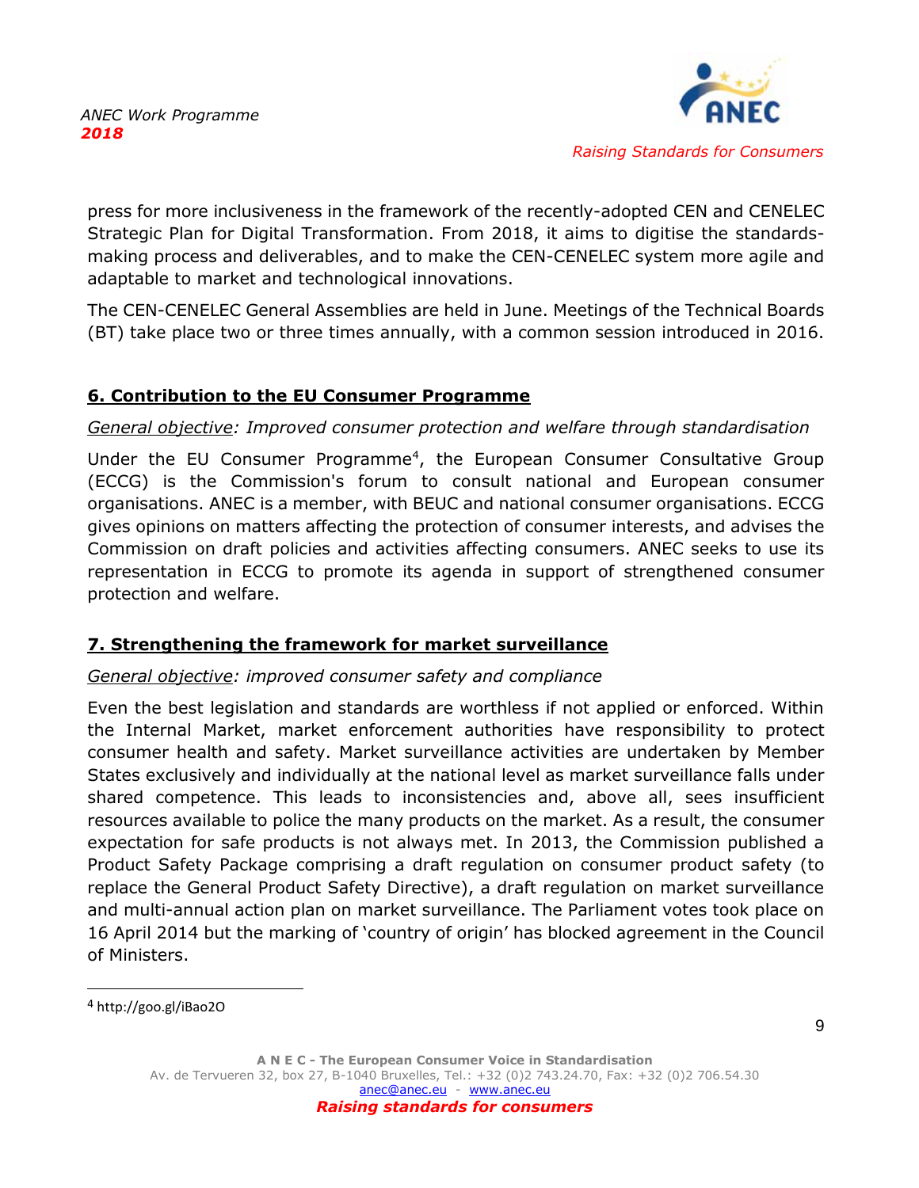press for more inclusiveness in the framework of the recently-adopted CEN and CENELEC Strategic Plan for Digital Transformation. From 2018, it aims to digitise the standards-making process and deliverables, and to make the CEN-CENELEC system more agile and adaptable to market and technological innovations.

The CEN-CENELEC General Assemblies are held in June. Meetings of the Technical Boards (BT) take place two or three times annually, with a common session introduced in 2016.

## 6. Contribution to the EU Consumer Programme

*General objective: Improved consumer protection and welfare through standardisation*

Under the EU Consumer Programme[4], the European Consumer Consultative Group (ECCG) is the Commission's forum to consult national and European consumer organisations. ANEC is a member, with BEUC and national consumer organisations. ECCG gives opinions on matters affecting the protection of consumer interests, and advises the Commission on draft policies and activities affecting consumers. ANEC seeks to use its representation in ECCG to promote its agenda in support of strengthened consumer protection and welfare.

## 7. Strengthening the framework for market surveillance

*General objective: improved consumer safety and compliance*

Even the best legislation and standards are worthless if not applied or enforced. Within the Internal Market, market enforcement authorities have responsibility to protect consumer health and safety. Market surveillance activities are undertaken by Member States exclusively and individually at the national level as market surveillance falls under shared competence. This leads to inconsistencies and, above all, sees insufficient resources available to police the many products on the market. As a result, the consumer expectation for safe products is not always met. In 2013, the Commission published a Product Safety Package comprising a draft regulation on consumer product safety (to replace the General Product Safety Directive), a draft regulation on market surveillance and multi-annual action plan on market surveillance. The Parliament votes took place on 16 April 2014 but the marking of 'country of origin' has blocked agreement in the Council of Ministers.

---

[4] http://goo.gl/iBao2O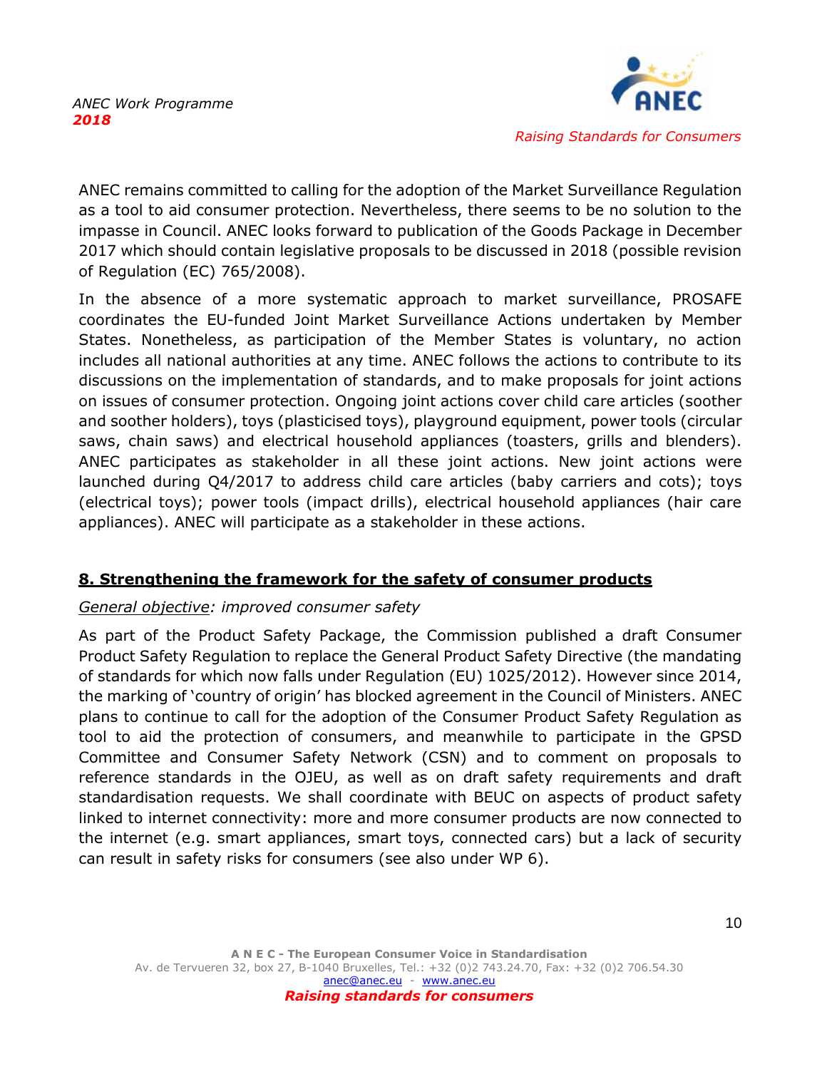ANEC remains committed to calling for the adoption of the Market Surveillance Regulation as a tool to aid consumer protection. Nevertheless, there seems to be no solution to the impasse in Council. ANEC looks forward to publication of the Goods Package in December 2017 which should contain legislative proposals to be discussed in 2018 (possible revision of Regulation (EC) 765/2008).

In the absence of a more systematic approach to market surveillance, PROSAFE coordinates the EU-funded Joint Market Surveillance Actions undertaken by Member States. Nonetheless, as participation of the Member States is voluntary, no action includes all national authorities at any time. ANEC follows the actions to contribute to its discussions on the implementation of standards, and to make proposals for joint actions on issues of consumer protection. Ongoing joint actions cover child care articles (soother and soother holders), toys (plasticised toys), playground equipment, power tools (circular saws, chain saws) and electrical household appliances (toasters, grills and blenders). ANEC participates as stakeholder in all these joint actions. New joint actions were launched during Q4/2017 to address child care articles (baby carriers and cots); toys (electrical toys); power tools (impact drills), electrical household appliances (hair care appliances). ANEC will participate as a stakeholder in these actions.

## 8. Strengthening the framework for the safety of consumer products

*General objective: improved consumer safety*

As part of the Product Safety Package, the Commission published a draft Consumer Product Safety Regulation to replace the General Product Safety Directive (the mandating of standards for which now falls under Regulation (EU) 1025/2012). However since 2014, the marking of 'country of origin' has blocked agreement in the Council of Ministers. ANEC plans to continue to call for the adoption of the Consumer Product Safety Regulation as tool to aid the protection of consumers, and meanwhile to participate in the GPSD Committee and Consumer Safety Network (CSN) and to comment on proposals to reference standards in the OJEU, as well as on draft safety requirements and draft standardisation requests. We shall coordinate with BEUC on aspects of product safety linked to internet connectivity: more and more consumer products are now connected to the internet (e.g. smart appliances, smart toys, connected cars) but a lack of security can result in safety risks for consumers (see also under WP 6).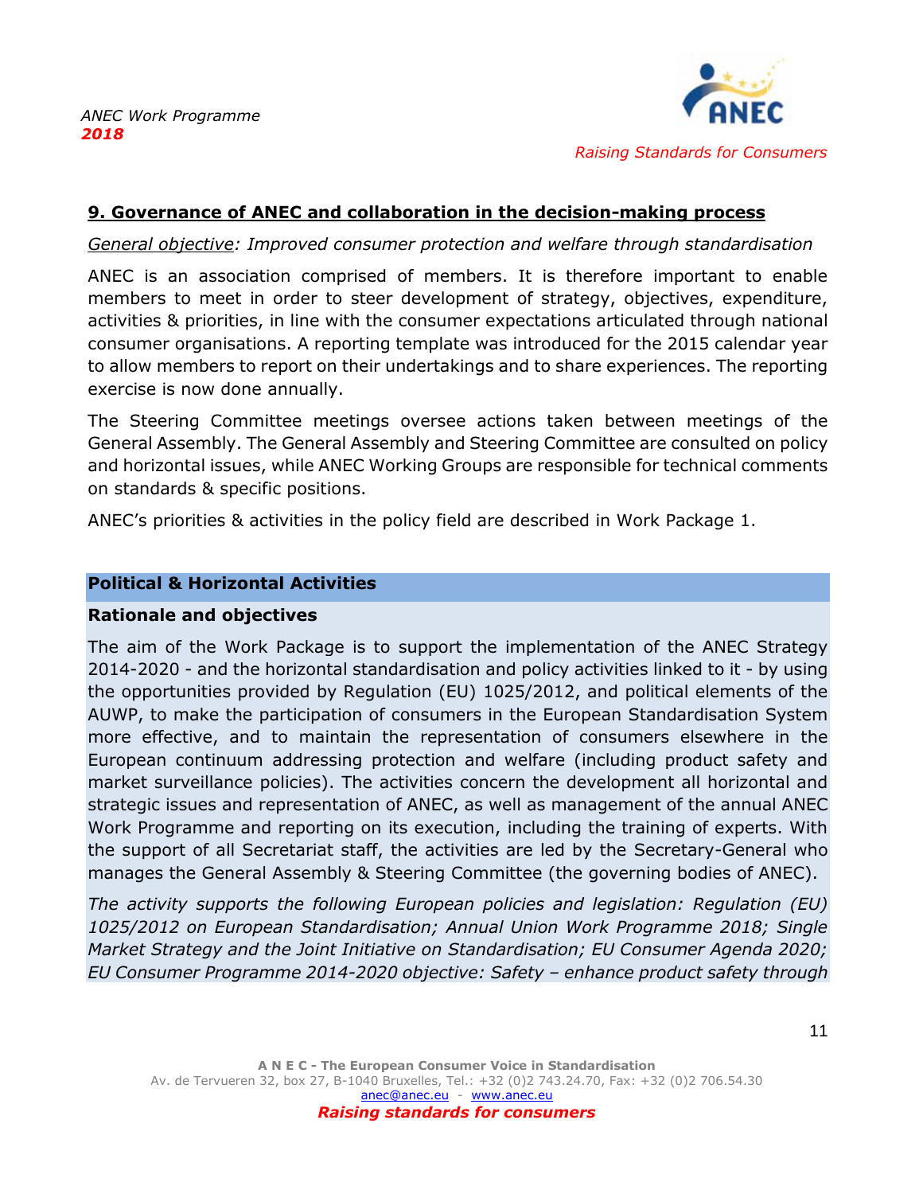## 9. Governance of ANEC and collaboration in the decision-making process

*General objective: Improved consumer protection and welfare through standardisation*

ANEC is an association comprised of members. It is therefore important to enable members to meet in order to steer development of strategy, objectives, expenditure, activities & priorities, in line with the consumer expectations articulated through national consumer organisations. A reporting template was introduced for the 2015 calendar year to allow members to report on their undertakings and to share experiences. The reporting exercise is now done annually.

The Steering Committee meetings oversee actions taken between meetings of the General Assembly. The General Assembly and Steering Committee are consulted on policy and horizontal issues, while ANEC Working Groups are responsible for technical comments on standards & specific positions.

ANEC's priorities & activities in the policy field are described in Work Package 1.

### Political & Horizontal Activities

**Rationale and objectives**

The aim of the Work Package is to support the implementation of the ANEC Strategy 2014-2020 - and the horizontal standardisation and policy activities linked to it - by using the opportunities provided by Regulation (EU) 1025/2012, and political elements of the AUWP, to make the participation of consumers in the European Standardisation System more effective, and to maintain the representation of consumers elsewhere in the European continuum addressing protection and welfare (including product safety and market surveillance policies). The activities concern the development all horizontal and strategic issues and representation of ANEC, as well as management of the annual ANEC Work Programme and reporting on its execution, including the training of experts. With the support of all Secretariat staff, the activities are led by the Secretary-General who manages the General Assembly & Steering Committee (the governing bodies of ANEC).

*The activity supports the following European policies and legislation: Regulation (EU) 1025/2012 on European Standardisation; Annual Union Work Programme 2018; Single Market Strategy and the Joint Initiative on Standardisation; EU Consumer Agenda 2020; EU Consumer Programme 2014-2020 objective: Safety – enhance product safety through*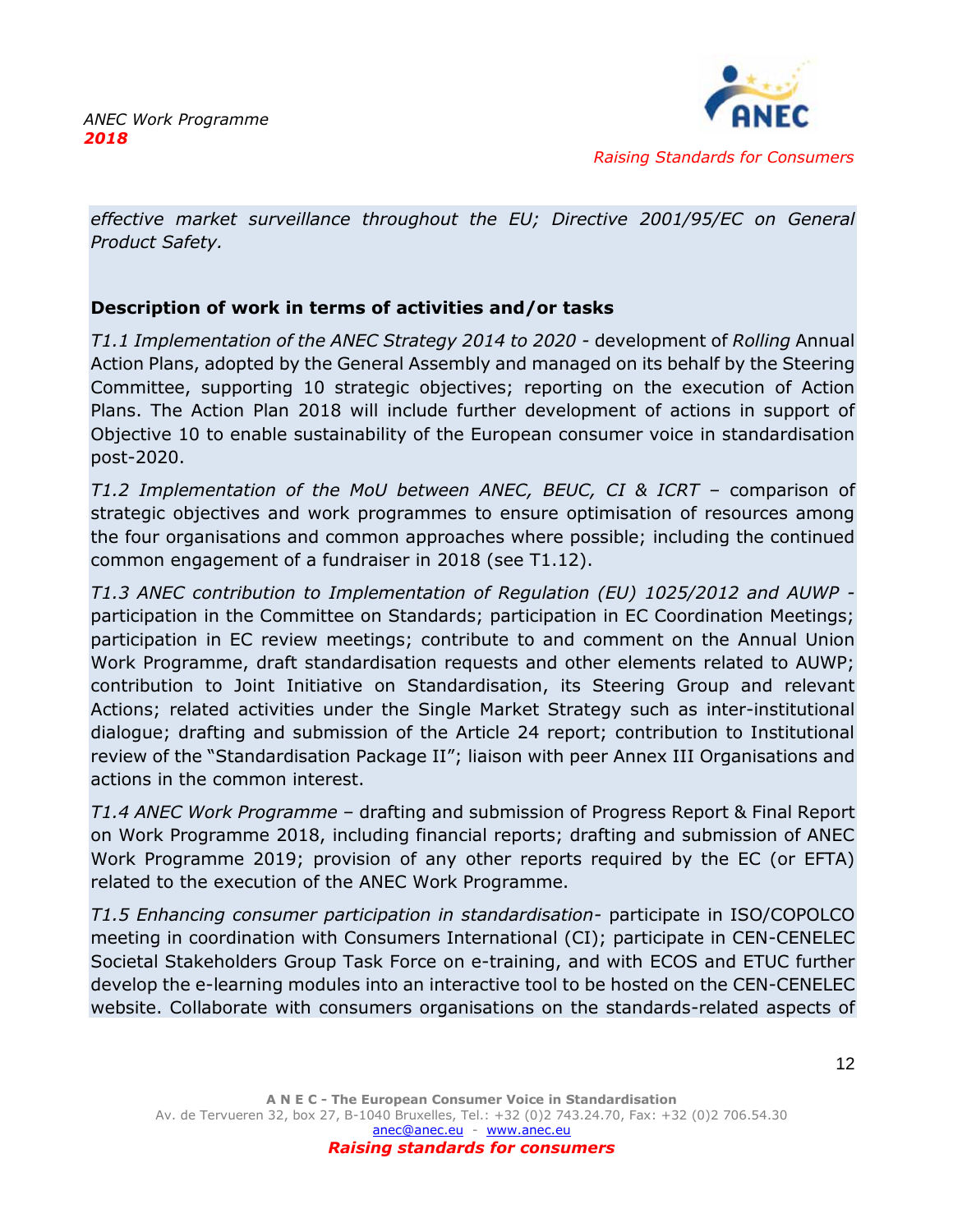*effective market surveillance throughout the EU; Directive 2001/95/EC on General Product Safety.*

**Description of work in terms of activities and/or tasks**

*T1.1 Implementation of the ANEC Strategy 2014 to 2020* - development of *Rolling* Annual Action Plans, adopted by the General Assembly and managed on its behalf by the Steering Committee, supporting 10 strategic objectives; reporting on the execution of Action Plans. The Action Plan 2018 will include further development of actions in support of Objective 10 to enable sustainability of the European consumer voice in standardisation post-2020.

*T1.2 Implementation of the MoU between ANEC, BEUC, CI & ICRT* – comparison of strategic objectives and work programmes to ensure optimisation of resources among the four organisations and common approaches where possible; including the continued common engagement of a fundraiser in 2018 (see T1.12).

*T1.3 ANEC contribution to Implementation of Regulation (EU) 1025/2012 and AUWP* - participation in the Committee on Standards; participation in EC Coordination Meetings; participation in EC review meetings; contribute to and comment on the Annual Union Work Programme, draft standardisation requests and other elements related to AUWP; contribution to Joint Initiative on Standardisation, its Steering Group and relevant Actions; related activities under the Single Market Strategy such as inter-institutional dialogue; drafting and submission of the Article 24 report; contribution to Institutional review of the "Standardisation Package II"; liaison with peer Annex III Organisations and actions in the common interest.

*T1.4 ANEC Work Programme* – drafting and submission of Progress Report & Final Report on Work Programme 2018, including financial reports; drafting and submission of ANEC Work Programme 2019; provision of any other reports required by the EC (or EFTA) related to the execution of the ANEC Work Programme.

*T1.5 Enhancing consumer participation in standardisation*- participate in ISO/COPOLCO meeting in coordination with Consumers International (CI); participate in CEN-CENELEC Societal Stakeholders Group Task Force on e-training, and with ECOS and ETUC further develop the e-learning modules into an interactive tool to be hosted on the CEN-CENELEC website. Collaborate with consumers organisations on the standards-related aspects of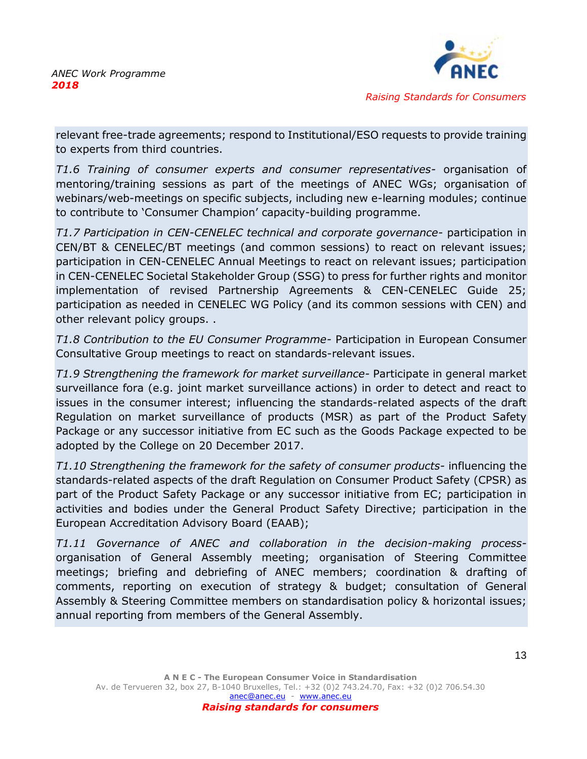relevant free-trade agreements; respond to Institutional/ESO requests to provide training to experts from third countries.

*T1.6 Training of consumer experts and consumer representatives-* organisation of mentoring/training sessions as part of the meetings of ANEC WGs; organisation of webinars/web-meetings on specific subjects, including new e-learning modules; continue to contribute to 'Consumer Champion' capacity-building programme.

*T1.7 Participation in CEN-CENELEC technical and corporate governance-* participation in CEN/BT & CENELEC/BT meetings (and common sessions) to react on relevant issues; participation in CEN-CENELEC Annual Meetings to react on relevant issues; participation in CEN-CENELEC Societal Stakeholder Group (SSG) to press for further rights and monitor implementation of revised Partnership Agreements & CEN-CENELEC Guide 25; participation as needed in CENELEC WG Policy (and its common sessions with CEN) and other relevant policy groups. .

*T1.8 Contribution to the EU Consumer Programme-* Participation in European Consumer Consultative Group meetings to react on standards-relevant issues.

*T1.9 Strengthening the framework for market surveillance-* Participate in general market surveillance fora (e.g. joint market surveillance actions) in order to detect and react to issues in the consumer interest; influencing the standards-related aspects of the draft Regulation on market surveillance of products (MSR) as part of the Product Safety Package or any successor initiative from EC such as the Goods Package expected to be adopted by the College on 20 December 2017.

*T1.10 Strengthening the framework for the safety of consumer products-* influencing the standards-related aspects of the draft Regulation on Consumer Product Safety (CPSR) as part of the Product Safety Package or any successor initiative from EC; participation in activities and bodies under the General Product Safety Directive; participation in the European Accreditation Advisory Board (EAAB);

*T1.11 Governance of ANEC and collaboration in the decision-making process-* organisation of General Assembly meeting; organisation of Steering Committee meetings; briefing and debriefing of ANEC members; coordination & drafting of comments, reporting on execution of strategy & budget; consultation of General Assembly & Steering Committee members on standardisation policy & horizontal issues; annual reporting from members of the General Assembly.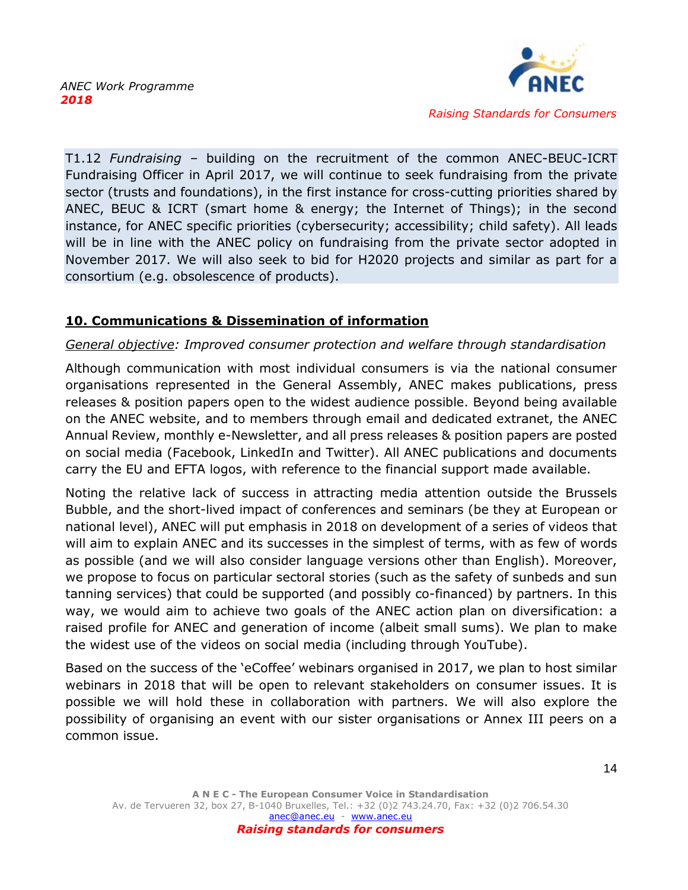T1.12 *Fundraising* – building on the recruitment of the common ANEC-BEUC-ICRT Fundraising Officer in April 2017, we will continue to seek fundraising from the private sector (trusts and foundations), in the first instance for cross-cutting priorities shared by ANEC, BEUC & ICRT (smart home & energy; the Internet of Things); in the second instance, for ANEC specific priorities (cybersecurity; accessibility; child safety). All leads will be in line with the ANEC policy on fundraising from the private sector adopted in November 2017. We will also seek to bid for H2020 projects and similar as part for a consortium (e.g. obsolescence of products).

## 10. Communications & Dissemination of information

*General objective: Improved consumer protection and welfare through standardisation*

Although communication with most individual consumers is via the national consumer organisations represented in the General Assembly, ANEC makes publications, press releases & position papers open to the widest audience possible. Beyond being available on the ANEC website, and to members through email and dedicated extranet, the ANEC Annual Review, monthly e-Newsletter, and all press releases & position papers are posted on social media (Facebook, LinkedIn and Twitter). All ANEC publications and documents carry the EU and EFTA logos, with reference to the financial support made available.

Noting the relative lack of success in attracting media attention outside the Brussels Bubble, and the short-lived impact of conferences and seminars (be they at European or national level), ANEC will put emphasis in 2018 on development of a series of videos that will aim to explain ANEC and its successes in the simplest of terms, with as few of words as possible (and we will also consider language versions other than English). Moreover, we propose to focus on particular sectoral stories (such as the safety of sunbeds and sun tanning services) that could be supported (and possibly co-financed) by partners. In this way, we would aim to achieve two goals of the ANEC action plan on diversification: a raised profile for ANEC and generation of income (albeit small sums). We plan to make the widest use of the videos on social media (including through YouTube).

Based on the success of the 'eCoffee' webinars organised in 2017, we plan to host similar webinars in 2018 that will be open to relevant stakeholders on consumer issues. It is possible we will hold these in collaboration with partners. We will also explore the possibility of organising an event with our sister organisations or Annex III peers on a common issue.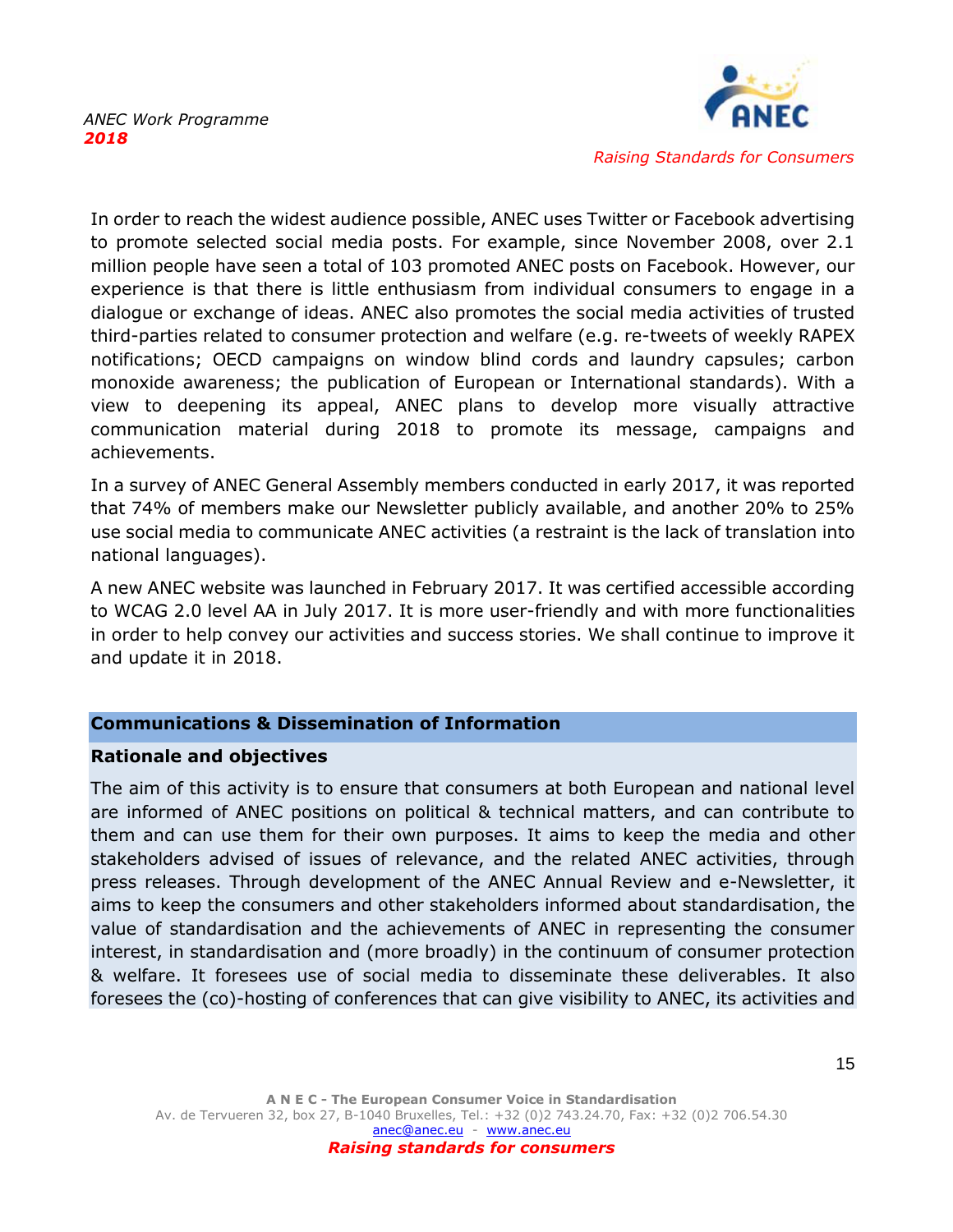In order to reach the widest audience possible, ANEC uses Twitter or Facebook advertising to promote selected social media posts. For example, since November 2008, over 2.1 million people have seen a total of 103 promoted ANEC posts on Facebook. However, our experience is that there is little enthusiasm from individual consumers to engage in a dialogue or exchange of ideas. ANEC also promotes the social media activities of trusted third-parties related to consumer protection and welfare (e.g. re-tweets of weekly RAPEX notifications; OECD campaigns on window blind cords and laundry capsules; carbon monoxide awareness; the publication of European or International standards). With a view to deepening its appeal, ANEC plans to develop more visually attractive communication material during 2018 to promote its message, campaigns and achievements.

In a survey of ANEC General Assembly members conducted in early 2017, it was reported that 74% of members make our Newsletter publicly available, and another 20% to 25% use social media to communicate ANEC activities (a restraint is the lack of translation into national languages).

A new ANEC website was launched in February 2017. It was certified accessible according to WCAG 2.0 level AA in July 2017. It is more user-friendly and with more functionalities in order to help convey our activities and success stories. We shall continue to improve it and update it in 2018.

## Communications & Dissemination of Information

### Rationale and objectives

The aim of this activity is to ensure that consumers at both European and national level are informed of ANEC positions on political & technical matters, and can contribute to them and can use them for their own purposes. It aims to keep the media and other stakeholders advised of issues of relevance, and the related ANEC activities, through press releases. Through development of the ANEC Annual Review and e-Newsletter, it aims to keep the consumers and other stakeholders informed about standardisation, the value of standardisation and the achievements of ANEC in representing the consumer interest, in standardisation and (more broadly) in the continuum of consumer protection & welfare. It foresees use of social media to disseminate these deliverables. It also foresees the (co)-hosting of conferences that can give visibility to ANEC, its activities and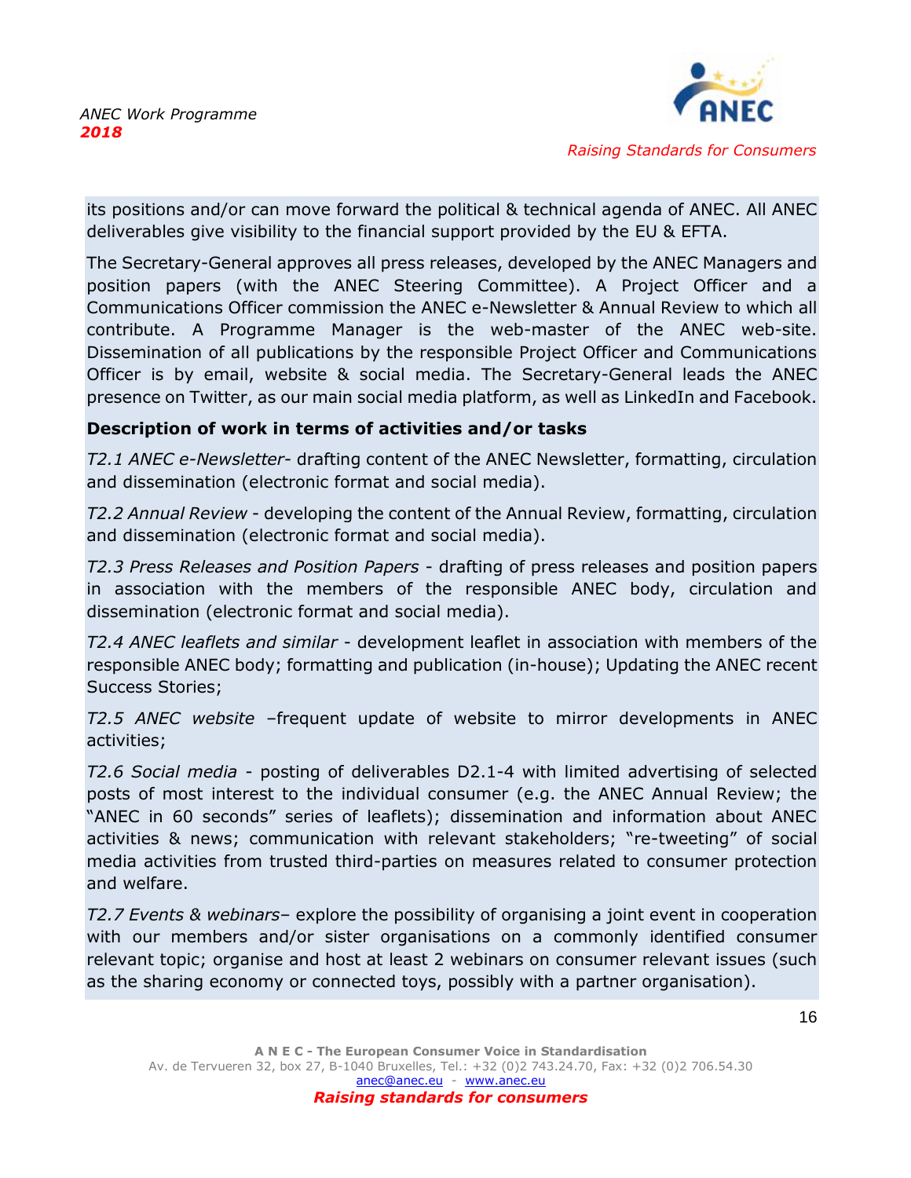its positions and/or can move forward the political & technical agenda of ANEC. All ANEC deliverables give visibility to the financial support provided by the EU & EFTA.

The Secretary-General approves all press releases, developed by the ANEC Managers and position papers (with the ANEC Steering Committee). A Project Officer and a Communications Officer commission the ANEC e-Newsletter & Annual Review to which all contribute. A Programme Manager is the web-master of the ANEC web-site. Dissemination of all publications by the responsible Project Officer and Communications Officer is by email, website & social media. The Secretary-General leads the ANEC presence on Twitter, as our main social media platform, as well as LinkedIn and Facebook.

**Description of work in terms of activities and/or tasks**

*T2.1 ANEC e-Newsletter*- drafting content of the ANEC Newsletter, formatting, circulation and dissemination (electronic format and social media).

*T2.2 Annual Review* - developing the content of the Annual Review, formatting, circulation and dissemination (electronic format and social media).

*T2.3 Press Releases and Position Papers* - drafting of press releases and position papers in association with the members of the responsible ANEC body, circulation and dissemination (electronic format and social media).

*T2.4 ANEC leaflets and similar* - development leaflet in association with members of the responsible ANEC body; formatting and publication (in-house); Updating the ANEC recent Success Stories;

*T2.5 ANEC website* –frequent update of website to mirror developments in ANEC activities;

*T2.6 Social media* - posting of deliverables D2.1-4 with limited advertising of selected posts of most interest to the individual consumer (e.g. the ANEC Annual Review; the "ANEC in 60 seconds" series of leaflets); dissemination and information about ANEC activities & news; communication with relevant stakeholders; "re-tweeting" of social media activities from trusted third-parties on measures related to consumer protection and welfare.

*T2.7 Events & webinars*– explore the possibility of organising a joint event in cooperation with our members and/or sister organisations on a commonly identified consumer relevant topic; organise and host at least 2 webinars on consumer relevant issues (such as the sharing economy or connected toys, possibly with a partner organisation).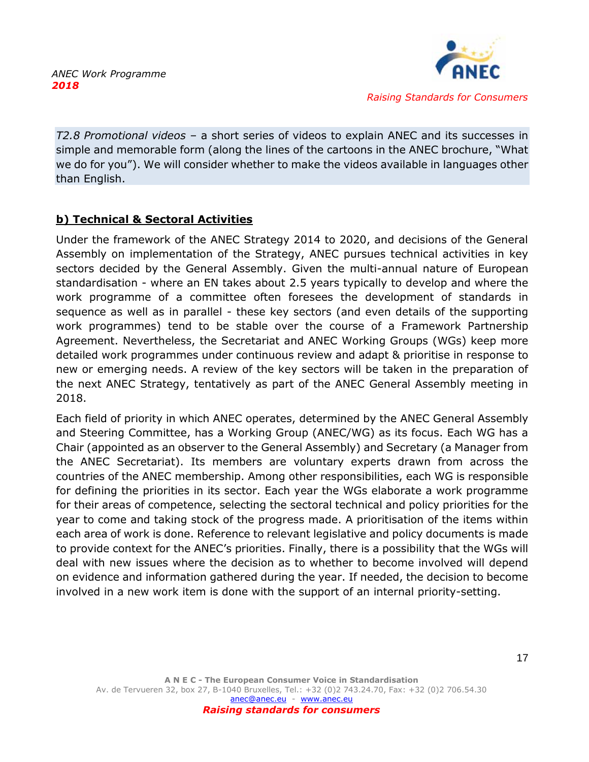*T2.8 Promotional videos* – a short series of videos to explain ANEC and its successes in simple and memorable form (along the lines of the cartoons in the ANEC brochure, "What we do for you"). We will consider whether to make the videos available in languages other than English.

## b) Technical & Sectoral Activities

Under the framework of the ANEC Strategy 2014 to 2020, and decisions of the General Assembly on implementation of the Strategy, ANEC pursues technical activities in key sectors decided by the General Assembly. Given the multi-annual nature of European standardisation - where an EN takes about 2.5 years typically to develop and where the work programme of a committee often foresees the development of standards in sequence as well as in parallel - these key sectors (and even details of the supporting work programmes) tend to be stable over the course of a Framework Partnership Agreement. Nevertheless, the Secretariat and ANEC Working Groups (WGs) keep more detailed work programmes under continuous review and adapt & prioritise in response to new or emerging needs. A review of the key sectors will be taken in the preparation of the next ANEC Strategy, tentatively as part of the ANEC General Assembly meeting in 2018.

Each field of priority in which ANEC operates, determined by the ANEC General Assembly and Steering Committee, has a Working Group (ANEC/WG) as its focus. Each WG has a Chair (appointed as an observer to the General Assembly) and Secretary (a Manager from the ANEC Secretariat). Its members are voluntary experts drawn from across the countries of the ANEC membership. Among other responsibilities, each WG is responsible for defining the priorities in its sector. Each year the WGs elaborate a work programme for their areas of competence, selecting the sectoral technical and policy priorities for the year to come and taking stock of the progress made. A prioritisation of the items within each area of work is done. Reference to relevant legislative and policy documents is made to provide context for the ANEC's priorities. Finally, there is a possibility that the WGs will deal with new issues where the decision as to whether to become involved will depend on evidence and information gathered during the year. If needed, the decision to become involved in a new work item is done with the support of an internal priority-setting.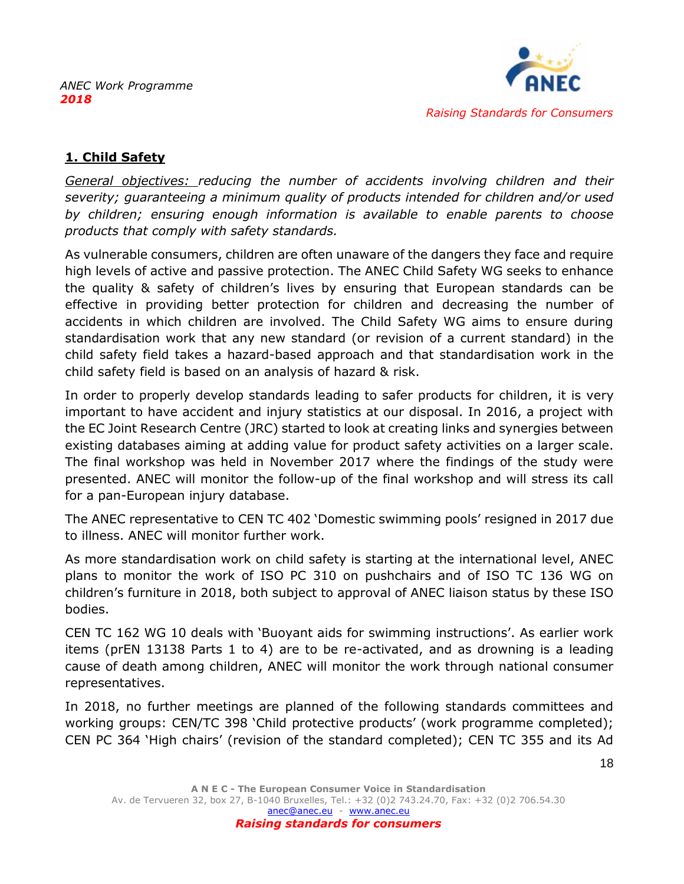## 1. Child Safety

*General objectives: reducing the number of accidents involving children and their severity; guaranteeing a minimum quality of products intended for children and/or used by children; ensuring enough information is available to enable parents to choose products that comply with safety standards.*

As vulnerable consumers, children are often unaware of the dangers they face and require high levels of active and passive protection. The ANEC Child Safety WG seeks to enhance the quality & safety of children's lives by ensuring that European standards can be effective in providing better protection for children and decreasing the number of accidents in which children are involved. The Child Safety WG aims to ensure during standardisation work that any new standard (or revision of a current standard) in the child safety field takes a hazard-based approach and that standardisation work in the child safety field is based on an analysis of hazard & risk.

In order to properly develop standards leading to safer products for children, it is very important to have accident and injury statistics at our disposal. In 2016, a project with the EC Joint Research Centre (JRC) started to look at creating links and synergies between existing databases aiming at adding value for product safety activities on a larger scale. The final workshop was held in November 2017 where the findings of the study were presented. ANEC will monitor the follow-up of the final workshop and will stress its call for a pan-European injury database.

The ANEC representative to CEN TC 402 'Domestic swimming pools' resigned in 2017 due to illness. ANEC will monitor further work.

As more standardisation work on child safety is starting at the international level, ANEC plans to monitor the work of ISO PC 310 on pushchairs and of ISO TC 136 WG on children's furniture in 2018, both subject to approval of ANEC liaison status by these ISO bodies.

CEN TC 162 WG 10 deals with 'Buoyant aids for swimming instructions'. As earlier work items (prEN 13138 Parts 1 to 4) are to be re-activated, and as drowning is a leading cause of death among children, ANEC will monitor the work through national consumer representatives.

In 2018, no further meetings are planned of the following standards committees and working groups: CEN/TC 398 'Child protective products' (work programme completed); CEN PC 364 'High chairs' (revision of the standard completed); CEN TC 355 and its Ad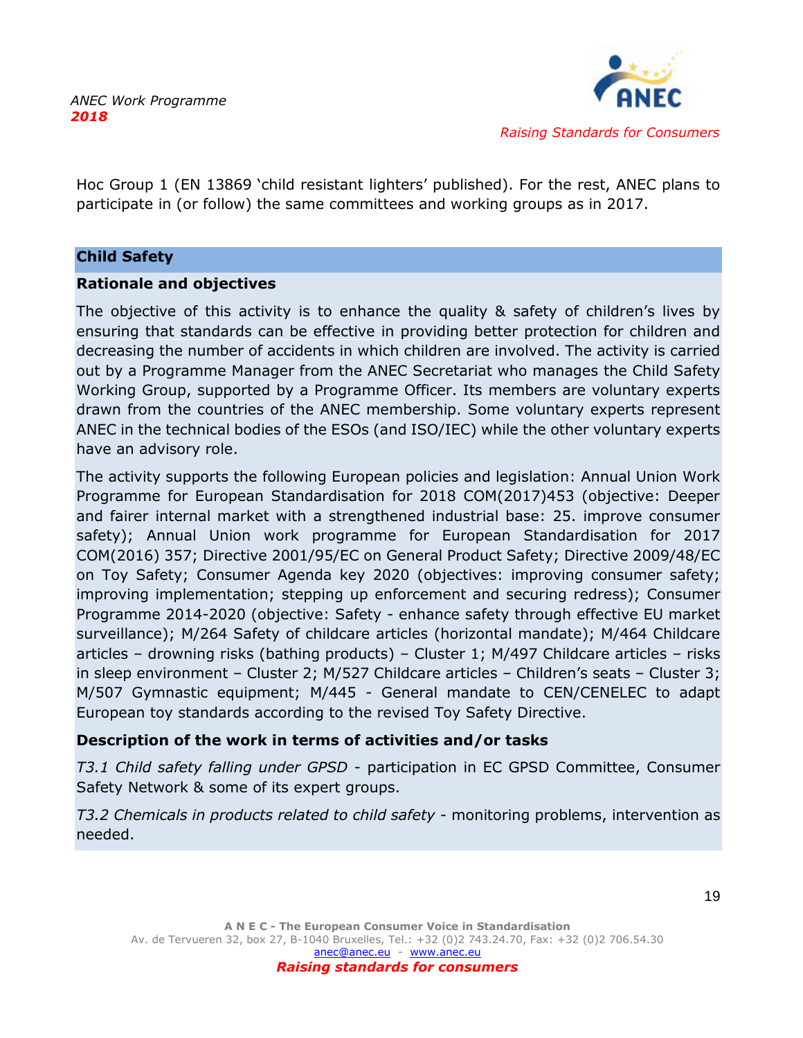Hoc Group 1 (EN 13869 'child resistant lighters' published). For the rest, ANEC plans to participate in (or follow) the same committees and working groups as in 2017.

## Child Safety

### Rationale and objectives

The objective of this activity is to enhance the quality & safety of children's lives by ensuring that standards can be effective in providing better protection for children and decreasing the number of accidents in which children are involved. The activity is carried out by a Programme Manager from the ANEC Secretariat who manages the Child Safety Working Group, supported by a Programme Officer. Its members are voluntary experts drawn from the countries of the ANEC membership. Some voluntary experts represent ANEC in the technical bodies of the ESOs (and ISO/IEC) while the other voluntary experts have an advisory role.

The activity supports the following European policies and legislation: Annual Union Work Programme for European Standardisation for 2018 COM(2017)453 (objective: Deeper and fairer internal market with a strengthened industrial base: 25. improve consumer safety); Annual Union work programme for European Standardisation for 2017 COM(2016) 357; Directive 2001/95/EC on General Product Safety; Directive 2009/48/EC on Toy Safety; Consumer Agenda key 2020 (objectives: improving consumer safety; improving implementation; stepping up enforcement and securing redress); Consumer Programme 2014-2020 (objective: Safety - enhance safety through effective EU market surveillance); M/264 Safety of childcare articles (horizontal mandate); M/464 Childcare articles – drowning risks (bathing products) – Cluster 1; M/497 Childcare articles – risks in sleep environment – Cluster 2; M/527 Childcare articles – Children's seats – Cluster 3; M/507 Gymnastic equipment; M/445 - General mandate to CEN/CENELEC to adapt European toy standards according to the revised Toy Safety Directive.

### Description of the work in terms of activities and/or tasks

*T3.1 Child safety falling under GPSD* - participation in EC GPSD Committee, Consumer Safety Network & some of its expert groups.

*T3.2 Chemicals in products related to child safety* - monitoring problems, intervention as needed.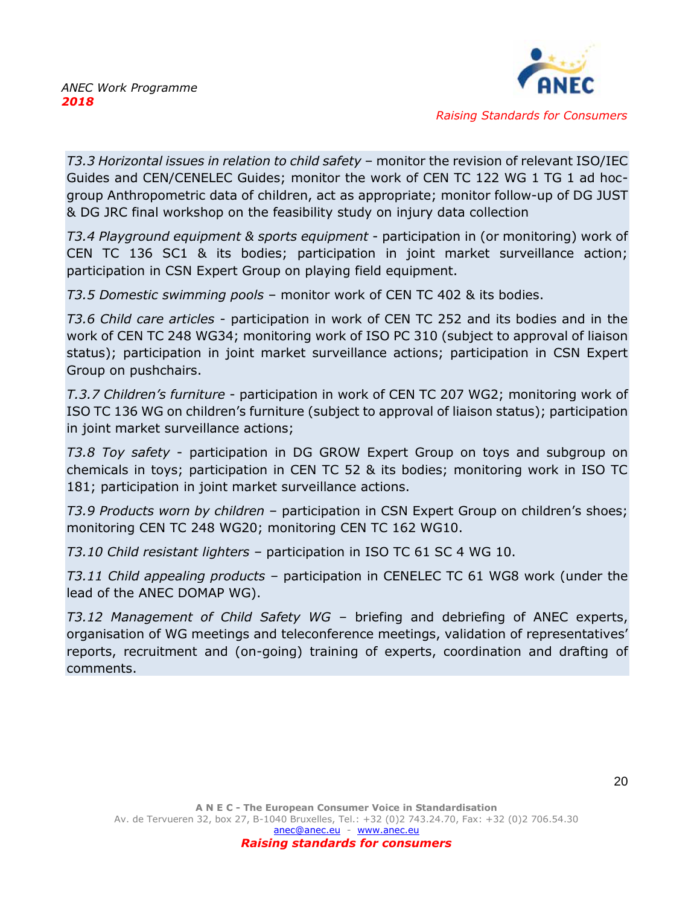*T3.3 Horizontal issues in relation to child safety* – monitor the revision of relevant ISO/IEC Guides and CEN/CENELEC Guides; monitor the work of CEN TC 122 WG 1 TG 1 ad hoc-group Anthropometric data of children, act as appropriate; monitor follow-up of DG JUST & DG JRC final workshop on the feasibility study on injury data collection

*T3.4 Playground equipment & sports equipment* - participation in (or monitoring) work of CEN TC 136 SC1 & its bodies; participation in joint market surveillance action; participation in CSN Expert Group on playing field equipment.

*T3.5 Domestic swimming pools* – monitor work of CEN TC 402 & its bodies.

*T3.6 Child care articles* - participation in work of CEN TC 252 and its bodies and in the work of CEN TC 248 WG34; monitoring work of ISO PC 310 (subject to approval of liaison status); participation in joint market surveillance actions; participation in CSN Expert Group on pushchairs.

*T.3.7 Children's furniture* - participation in work of CEN TC 207 WG2; monitoring work of ISO TC 136 WG on children's furniture (subject to approval of liaison status); participation in joint market surveillance actions;

*T3.8 Toy safety* - participation in DG GROW Expert Group on toys and subgroup on chemicals in toys; participation in CEN TC 52 & its bodies; monitoring work in ISO TC 181; participation in joint market surveillance actions.

*T3.9 Products worn by children* – participation in CSN Expert Group on children's shoes; monitoring CEN TC 248 WG20; monitoring CEN TC 162 WG10.

*T3.10 Child resistant lighters* – participation in ISO TC 61 SC 4 WG 10.

*T3.11 Child appealing products* – participation in CENELEC TC 61 WG8 work (under the lead of the ANEC DOMAP WG).

*T3.12 Management of Child Safety WG* – briefing and debriefing of ANEC experts, organisation of WG meetings and teleconference meetings, validation of representatives' reports, recruitment and (on-going) training of experts, coordination and drafting of comments.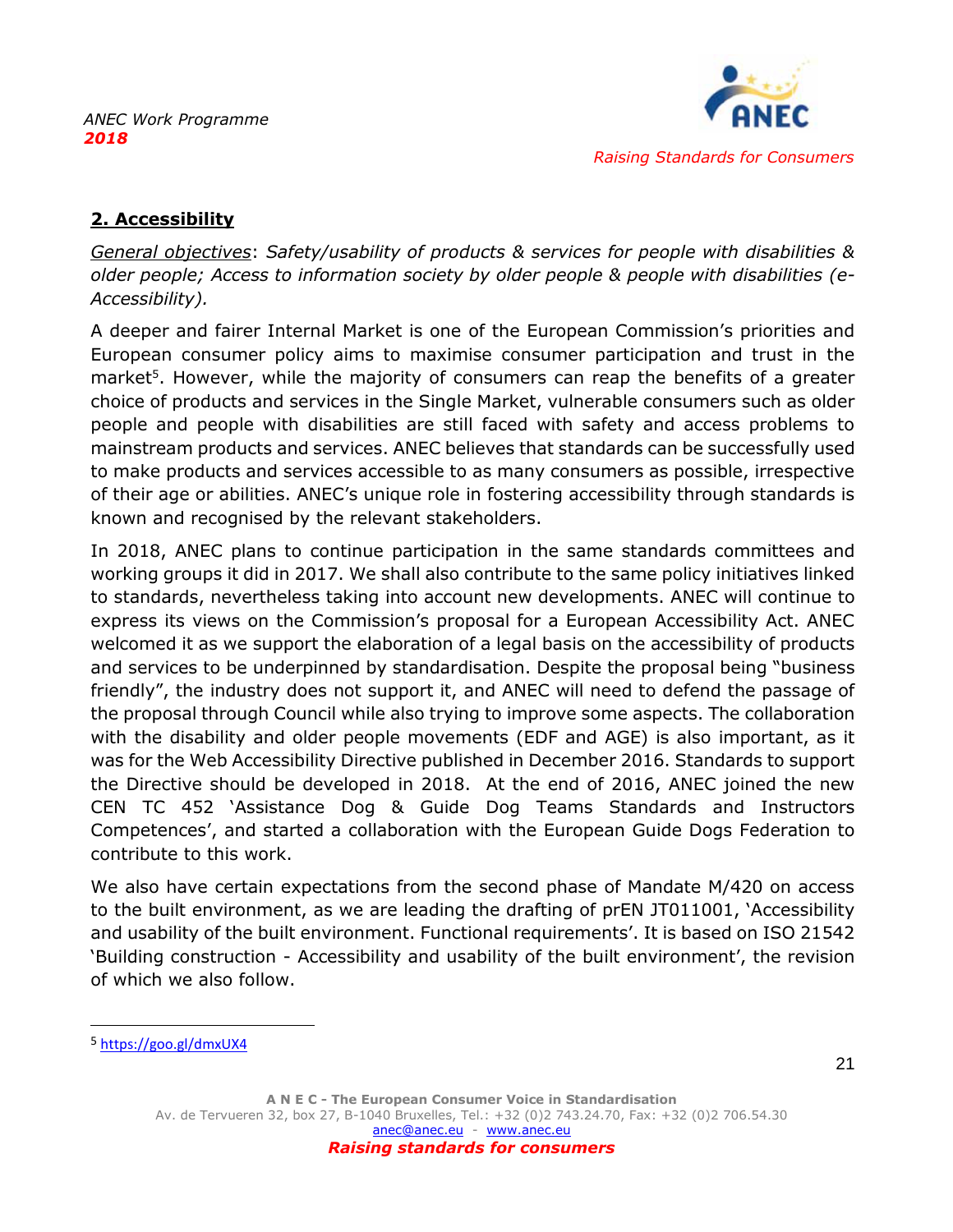## 2. Accessibility

*General objectives*: *Safety/usability of products & services for people with disabilities & older people; Access to information society by older people & people with disabilities (e-Accessibility).*

A deeper and fairer Internal Market is one of the European Commission's priorities and European consumer policy aims to maximise consumer participation and trust in the market[5]. However, while the majority of consumers can reap the benefits of a greater choice of products and services in the Single Market, vulnerable consumers such as older people and people with disabilities are still faced with safety and access problems to mainstream products and services. ANEC believes that standards can be successfully used to make products and services accessible to as many consumers as possible, irrespective of their age or abilities. ANEC's unique role in fostering accessibility through standards is known and recognised by the relevant stakeholders.

In 2018, ANEC plans to continue participation in the same standards committees and working groups it did in 2017. We shall also contribute to the same policy initiatives linked to standards, nevertheless taking into account new developments. ANEC will continue to express its views on the Commission's proposal for a European Accessibility Act. ANEC welcomed it as we support the elaboration of a legal basis on the accessibility of products and services to be underpinned by standardisation. Despite the proposal being "business friendly", the industry does not support it, and ANEC will need to defend the passage of the proposal through Council while also trying to improve some aspects. The collaboration with the disability and older people movements (EDF and AGE) is also important, as it was for the Web Accessibility Directive published in December 2016. Standards to support the Directive should be developed in 2018. At the end of 2016, ANEC joined the new CEN TC 452 'Assistance Dog & Guide Dog Teams Standards and Instructors Competences', and started a collaboration with the European Guide Dogs Federation to contribute to this work.

We also have certain expectations from the second phase of Mandate M/420 on access to the built environment, as we are leading the drafting of prEN JT011001, 'Accessibility and usability of the built environment. Functional requirements'. It is based on ISO 21542 'Building construction - Accessibility and usability of the built environment', the revision of which we also follow.

---

[5] https://goo.gl/dmxUX4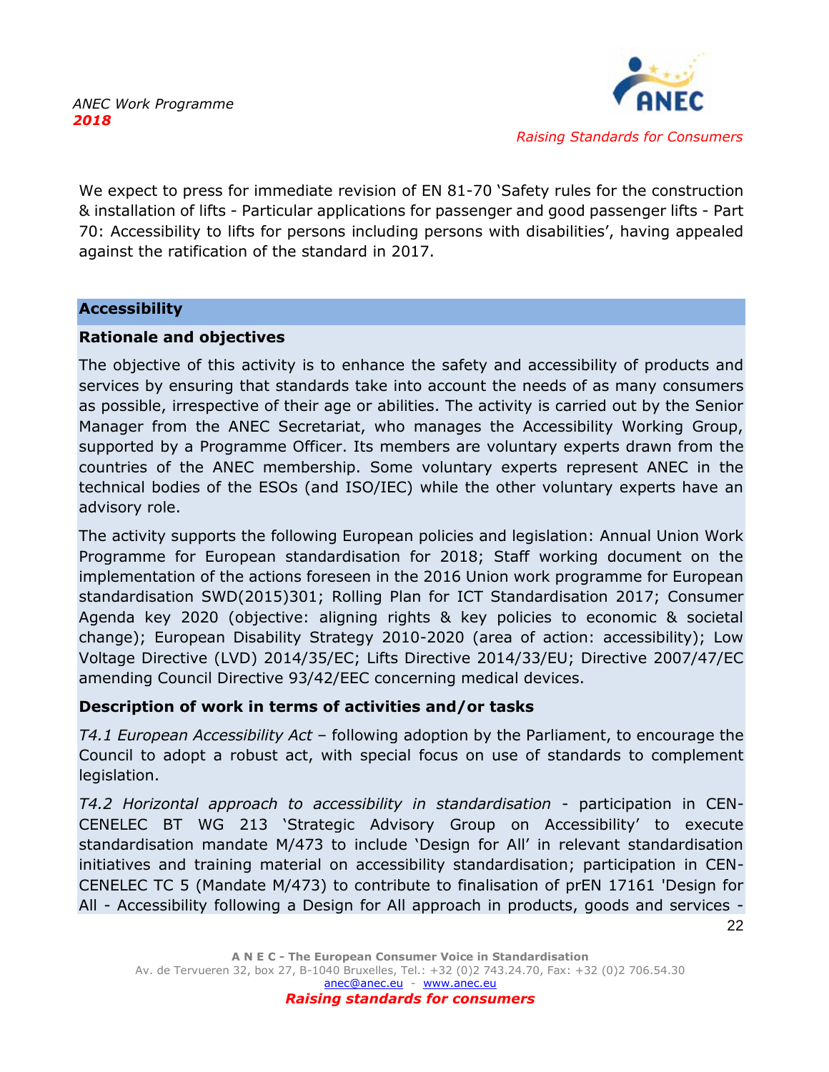We expect to press for immediate revision of EN 81-70 'Safety rules for the construction & installation of lifts - Particular applications for passenger and good passenger lifts - Part 70: Accessibility to lifts for persons including persons with disabilities', having appealed against the ratification of the standard in 2017.

## Accessibility

### Rationale and objectives

The objective of this activity is to enhance the safety and accessibility of products and services by ensuring that standards take into account the needs of as many consumers as possible, irrespective of their age or abilities. The activity is carried out by the Senior Manager from the ANEC Secretariat, who manages the Accessibility Working Group, supported by a Programme Officer. Its members are voluntary experts drawn from the countries of the ANEC membership. Some voluntary experts represent ANEC in the technical bodies of the ESOs (and ISO/IEC) while the other voluntary experts have an advisory role.

The activity supports the following European policies and legislation: Annual Union Work Programme for European standardisation for 2018; Staff working document on the implementation of the actions foreseen in the 2016 Union work programme for European standardisation SWD(2015)301; Rolling Plan for ICT Standardisation 2017; Consumer Agenda key 2020 (objective: aligning rights & key policies to economic & societal change); European Disability Strategy 2010-2020 (area of action: accessibility); Low Voltage Directive (LVD) 2014/35/EC; Lifts Directive 2014/33/EU; Directive 2007/47/EC amending Council Directive 93/42/EEC concerning medical devices.

### Description of work in terms of activities and/or tasks

*T4.1 European Accessibility Act* – following adoption by the Parliament, to encourage the Council to adopt a robust act, with special focus on use of standards to complement legislation.

*T4.2 Horizontal approach to accessibility in standardisation* - participation in CEN-CENELEC BT WG 213 'Strategic Advisory Group on Accessibility' to execute standardisation mandate M/473 to include 'Design for All' in relevant standardisation initiatives and training material on accessibility standardisation; participation in CEN-CENELEC TC 5 (Mandate M/473) to contribute to finalisation of prEN 17161 'Design for All - Accessibility following a Design for All approach in products, goods and services -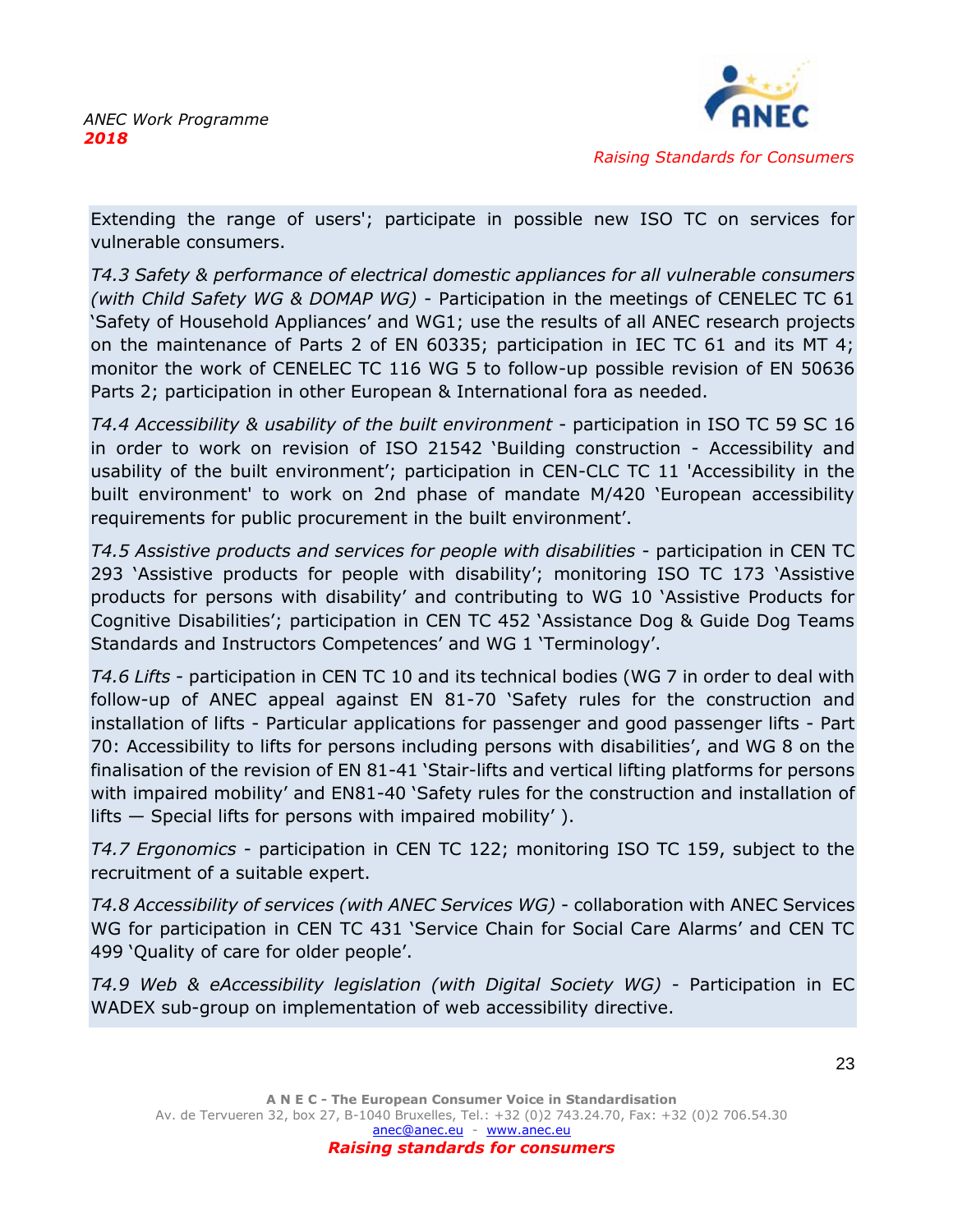Extending the range of users'; participate in possible new ISO TC on services for vulnerable consumers.

*T4.3 Safety & performance of electrical domestic appliances for all vulnerable consumers (with Child Safety WG & DOMAP WG)* - Participation in the meetings of CENELEC TC 61 'Safety of Household Appliances' and WG1; use the results of all ANEC research projects on the maintenance of Parts 2 of EN 60335; participation in IEC TC 61 and its MT 4; monitor the work of CENELEC TC 116 WG 5 to follow-up possible revision of EN 50636 Parts 2; participation in other European & International fora as needed.

*T4.4 Accessibility & usability of the built environment* - participation in ISO TC 59 SC 16 in order to work on revision of ISO 21542 'Building construction - Accessibility and usability of the built environment'; participation in CEN-CLC TC 11 'Accessibility in the built environment' to work on 2nd phase of mandate M/420 'European accessibility requirements for public procurement in the built environment'.

*T4.5 Assistive products and services for people with disabilities* - participation in CEN TC 293 'Assistive products for people with disability'; monitoring ISO TC 173 'Assistive products for persons with disability' and contributing to WG 10 'Assistive Products for Cognitive Disabilities'; participation in CEN TC 452 'Assistance Dog & Guide Dog Teams Standards and Instructors Competences' and WG 1 'Terminology'.

*T4.6 Lifts* - participation in CEN TC 10 and its technical bodies (WG 7 in order to deal with follow-up of ANEC appeal against EN 81-70 'Safety rules for the construction and installation of lifts - Particular applications for passenger and good passenger lifts - Part 70: Accessibility to lifts for persons including persons with disabilities', and WG 8 on the finalisation of the revision of EN 81-41 'Stair-lifts and vertical lifting platforms for persons with impaired mobility' and EN81-40 'Safety rules for the construction and installation of lifts — Special lifts for persons with impaired mobility' ).

*T4.7 Ergonomics* - participation in CEN TC 122; monitoring ISO TC 159, subject to the recruitment of a suitable expert.

*T4.8 Accessibility of services (with ANEC Services WG)* - collaboration with ANEC Services WG for participation in CEN TC 431 'Service Chain for Social Care Alarms' and CEN TC 499 'Quality of care for older people'.

*T4.9 Web & eAccessibility legislation (with Digital Society WG)* - Participation in EC WADEX sub-group on implementation of web accessibility directive.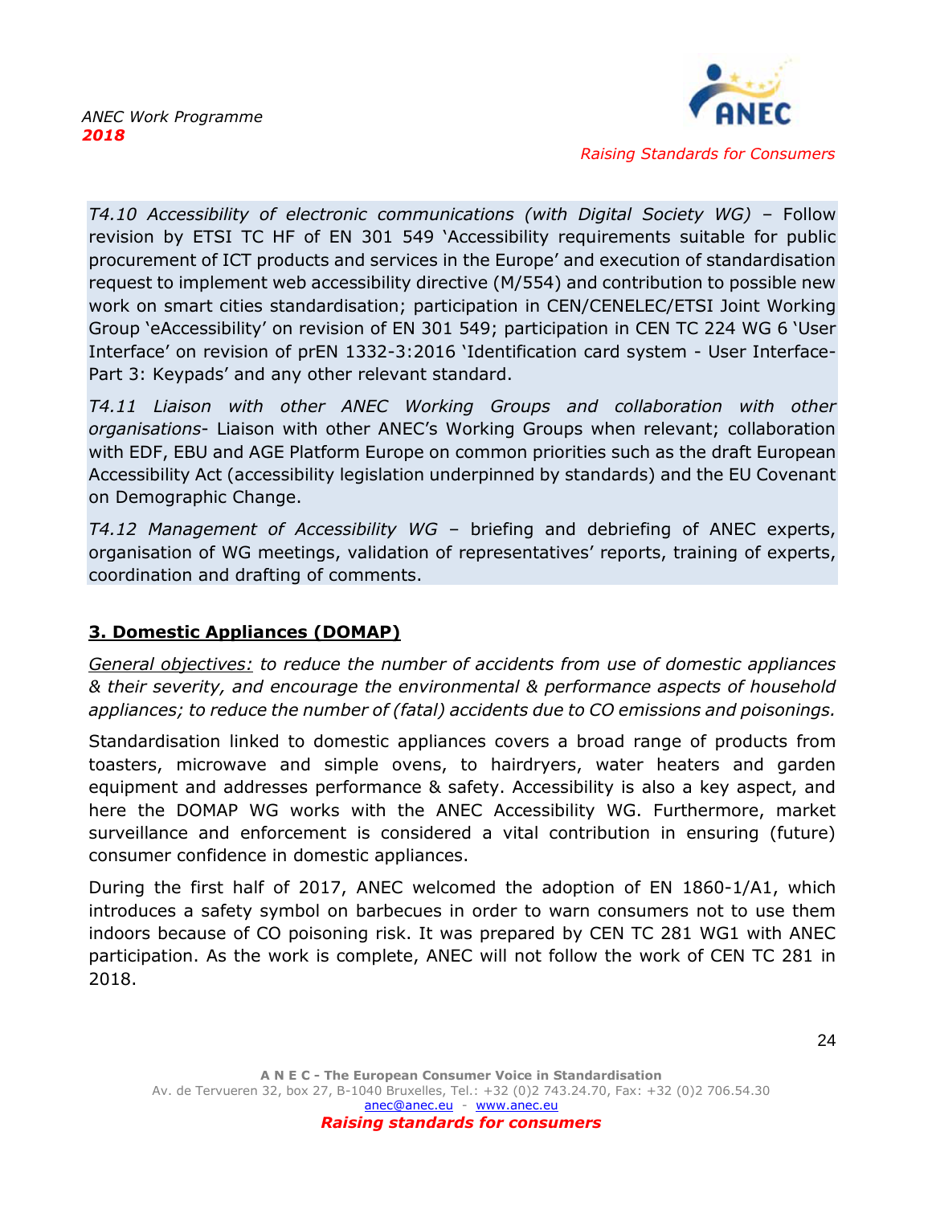*T4.10 Accessibility of electronic communications (with Digital Society WG)* – Follow revision by ETSI TC HF of EN 301 549 'Accessibility requirements suitable for public procurement of ICT products and services in the Europe' and execution of standardisation request to implement web accessibility directive (M/554) and contribution to possible new work on smart cities standardisation; participation in CEN/CENELEC/ETSI Joint Working Group 'eAccessibility' on revision of EN 301 549; participation in CEN TC 224 WG 6 'User Interface' on revision of prEN 1332-3:2016 'Identification card system - User Interface- Part 3: Keypads' and any other relevant standard.

*T4.11 Liaison with other ANEC Working Groups and collaboration with other organisations*- Liaison with other ANEC's Working Groups when relevant; collaboration with EDF, EBU and AGE Platform Europe on common priorities such as the draft European Accessibility Act (accessibility legislation underpinned by standards) and the EU Covenant on Demographic Change.

*T4.12 Management of Accessibility WG* – briefing and debriefing of ANEC experts, organisation of WG meetings, validation of representatives' reports, training of experts, coordination and drafting of comments.

## 3. Domestic Appliances (DOMAP)

*General objectives: to reduce the number of accidents from use of domestic appliances & their severity, and encourage the environmental & performance aspects of household appliances; to reduce the number of (fatal) accidents due to CO emissions and poisonings.*

Standardisation linked to domestic appliances covers a broad range of products from toasters, microwave and simple ovens, to hairdryers, water heaters and garden equipment and addresses performance & safety. Accessibility is also a key aspect, and here the DOMAP WG works with the ANEC Accessibility WG. Furthermore, market surveillance and enforcement is considered a vital contribution in ensuring (future) consumer confidence in domestic appliances.

During the first half of 2017, ANEC welcomed the adoption of EN 1860-1/A1, which introduces a safety symbol on barbecues in order to warn consumers not to use them indoors because of CO poisoning risk. It was prepared by CEN TC 281 WG1 with ANEC participation. As the work is complete, ANEC will not follow the work of CEN TC 281 in 2018.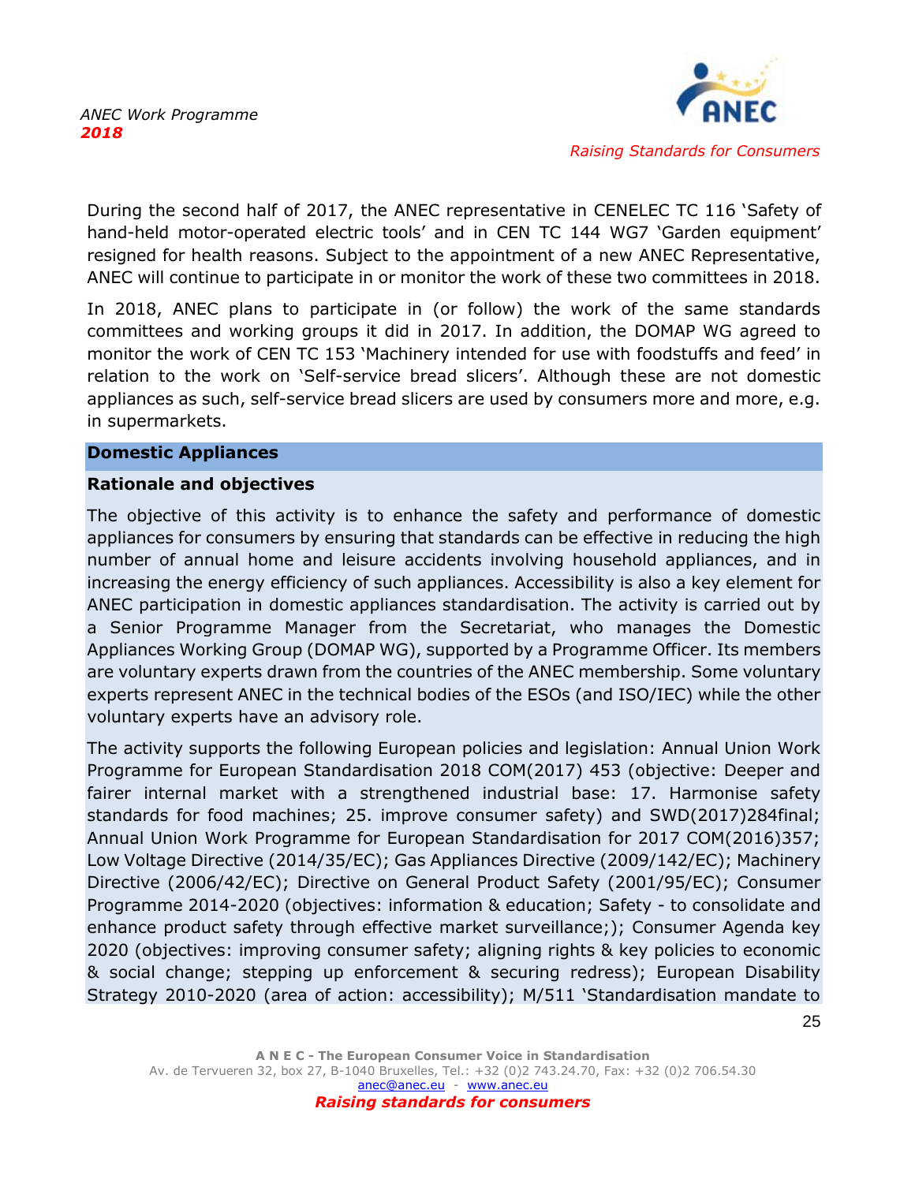During the second half of 2017, the ANEC representative in CENELEC TC 116 'Safety of hand-held motor-operated electric tools' and in CEN TC 144 WG7 'Garden equipment' resigned for health reasons. Subject to the appointment of a new ANEC Representative, ANEC will continue to participate in or monitor the work of these two committees in 2018.

In 2018, ANEC plans to participate in (or follow) the work of the same standards committees and working groups it did in 2017. In addition, the DOMAP WG agreed to monitor the work of CEN TC 153 'Machinery intended for use with foodstuffs and feed' in relation to the work on 'Self-service bread slicers'. Although these are not domestic appliances as such, self-service bread slicers are used by consumers more and more, e.g. in supermarkets.

## Domestic Appliances

### Rationale and objectives

The objective of this activity is to enhance the safety and performance of domestic appliances for consumers by ensuring that standards can be effective in reducing the high number of annual home and leisure accidents involving household appliances, and in increasing the energy efficiency of such appliances. Accessibility is also a key element for ANEC participation in domestic appliances standardisation. The activity is carried out by a Senior Programme Manager from the Secretariat, who manages the Domestic Appliances Working Group (DOMAP WG), supported by a Programme Officer. Its members are voluntary experts drawn from the countries of the ANEC membership. Some voluntary experts represent ANEC in the technical bodies of the ESOs (and ISO/IEC) while the other voluntary experts have an advisory role.

The activity supports the following European policies and legislation: Annual Union Work Programme for European Standardisation 2018 COM(2017) 453 (objective: Deeper and fairer internal market with a strengthened industrial base: 17. Harmonise safety standards for food machines; 25. improve consumer safety) and SWD(2017)284final; Annual Union Work Programme for European Standardisation for 2017 COM(2016)357; Low Voltage Directive (2014/35/EC); Gas Appliances Directive (2009/142/EC); Machinery Directive (2006/42/EC); Directive on General Product Safety (2001/95/EC); Consumer Programme 2014-2020 (objectives: information & education; Safety - to consolidate and enhance product safety through effective market surveillance;); Consumer Agenda key 2020 (objectives: improving consumer safety; aligning rights & key policies to economic & social change; stepping up enforcement & securing redress); European Disability Strategy 2010-2020 (area of action: accessibility); M/511 'Standardisation mandate to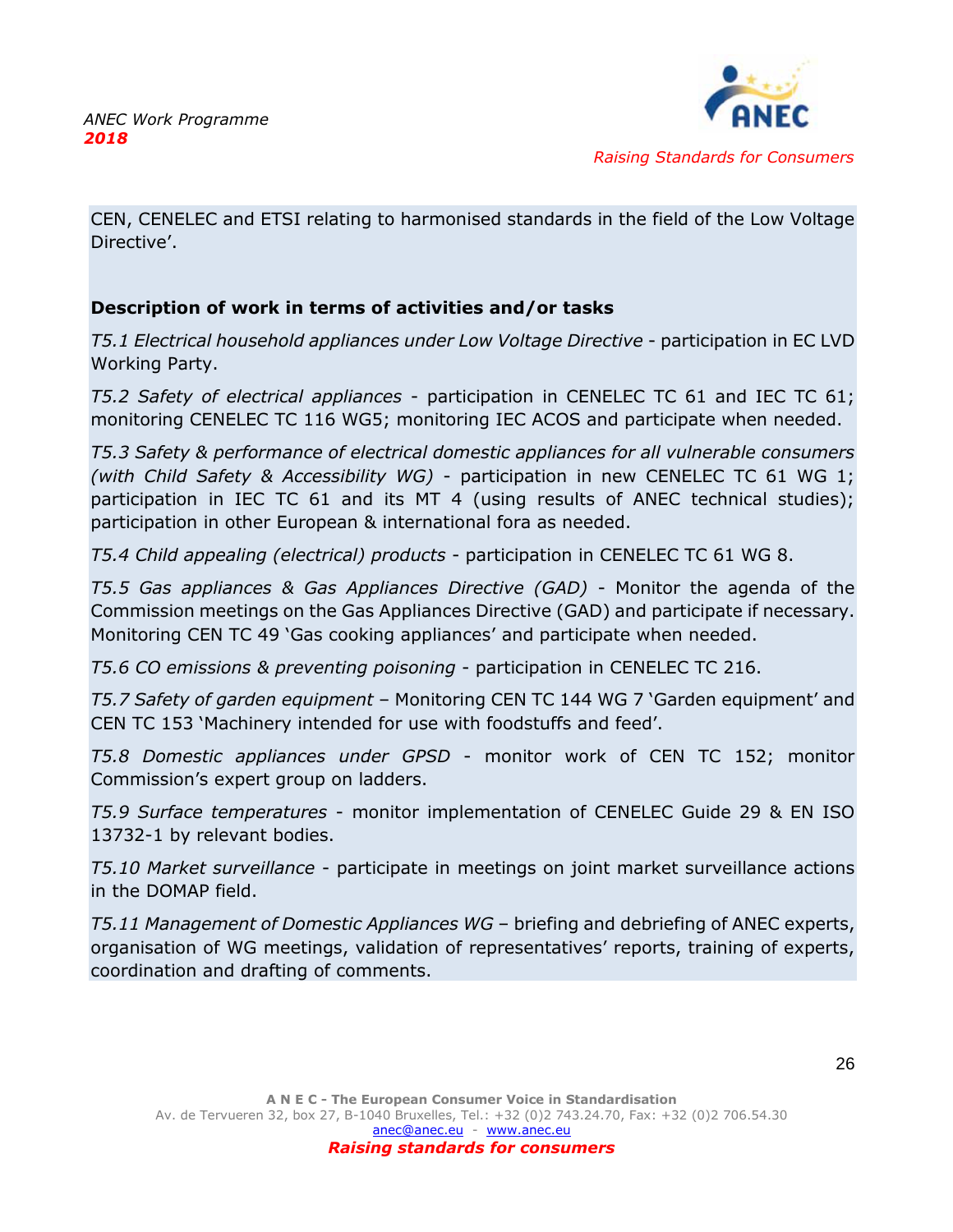CEN, CENELEC and ETSI relating to harmonised standards in the field of the Low Voltage Directive'.

**Description of work in terms of activities and/or tasks**

*T5.1 Electrical household appliances under Low Voltage Directive* - participation in EC LVD Working Party.

*T5.2 Safety of electrical appliances* - participation in CENELEC TC 61 and IEC TC 61; monitoring CENELEC TC 116 WG5; monitoring IEC ACOS and participate when needed.

*T5.3 Safety & performance of electrical domestic appliances for all vulnerable consumers (with Child Safety & Accessibility WG)* - participation in new CENELEC TC 61 WG 1; participation in IEC TC 61 and its MT 4 (using results of ANEC technical studies); participation in other European & international fora as needed.

*T5.4 Child appealing (electrical) products* - participation in CENELEC TC 61 WG 8.

*T5.5 Gas appliances & Gas Appliances Directive (GAD)* - Monitor the agenda of the Commission meetings on the Gas Appliances Directive (GAD) and participate if necessary. Monitoring CEN TC 49 'Gas cooking appliances' and participate when needed.

*T5.6 CO emissions & preventing poisoning* - participation in CENELEC TC 216.

*T5.7 Safety of garden equipment* – Monitoring CEN TC 144 WG 7 'Garden equipment' and CEN TC 153 'Machinery intended for use with foodstuffs and feed'.

*T5.8 Domestic appliances under GPSD* - monitor work of CEN TC 152; monitor Commission's expert group on ladders.

*T5.9 Surface temperatures* - monitor implementation of CENELEC Guide 29 & EN ISO 13732-1 by relevant bodies.

*T5.10 Market surveillance* - participate in meetings on joint market surveillance actions in the DOMAP field.

*T5.11 Management of Domestic Appliances WG* – briefing and debriefing of ANEC experts, organisation of WG meetings, validation of representatives' reports, training of experts, coordination and drafting of comments.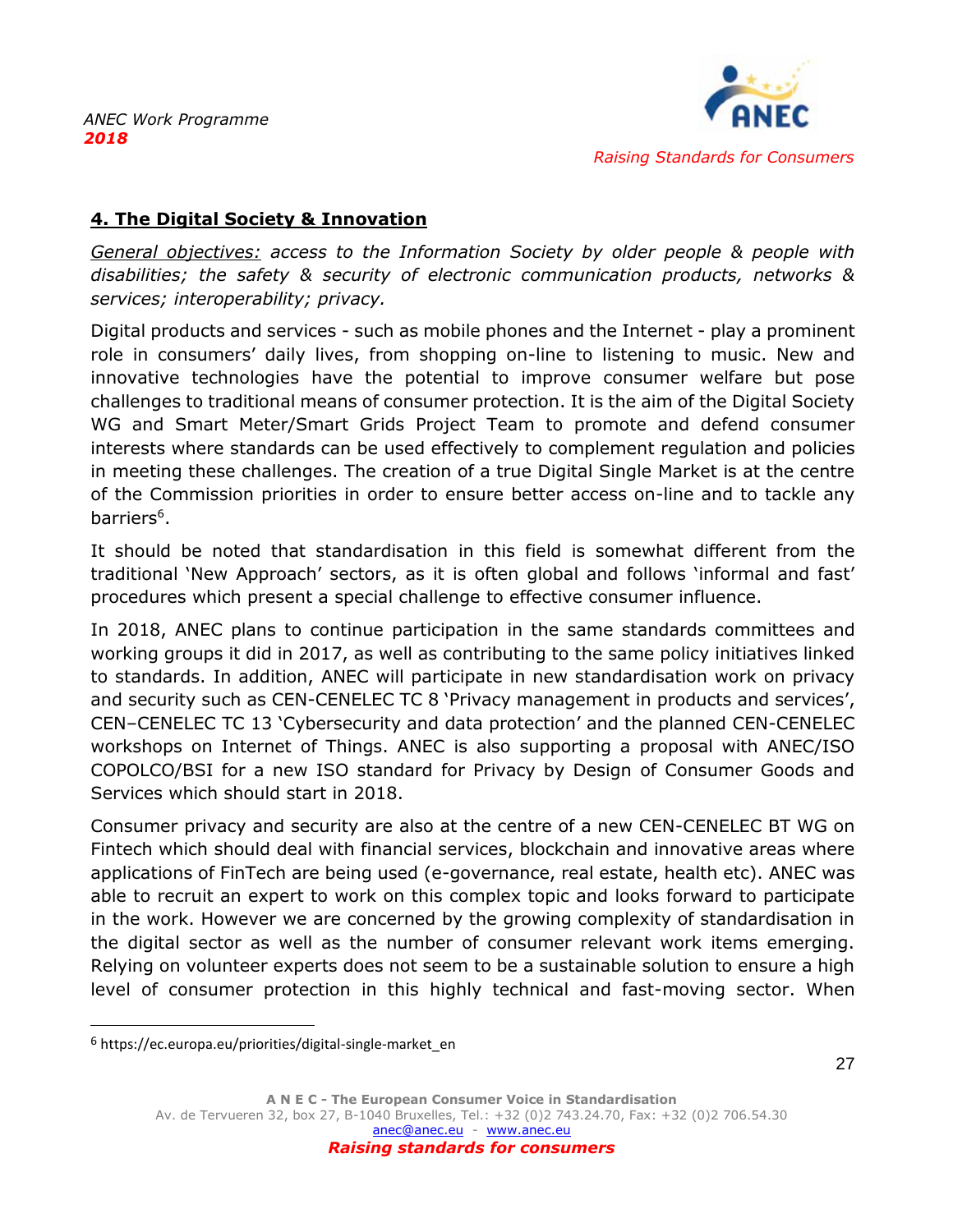## 4. The Digital Society & Innovation

*General objectives: access to the Information Society by older people & people with disabilities; the safety & security of electronic communication products, networks & services; interoperability; privacy.*

Digital products and services - such as mobile phones and the Internet - play a prominent role in consumers' daily lives, from shopping on-line to listening to music. New and innovative technologies have the potential to improve consumer welfare but pose challenges to traditional means of consumer protection. It is the aim of the Digital Society WG and Smart Meter/Smart Grids Project Team to promote and defend consumer interests where standards can be used effectively to complement regulation and policies in meeting these challenges. The creation of a true Digital Single Market is at the centre of the Commission priorities in order to ensure better access on-line and to tackle any barriers[6].

It should be noted that standardisation in this field is somewhat different from the traditional 'New Approach' sectors, as it is often global and follows 'informal and fast' procedures which present a special challenge to effective consumer influence.

In 2018, ANEC plans to continue participation in the same standards committees and working groups it did in 2017, as well as contributing to the same policy initiatives linked to standards. In addition, ANEC will participate in new standardisation work on privacy and security such as CEN-CENELEC TC 8 'Privacy management in products and services', CEN–CENELEC TC 13 'Cybersecurity and data protection' and the planned CEN-CENELEC workshops on Internet of Things. ANEC is also supporting a proposal with ANEC/ISO COPOLCO/BSI for a new ISO standard for Privacy by Design of Consumer Goods and Services which should start in 2018.

Consumer privacy and security are also at the centre of a new CEN-CENELEC BT WG on Fintech which should deal with financial services, blockchain and innovative areas where applications of FinTech are being used (e-governance, real estate, health etc). ANEC was able to recruit an expert to work on this complex topic and looks forward to participate in the work. However we are concerned by the growing complexity of standardisation in the digital sector as well as the number of consumer relevant work items emerging. Relying on volunteer experts does not seem to be a sustainable solution to ensure a high level of consumer protection in this highly technical and fast-moving sector. When

[6] https://ec.europa.eu/priorities/digital-single-market_en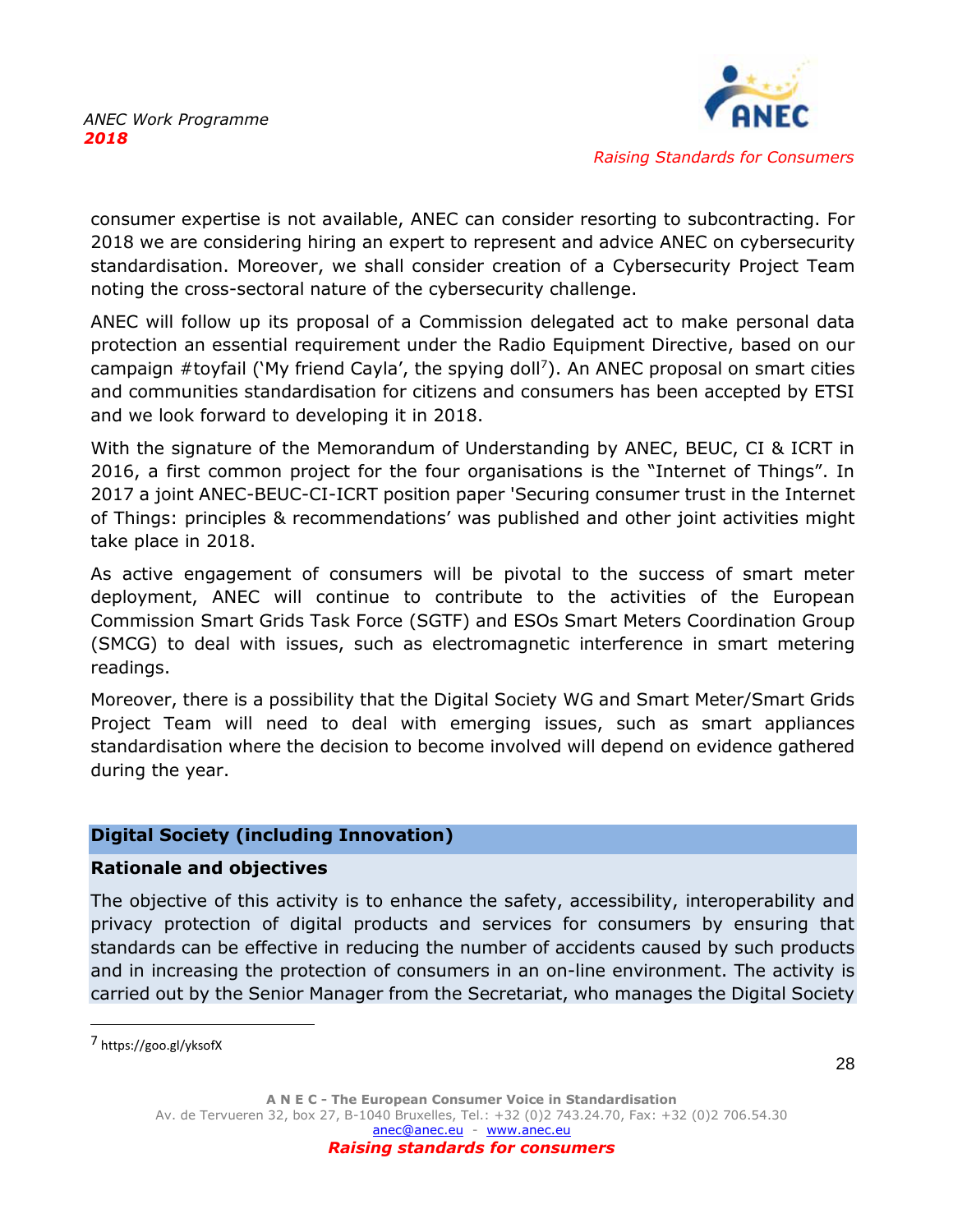consumer expertise is not available, ANEC can consider resorting to subcontracting. For 2018 we are considering hiring an expert to represent and advice ANEC on cybersecurity standardisation. Moreover, we shall consider creation of a Cybersecurity Project Team noting the cross-sectoral nature of the cybersecurity challenge.

ANEC will follow up its proposal of a Commission delegated act to make personal data protection an essential requirement under the Radio Equipment Directive, based on our campaign #toyfail ('My friend Cayla', the spying doll[7]). An ANEC proposal on smart cities and communities standardisation for citizens and consumers has been accepted by ETSI and we look forward to developing it in 2018.

With the signature of the Memorandum of Understanding by ANEC, BEUC, CI & ICRT in 2016, a first common project for the four organisations is the "Internet of Things". In 2017 a joint ANEC-BEUC-CI-ICRT position paper 'Securing consumer trust in the Internet of Things: principles & recommendations' was published and other joint activities might take place in 2018.

As active engagement of consumers will be pivotal to the success of smart meter deployment, ANEC will continue to contribute to the activities of the European Commission Smart Grids Task Force (SGTF) and ESOs Smart Meters Coordination Group (SMCG) to deal with issues, such as electromagnetic interference in smart metering readings.

Moreover, there is a possibility that the Digital Society WG and Smart Meter/Smart Grids Project Team will need to deal with emerging issues, such as smart appliances standardisation where the decision to become involved will depend on evidence gathered during the year.

## Digital Society (including Innovation)

### Rationale and objectives

The objective of this activity is to enhance the safety, accessibility, interoperability and privacy protection of digital products and services for consumers by ensuring that standards can be effective in reducing the number of accidents caused by such products and in increasing the protection of consumers in an on-line environment. The activity is carried out by the Senior Manager from the Secretariat, who manages the Digital Society

[7] https://goo.gl/yksofX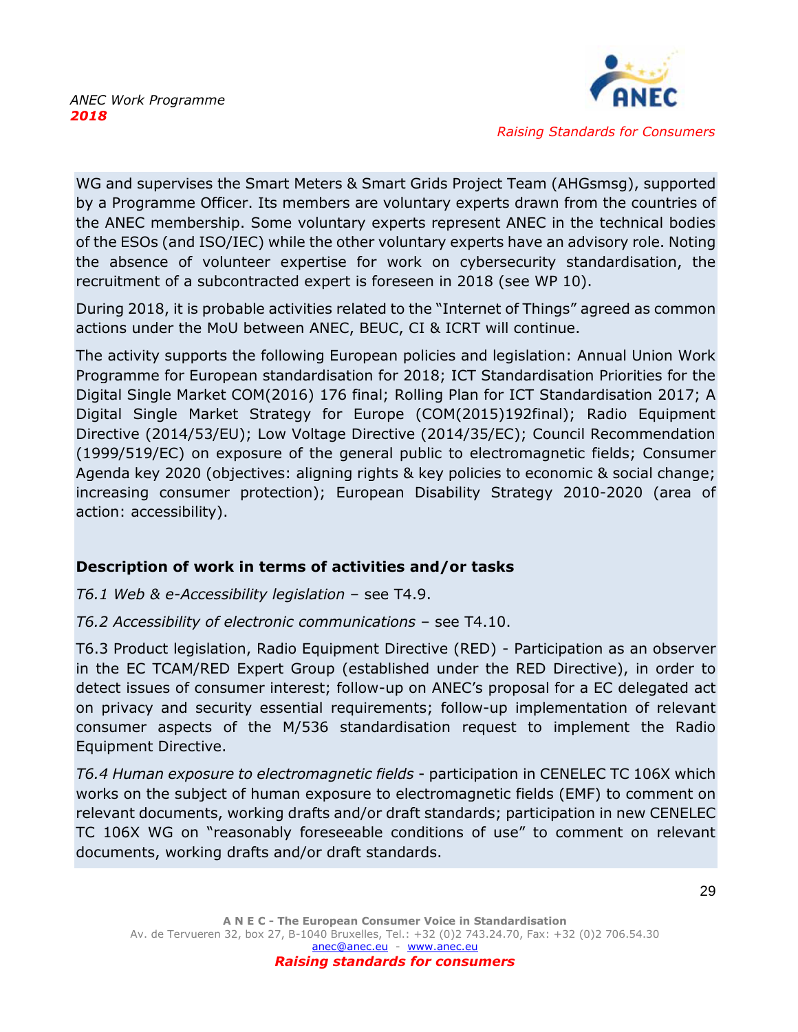WG and supervises the Smart Meters & Smart Grids Project Team (AHGsmsg), supported by a Programme Officer. Its members are voluntary experts drawn from the countries of the ANEC membership. Some voluntary experts represent ANEC in the technical bodies of the ESOs (and ISO/IEC) while the other voluntary experts have an advisory role. Noting the absence of volunteer expertise for work on cybersecurity standardisation, the recruitment of a subcontracted expert is foreseen in 2018 (see WP 10).

During 2018, it is probable activities related to the "Internet of Things" agreed as common actions under the MoU between ANEC, BEUC, CI & ICRT will continue.

The activity supports the following European policies and legislation: Annual Union Work Programme for European standardisation for 2018; ICT Standardisation Priorities for the Digital Single Market COM(2016) 176 final; Rolling Plan for ICT Standardisation 2017; A Digital Single Market Strategy for Europe (COM(2015)192final); Radio Equipment Directive (2014/53/EU); Low Voltage Directive (2014/35/EC); Council Recommendation (1999/519/EC) on exposure of the general public to electromagnetic fields; Consumer Agenda key 2020 (objectives: aligning rights & key policies to economic & social change; increasing consumer protection); European Disability Strategy 2010-2020 (area of action: accessibility).

**Description of work in terms of activities and/or tasks**

*T6.1 Web & e-Accessibility legislation* – see T4.9.

*T6.2 Accessibility of electronic communications* – see T4.10.

T6.3 Product legislation, Radio Equipment Directive (RED) - Participation as an observer in the EC TCAM/RED Expert Group (established under the RED Directive), in order to detect issues of consumer interest; follow-up on ANEC's proposal for a EC delegated act on privacy and security essential requirements; follow-up implementation of relevant consumer aspects of the M/536 standardisation request to implement the Radio Equipment Directive.

*T6.4 Human exposure to electromagnetic fields* - participation in CENELEC TC 106X which works on the subject of human exposure to electromagnetic fields (EMF) to comment on relevant documents, working drafts and/or draft standards; participation in new CENELEC TC 106X WG on "reasonably foreseeable conditions of use" to comment on relevant documents, working drafts and/or draft standards.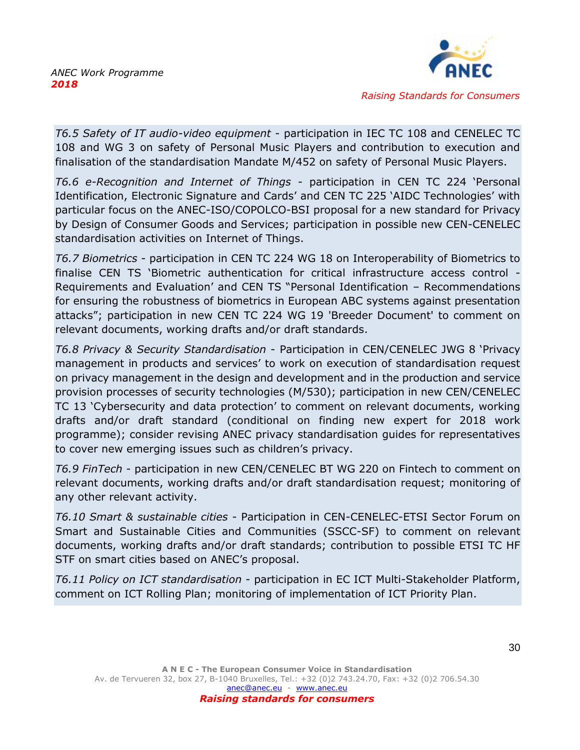*T6.5 Safety of IT audio-video equipment* - participation in IEC TC 108 and CENELEC TC 108 and WG 3 on safety of Personal Music Players and contribution to execution and finalisation of the standardisation Mandate M/452 on safety of Personal Music Players.

*T6.6 e-Recognition and Internet of Things* - participation in CEN TC 224 'Personal Identification, Electronic Signature and Cards' and CEN TC 225 'AIDC Technologies' with particular focus on the ANEC-ISO/COPOLCO-BSI proposal for a new standard for Privacy by Design of Consumer Goods and Services; participation in possible new CEN-CENELEC standardisation activities on Internet of Things.

*T6.7 Biometrics* - participation in CEN TC 224 WG 18 on Interoperability of Biometrics to finalise CEN TS 'Biometric authentication for critical infrastructure access control - Requirements and Evaluation' and CEN TS "Personal Identification – Recommendations for ensuring the robustness of biometrics in European ABC systems against presentation attacks"; participation in new CEN TC 224 WG 19 'Breeder Document' to comment on relevant documents, working drafts and/or draft standards.

*T6.8 Privacy & Security Standardisation* - Participation in CEN/CENELEC JWG 8 'Privacy management in products and services' to work on execution of standardisation request on privacy management in the design and development and in the production and service provision processes of security technologies (M/530); participation in new CEN/CENELEC TC 13 'Cybersecurity and data protection' to comment on relevant documents, working drafts and/or draft standard (conditional on finding new expert for 2018 work programme); consider revising ANEC privacy standardisation guides for representatives to cover new emerging issues such as children's privacy.

*T6.9 FinTech* - participation in new CEN/CENELEC BT WG 220 on Fintech to comment on relevant documents, working drafts and/or draft standardisation request; monitoring of any other relevant activity.

*T6.10 Smart & sustainable cities* - Participation in CEN-CENELEC-ETSI Sector Forum on Smart and Sustainable Cities and Communities (SSCC-SF) to comment on relevant documents, working drafts and/or draft standards; contribution to possible ETSI TC HF STF on smart cities based on ANEC's proposal.

*T6.11 Policy on ICT standardisation* - participation in EC ICT Multi-Stakeholder Platform, comment on ICT Rolling Plan; monitoring of implementation of ICT Priority Plan.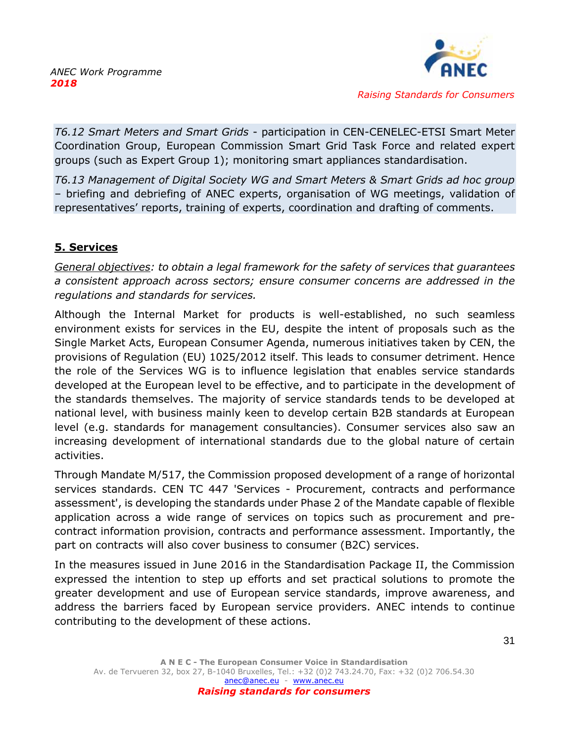*T6.12 Smart Meters and Smart Grids* - participation in CEN-CENELEC-ETSI Smart Meter Coordination Group, European Commission Smart Grid Task Force and related expert groups (such as Expert Group 1); monitoring smart appliances standardisation.

*T6.13 Management of Digital Society WG and Smart Meters & Smart Grids ad hoc group* – briefing and debriefing of ANEC experts, organisation of WG meetings, validation of representatives' reports, training of experts, coordination and drafting of comments.

## 5. Services

*General objectives: to obtain a legal framework for the safety of services that guarantees a consistent approach across sectors; ensure consumer concerns are addressed in the regulations and standards for services.*

Although the Internal Market for products is well-established, no such seamless environment exists for services in the EU, despite the intent of proposals such as the Single Market Acts, European Consumer Agenda, numerous initiatives taken by CEN, the provisions of Regulation (EU) 1025/2012 itself. This leads to consumer detriment. Hence the role of the Services WG is to influence legislation that enables service standards developed at the European level to be effective, and to participate in the development of the standards themselves. The majority of service standards tends to be developed at national level, with business mainly keen to develop certain B2B standards at European level (e.g. standards for management consultancies). Consumer services also saw an increasing development of international standards due to the global nature of certain activities.

Through Mandate M/517, the Commission proposed development of a range of horizontal services standards. CEN TC 447 'Services - Procurement, contracts and performance assessment', is developing the standards under Phase 2 of the Mandate capable of flexible application across a wide range of services on topics such as procurement and pre-contract information provision, contracts and performance assessment. Importantly, the part on contracts will also cover business to consumer (B2C) services.

In the measures issued in June 2016 in the Standardisation Package II, the Commission expressed the intention to step up efforts and set practical solutions to promote the greater development and use of European service standards, improve awareness, and address the barriers faced by European service providers. ANEC intends to continue contributing to the development of these actions.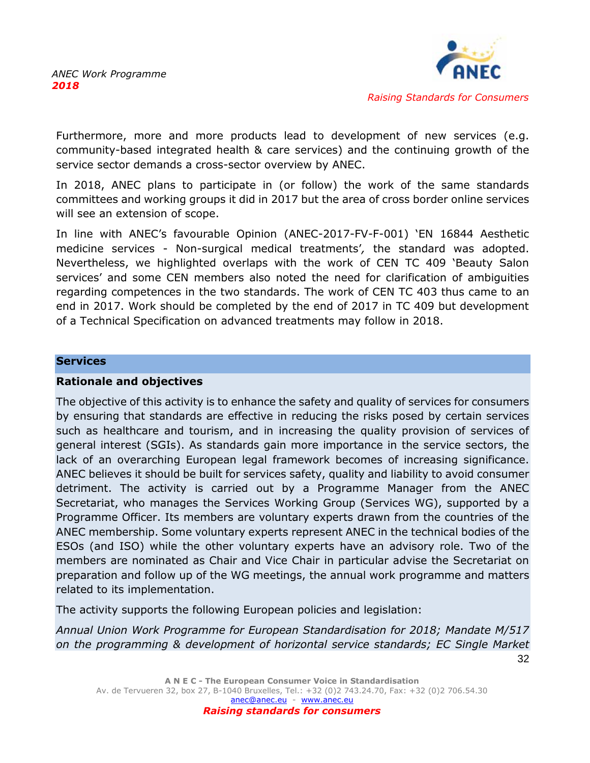Furthermore, more and more products lead to development of new services (e.g. community-based integrated health & care services) and the continuing growth of the service sector demands a cross-sector overview by ANEC.

In 2018, ANEC plans to participate in (or follow) the work of the same standards committees and working groups it did in 2017 but the area of cross border online services will see an extension of scope.

In line with ANEC's favourable Opinion (ANEC-2017-FV-F-001) 'EN 16844 Aesthetic medicine services - Non-surgical medical treatments', the standard was adopted. Nevertheless, we highlighted overlaps with the work of CEN TC 409 'Beauty Salon services' and some CEN members also noted the need for clarification of ambiguities regarding competences in the two standards. The work of CEN TC 403 thus came to an end in 2017. Work should be completed by the end of 2017 in TC 409 but development of a Technical Specification on advanced treatments may follow in 2018.

## Services

### Rationale and objectives

The objective of this activity is to enhance the safety and quality of services for consumers by ensuring that standards are effective in reducing the risks posed by certain services such as healthcare and tourism, and in increasing the quality provision of services of general interest (SGIs). As standards gain more importance in the service sectors, the lack of an overarching European legal framework becomes of increasing significance. ANEC believes it should be built for services safety, quality and liability to avoid consumer detriment. The activity is carried out by a Programme Manager from the ANEC Secretariat, who manages the Services Working Group (Services WG), supported by a Programme Officer. Its members are voluntary experts drawn from the countries of the ANEC membership. Some voluntary experts represent ANEC in the technical bodies of the ESOs (and ISO) while the other voluntary experts have an advisory role. Two of the members are nominated as Chair and Vice Chair in particular advise the Secretariat on preparation and follow up of the WG meetings, the annual work programme and matters related to its implementation.

The activity supports the following European policies and legislation:

*Annual Union Work Programme for European Standardisation for 2018; Mandate M/517 on the programming & development of horizontal service standards; EC Single Market*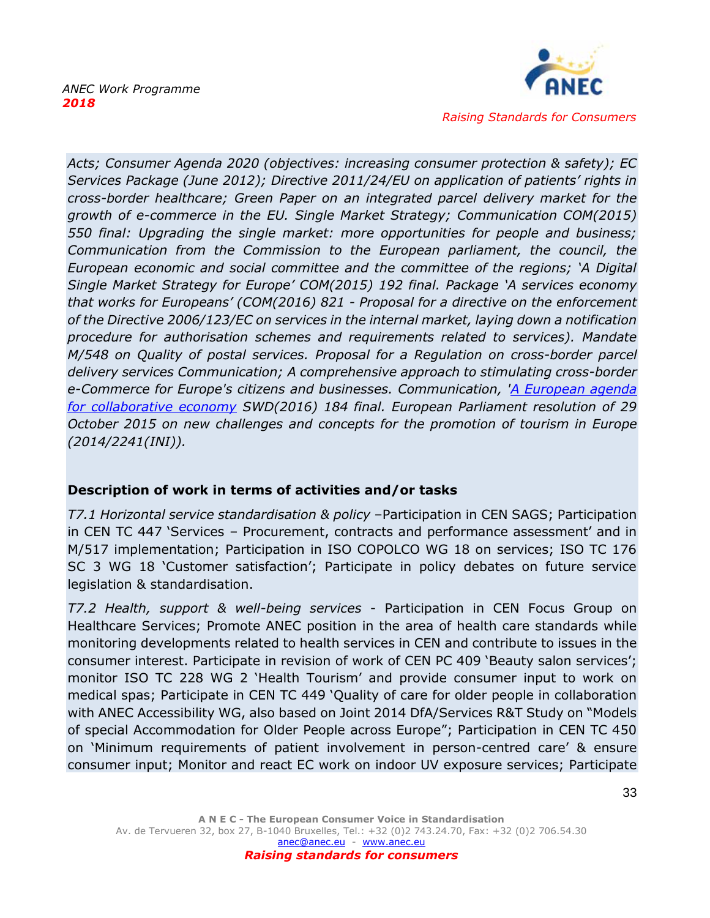*Acts; Consumer Agenda 2020 (objectives: increasing consumer protection & safety); EC Services Package (June 2012); Directive 2011/24/EU on application of patients' rights in cross-border healthcare; Green Paper on an integrated parcel delivery market for the growth of e-commerce in the EU. Single Market Strategy; Communication COM(2015) 550 final: Upgrading the single market: more opportunities for people and business; Communication from the Commission to the European parliament, the council, the European economic and social committee and the committee of the regions; 'A Digital Single Market Strategy for Europe' COM(2015) 192 final. Package 'A services economy that works for Europeans' (COM(2016) 821 - Proposal for a directive on the enforcement of the Directive 2006/123/EC on services in the internal market, laying down a notification procedure for authorisation schemes and requirements related to services). Mandate M/548 on Quality of postal services. Proposal for a Regulation on cross-border parcel delivery services Communication; A comprehensive approach to stimulating cross-border e-Commerce for Europe's citizens and businesses. Communication, '[A European agenda for collaborative economy](#) SWD(2016) 184 final. European Parliament resolution of 29 October 2015 on new challenges and concepts for the promotion of tourism in Europe (2014/2241(INI)).*

**Description of work in terms of activities and/or tasks**

*T7.1 Horizontal service standardisation & policy* –Participation in CEN SAGS; Participation in CEN TC 447 'Services – Procurement, contracts and performance assessment' and in M/517 implementation; Participation in ISO COPOLCO WG 18 on services; ISO TC 176 SC 3 WG 18 'Customer satisfaction'; Participate in policy debates on future service legislation & standardisation.

*T7.2 Health, support & well-being services* - Participation in CEN Focus Group on Healthcare Services; Promote ANEC position in the area of health care standards while monitoring developments related to health services in CEN and contribute to issues in the consumer interest. Participate in revision of work of CEN PC 409 'Beauty salon services'; monitor ISO TC 228 WG 2 'Health Tourism' and provide consumer input to work on medical spas; Participate in CEN TC 449 'Quality of care for older people in collaboration with ANEC Accessibility WG, also based on Joint 2014 DfA/Services R&T Study on "Models of special Accommodation for Older People across Europe"; Participation in CEN TC 450 on 'Minimum requirements of patient involvement in person-centred care' & ensure consumer input; Monitor and react EC work on indoor UV exposure services; Participate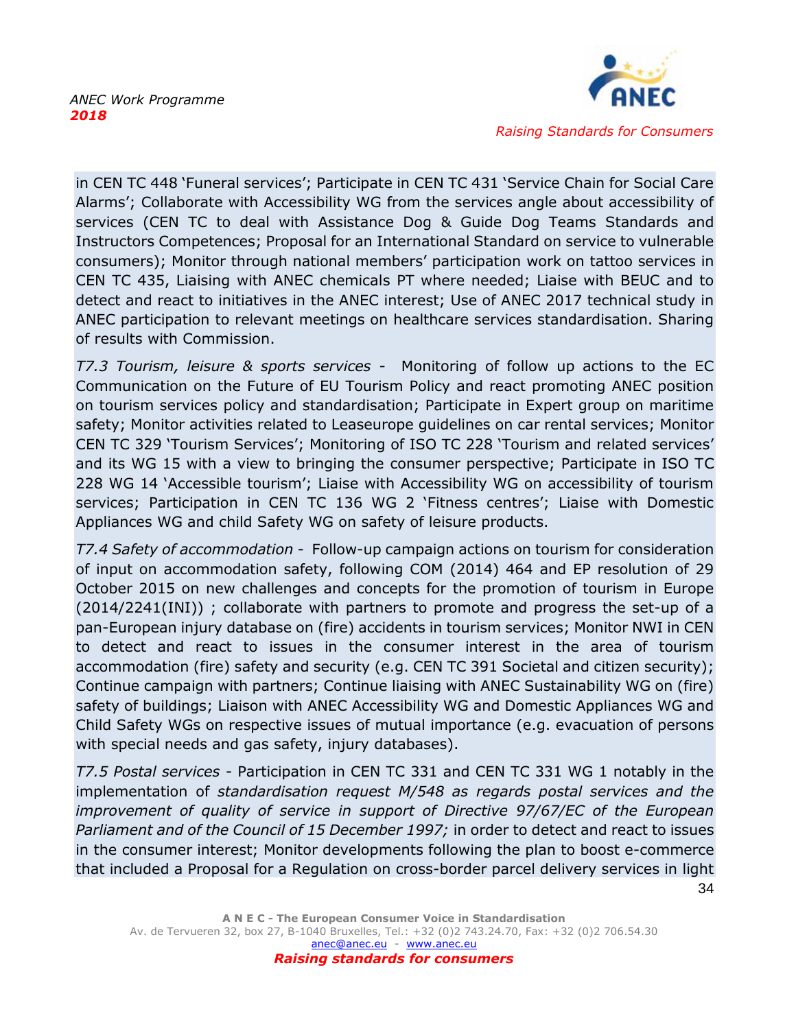in CEN TC 448 'Funeral services'; Participate in CEN TC 431 'Service Chain for Social Care Alarms'; Collaborate with Accessibility WG from the services angle about accessibility of services (CEN TC to deal with Assistance Dog & Guide Dog Teams Standards and Instructors Competences; Proposal for an International Standard on service to vulnerable consumers); Monitor through national members' participation work on tattoo services in CEN TC 435, Liaising with ANEC chemicals PT where needed; Liaise with BEUC and to detect and react to initiatives in the ANEC interest; Use of ANEC 2017 technical study in ANEC participation to relevant meetings on healthcare services standardisation. Sharing of results with Commission.

*T7.3 Tourism, leisure & sports services* - Monitoring of follow up actions to the EC Communication on the Future of EU Tourism Policy and react promoting ANEC position on tourism services policy and standardisation; Participate in Expert group on maritime safety; Monitor activities related to Leaseurope guidelines on car rental services; Monitor CEN TC 329 'Tourism Services'; Monitoring of ISO TC 228 'Tourism and related services' and its WG 15 with a view to bringing the consumer perspective; Participate in ISO TC 228 WG 14 'Accessible tourism'; Liaise with Accessibility WG on accessibility of tourism services; Participation in CEN TC 136 WG 2 'Fitness centres'; Liaise with Domestic Appliances WG and child Safety WG on safety of leisure products.

*T7.4 Safety of accommodation* - Follow-up campaign actions on tourism for consideration of input on accommodation safety, following COM (2014) 464 and EP resolution of 29 October 2015 on new challenges and concepts for the promotion of tourism in Europe (2014/2241(INI)) ; collaborate with partners to promote and progress the set-up of a pan-European injury database on (fire) accidents in tourism services; Monitor NWI in CEN to detect and react to issues in the consumer interest in the area of tourism accommodation (fire) safety and security (e.g. CEN TC 391 Societal and citizen security); Continue campaign with partners; Continue liaising with ANEC Sustainability WG on (fire) safety of buildings; Liaison with ANEC Accessibility WG and Domestic Appliances WG and Child Safety WGs on respective issues of mutual importance (e.g. evacuation of persons with special needs and gas safety, injury databases).

*T7.5 Postal services* - Participation in CEN TC 331 and CEN TC 331 WG 1 notably in the implementation of *standardisation request M/548 as regards postal services and the improvement of quality of service in support of Directive 97/67/EC of the European Parliament and of the Council of 15 December 1997;* in order to detect and react to issues in the consumer interest; Monitor developments following the plan to boost e-commerce that included a Proposal for a Regulation on cross-border parcel delivery services in light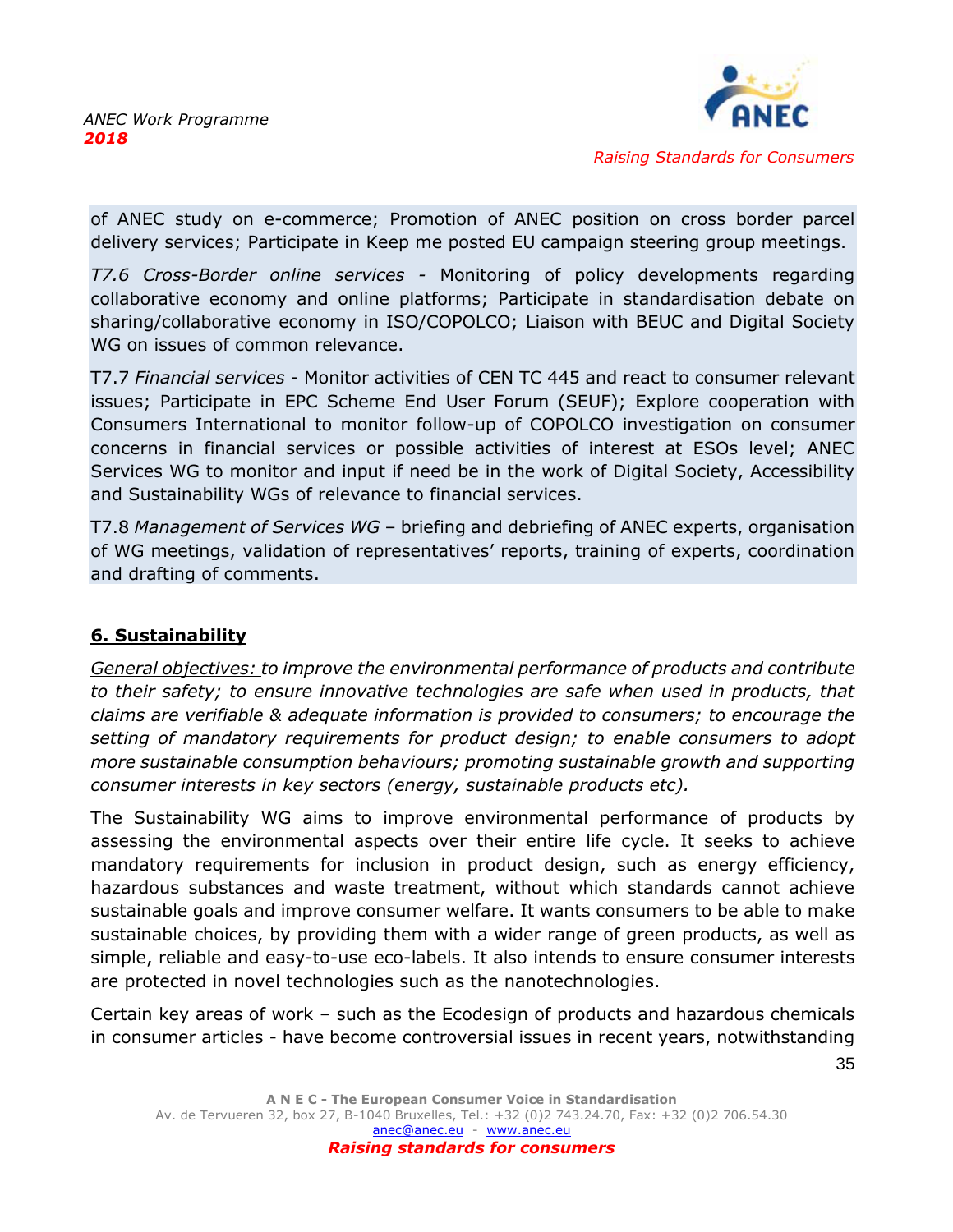of ANEC study on e-commerce; Promotion of ANEC position on cross border parcel delivery services; Participate in Keep me posted EU campaign steering group meetings.

*T7.6 Cross-Border online services* - Monitoring of policy developments regarding collaborative economy and online platforms; Participate in standardisation debate on sharing/collaborative economy in ISO/COPOLCO; Liaison with BEUC and Digital Society WG on issues of common relevance.

T7.7 *Financial services* - Monitor activities of CEN TC 445 and react to consumer relevant issues; Participate in EPC Scheme End User Forum (SEUF); Explore cooperation with Consumers International to monitor follow-up of COPOLCO investigation on consumer concerns in financial services or possible activities of interest at ESOs level; ANEC Services WG to monitor and input if need be in the work of Digital Society, Accessibility and Sustainability WGs of relevance to financial services.

T7.8 *Management of Services WG* – briefing and debriefing of ANEC experts, organisation of WG meetings, validation of representatives' reports, training of experts, coordination and drafting of comments.

## 6. Sustainability

*General objectives: to improve the environmental performance of products and contribute to their safety; to ensure innovative technologies are safe when used in products, that claims are verifiable & adequate information is provided to consumers; to encourage the setting of mandatory requirements for product design; to enable consumers to adopt more sustainable consumption behaviours; promoting sustainable growth and supporting consumer interests in key sectors (energy, sustainable products etc).*

The Sustainability WG aims to improve environmental performance of products by assessing the environmental aspects over their entire life cycle. It seeks to achieve mandatory requirements for inclusion in product design, such as energy efficiency, hazardous substances and waste treatment, without which standards cannot achieve sustainable goals and improve consumer welfare. It wants consumers to be able to make sustainable choices, by providing them with a wider range of green products, as well as simple, reliable and easy-to-use eco-labels. It also intends to ensure consumer interests are protected in novel technologies such as the nanotechnologies.

Certain key areas of work – such as the Ecodesign of products and hazardous chemicals in consumer articles - have become controversial issues in recent years, notwithstanding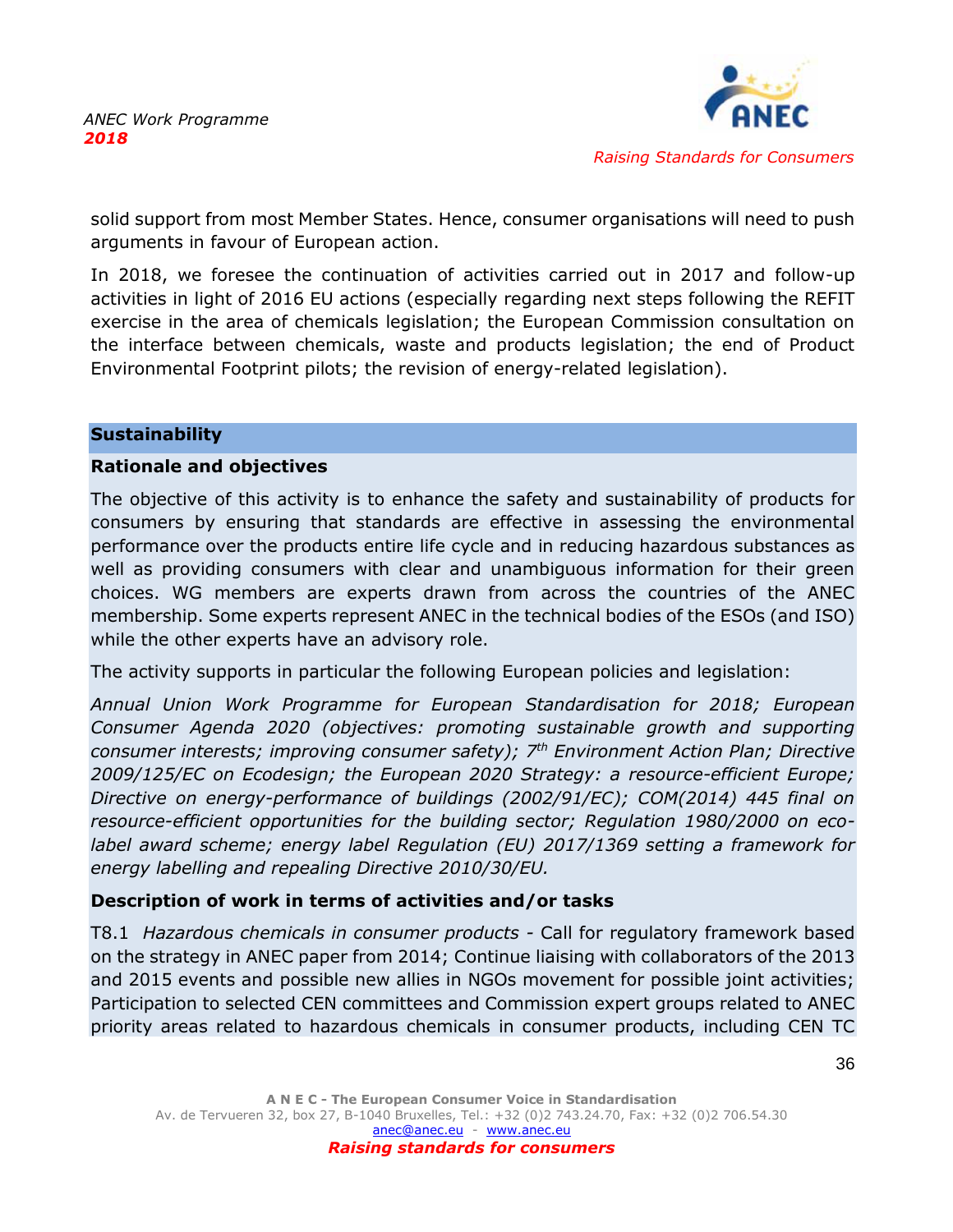solid support from most Member States. Hence, consumer organisations will need to push arguments in favour of European action.

In 2018, we foresee the continuation of activities carried out in 2017 and follow-up activities in light of 2016 EU actions (especially regarding next steps following the REFIT exercise in the area of chemicals legislation; the European Commission consultation on the interface between chemicals, waste and products legislation; the end of Product Environmental Footprint pilots; the revision of energy-related legislation).

## Sustainability

### Rationale and objectives

The objective of this activity is to enhance the safety and sustainability of products for consumers by ensuring that standards are effective in assessing the environmental performance over the products entire life cycle and in reducing hazardous substances as well as providing consumers with clear and unambiguous information for their green choices. WG members are experts drawn from across the countries of the ANEC membership. Some experts represent ANEC in the technical bodies of the ESOs (and ISO) while the other experts have an advisory role.

The activity supports in particular the following European policies and legislation:

*Annual Union Work Programme for European Standardisation for 2018; European Consumer Agenda 2020 (objectives: promoting sustainable growth and supporting consumer interests; improving consumer safety); 7th Environment Action Plan; Directive 2009/125/EC on Ecodesign; the European 2020 Strategy: a resource-efficient Europe; Directive on energy-performance of buildings (2002/91/EC); COM(2014) 445 final on resource-efficient opportunities for the building sector; Regulation 1980/2000 on eco-label award scheme; energy label Regulation (EU) 2017/1369 setting a framework for energy labelling and repealing Directive 2010/30/EU.*

### Description of work in terms of activities and/or tasks

T8.1 *Hazardous chemicals in consumer products* - Call for regulatory framework based on the strategy in ANEC paper from 2014; Continue liaising with collaborators of the 2013 and 2015 events and possible new allies in NGOs movement for possible joint activities; Participation to selected CEN committees and Commission expert groups related to ANEC priority areas related to hazardous chemicals in consumer products, including CEN TC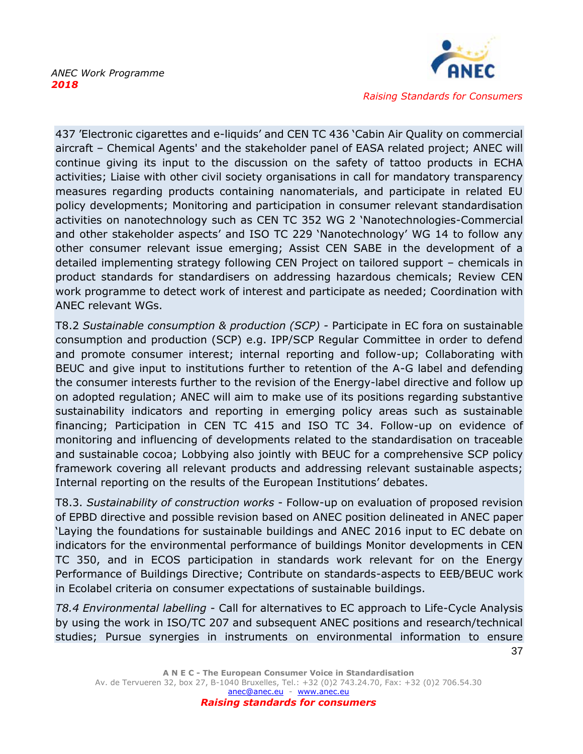437 'Electronic cigarettes and e-liquids' and CEN TC 436 'Cabin Air Quality on commercial aircraft – Chemical Agents' and the stakeholder panel of EASA related project; ANEC will continue giving its input to the discussion on the safety of tattoo products in ECHA activities; Liaise with other civil society organisations in call for mandatory transparency measures regarding products containing nanomaterials, and participate in related EU policy developments; Monitoring and participation in consumer relevant standardisation activities on nanotechnology such as CEN TC 352 WG 2 'Nanotechnologies-Commercial and other stakeholder aspects' and ISO TC 229 'Nanotechnology' WG 14 to follow any other consumer relevant issue emerging; Assist CEN SABE in the development of a detailed implementing strategy following CEN Project on tailored support – chemicals in product standards for standardisers on addressing hazardous chemicals; Review CEN work programme to detect work of interest and participate as needed; Coordination with ANEC relevant WGs.

T8.2 *Sustainable consumption & production (SCP)* - Participate in EC fora on sustainable consumption and production (SCP) e.g. IPP/SCP Regular Committee in order to defend and promote consumer interest; internal reporting and follow-up; Collaborating with BEUC and give input to institutions further to retention of the A-G label and defending the consumer interests further to the revision of the Energy-label directive and follow up on adopted regulation; ANEC will aim to make use of its positions regarding substantive sustainability indicators and reporting in emerging policy areas such as sustainable financing; Participation in CEN TC 415 and ISO TC 34. Follow-up on evidence of monitoring and influencing of developments related to the standardisation on traceable and sustainable cocoa; Lobbying also jointly with BEUC for a comprehensive SCP policy framework covering all relevant products and addressing relevant sustainable aspects; Internal reporting on the results of the European Institutions' debates.

T8.3. *Sustainability of construction works* - Follow-up on evaluation of proposed revision of EPBD directive and possible revision based on ANEC position delineated in ANEC paper 'Laying the foundations for sustainable buildings and ANEC 2016 input to EC debate on indicators for the environmental performance of buildings Monitor developments in CEN TC 350, and in ECOS participation in standards work relevant for on the Energy Performance of Buildings Directive; Contribute on standards-aspects to EEB/BEUC work in Ecolabel criteria on consumer expectations of sustainable buildings.

*T8.4 Environmental labelling* - Call for alternatives to EC approach to Life-Cycle Analysis by using the work in ISO/TC 207 and subsequent ANEC positions and research/technical studies; Pursue synergies in instruments on environmental information to ensure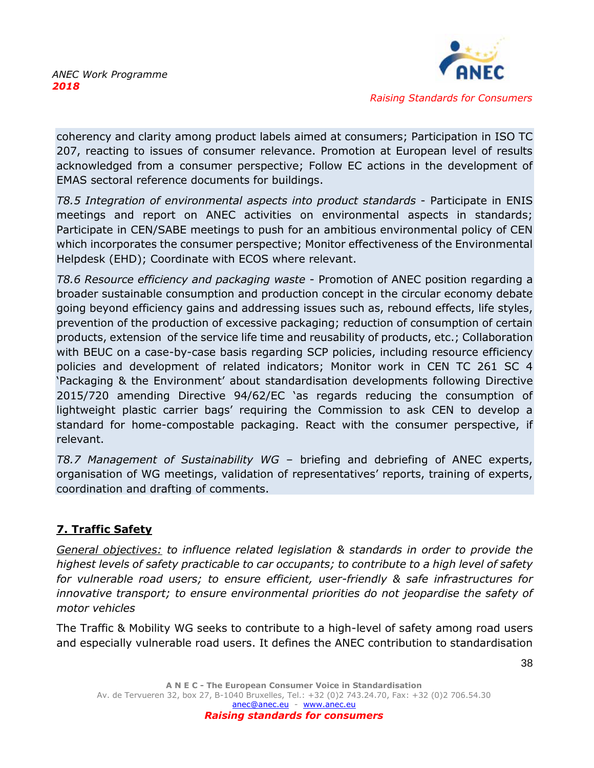coherency and clarity among product labels aimed at consumers; Participation in ISO TC 207, reacting to issues of consumer relevance. Promotion at European level of results acknowledged from a consumer perspective; Follow EC actions in the development of EMAS sectoral reference documents for buildings.

*T8.5 Integration of environmental aspects into product standards* - Participate in ENIS meetings and report on ANEC activities on environmental aspects in standards; Participate in CEN/SABE meetings to push for an ambitious environmental policy of CEN which incorporates the consumer perspective; Monitor effectiveness of the Environmental Helpdesk (EHD); Coordinate with ECOS where relevant.

*T8.6 Resource efficiency and packaging waste* - Promotion of ANEC position regarding a broader sustainable consumption and production concept in the circular economy debate going beyond efficiency gains and addressing issues such as, rebound effects, life styles, prevention of the production of excessive packaging; reduction of consumption of certain products, extension of the service life time and reusability of products, etc.; Collaboration with BEUC on a case-by-case basis regarding SCP policies, including resource efficiency policies and development of related indicators; Monitor work in CEN TC 261 SC 4 'Packaging & the Environment' about standardisation developments following Directive 2015/720 amending Directive 94/62/EC 'as regards reducing the consumption of lightweight plastic carrier bags' requiring the Commission to ask CEN to develop a standard for home-compostable packaging. React with the consumer perspective, if relevant.

*T8.7 Management of Sustainability WG* – briefing and debriefing of ANEC experts, organisation of WG meetings, validation of representatives' reports, training of experts, coordination and drafting of comments.

## 7. Traffic Safety

*General objectives: to influence related legislation & standards in order to provide the highest levels of safety practicable to car occupants; to contribute to a high level of safety for vulnerable road users; to ensure efficient, user-friendly & safe infrastructures for innovative transport; to ensure environmental priorities do not jeopardise the safety of motor vehicles*

The Traffic & Mobility WG seeks to contribute to a high-level of safety among road users and especially vulnerable road users. It defines the ANEC contribution to standardisation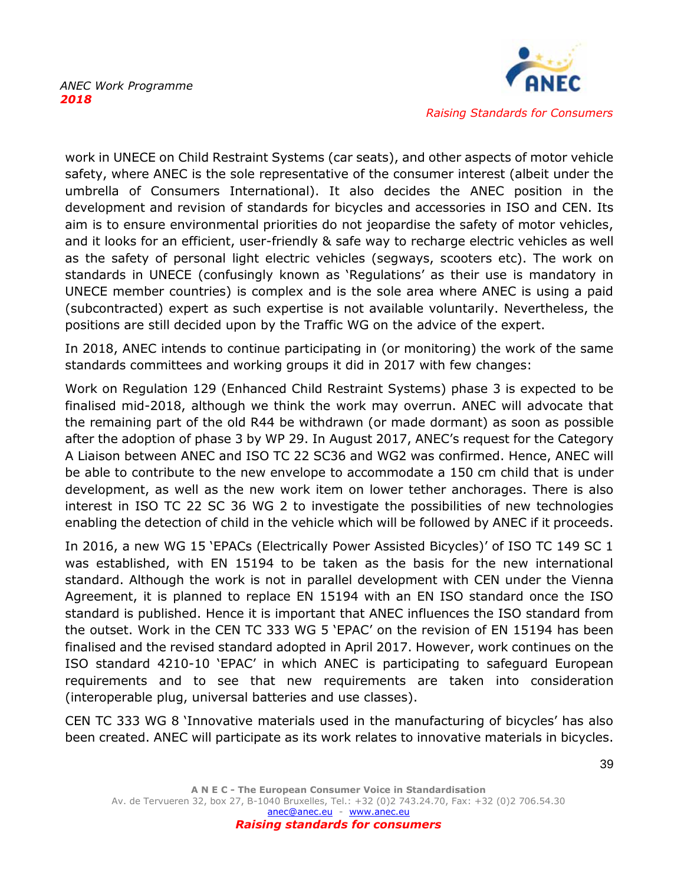work in UNECE on Child Restraint Systems (car seats), and other aspects of motor vehicle safety, where ANEC is the sole representative of the consumer interest (albeit under the umbrella of Consumers International). It also decides the ANEC position in the development and revision of standards for bicycles and accessories in ISO and CEN. Its aim is to ensure environmental priorities do not jeopardise the safety of motor vehicles, and it looks for an efficient, user-friendly & safe way to recharge electric vehicles as well as the safety of personal light electric vehicles (segways, scooters etc). The work on standards in UNECE (confusingly known as 'Regulations' as their use is mandatory in UNECE member countries) is complex and is the sole area where ANEC is using a paid (subcontracted) expert as such expertise is not available voluntarily. Nevertheless, the positions are still decided upon by the Traffic WG on the advice of the expert.

In 2018, ANEC intends to continue participating in (or monitoring) the work of the same standards committees and working groups it did in 2017 with few changes:

Work on Regulation 129 (Enhanced Child Restraint Systems) phase 3 is expected to be finalised mid-2018, although we think the work may overrun. ANEC will advocate that the remaining part of the old R44 be withdrawn (or made dormant) as soon as possible after the adoption of phase 3 by WP 29. In August 2017, ANEC's request for the Category A Liaison between ANEC and ISO TC 22 SC36 and WG2 was confirmed. Hence, ANEC will be able to contribute to the new envelope to accommodate a 150 cm child that is under development, as well as the new work item on lower tether anchorages. There is also interest in ISO TC 22 SC 36 WG 2 to investigate the possibilities of new technologies enabling the detection of child in the vehicle which will be followed by ANEC if it proceeds.

In 2016, a new WG 15 'EPACs (Electrically Power Assisted Bicycles)' of ISO TC 149 SC 1 was established, with EN 15194 to be taken as the basis for the new international standard. Although the work is not in parallel development with CEN under the Vienna Agreement, it is planned to replace EN 15194 with an EN ISO standard once the ISO standard is published. Hence it is important that ANEC influences the ISO standard from the outset. Work in the CEN TC 333 WG 5 'EPAC' on the revision of EN 15194 has been finalised and the revised standard adopted in April 2017. However, work continues on the ISO standard 4210-10 'EPAC' in which ANEC is participating to safeguard European requirements and to see that new requirements are taken into consideration (interoperable plug, universal batteries and use classes).

CEN TC 333 WG 8 'Innovative materials used in the manufacturing of bicycles' has also been created. ANEC will participate as its work relates to innovative materials in bicycles.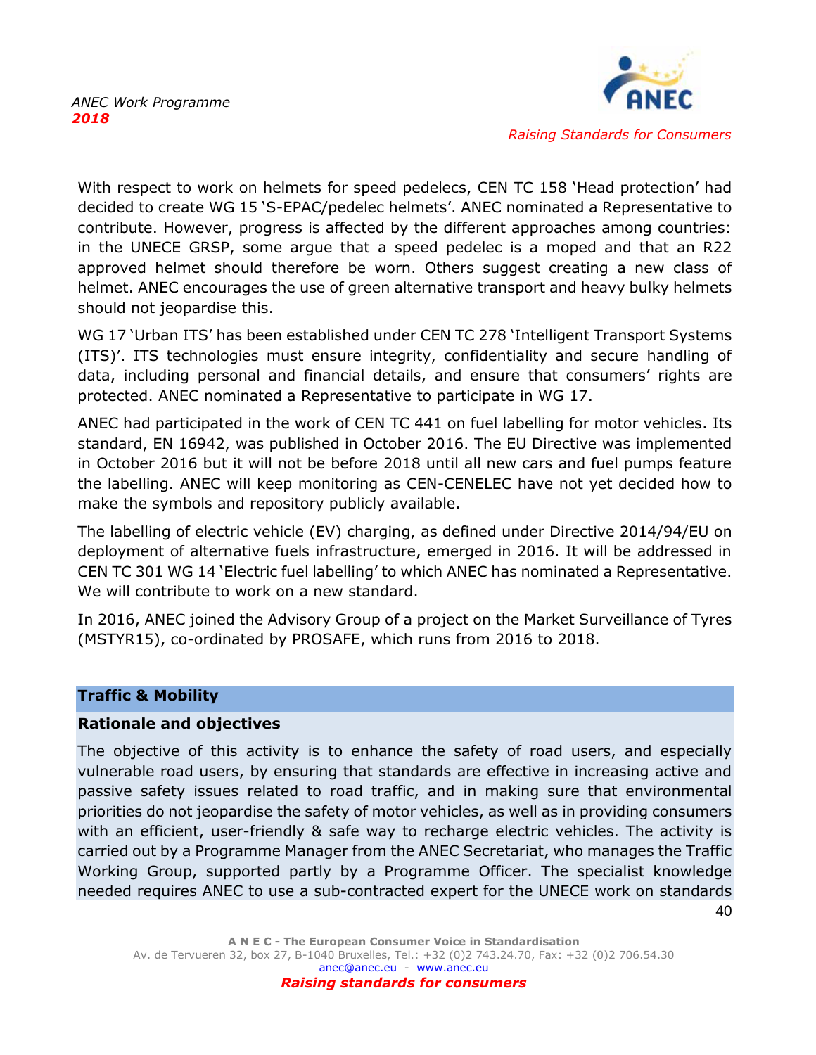With respect to work on helmets for speed pedelecs, CEN TC 158 'Head protection' had decided to create WG 15 'S-EPAC/pedelec helmets'. ANEC nominated a Representative to contribute. However, progress is affected by the different approaches among countries: in the UNECE GRSP, some argue that a speed pedelec is a moped and that an R22 approved helmet should therefore be worn. Others suggest creating a new class of helmet. ANEC encourages the use of green alternative transport and heavy bulky helmets should not jeopardise this.

WG 17 'Urban ITS' has been established under CEN TC 278 'Intelligent Transport Systems (ITS)'. ITS technologies must ensure integrity, confidentiality and secure handling of data, including personal and financial details, and ensure that consumers' rights are protected. ANEC nominated a Representative to participate in WG 17.

ANEC had participated in the work of CEN TC 441 on fuel labelling for motor vehicles. Its standard, EN 16942, was published in October 2016. The EU Directive was implemented in October 2016 but it will not be before 2018 until all new cars and fuel pumps feature the labelling. ANEC will keep monitoring as CEN-CENELEC have not yet decided how to make the symbols and repository publicly available.

The labelling of electric vehicle (EV) charging, as defined under Directive 2014/94/EU on deployment of alternative fuels infrastructure, emerged in 2016. It will be addressed in CEN TC 301 WG 14 'Electric fuel labelling' to which ANEC has nominated a Representative. We will contribute to work on a new standard.

In 2016, ANEC joined the Advisory Group of a project on the Market Surveillance of Tyres (MSTYR15), co-ordinated by PROSAFE, which runs from 2016 to 2018.

## Traffic & Mobility

### Rationale and objectives

The objective of this activity is to enhance the safety of road users, and especially vulnerable road users, by ensuring that standards are effective in increasing active and passive safety issues related to road traffic, and in making sure that environmental priorities do not jeopardise the safety of motor vehicles, as well as in providing consumers with an efficient, user-friendly & safe way to recharge electric vehicles. The activity is carried out by a Programme Manager from the ANEC Secretariat, who manages the Traffic Working Group, supported partly by a Programme Officer. The specialist knowledge needed requires ANEC to use a sub-contracted expert for the UNECE work on standards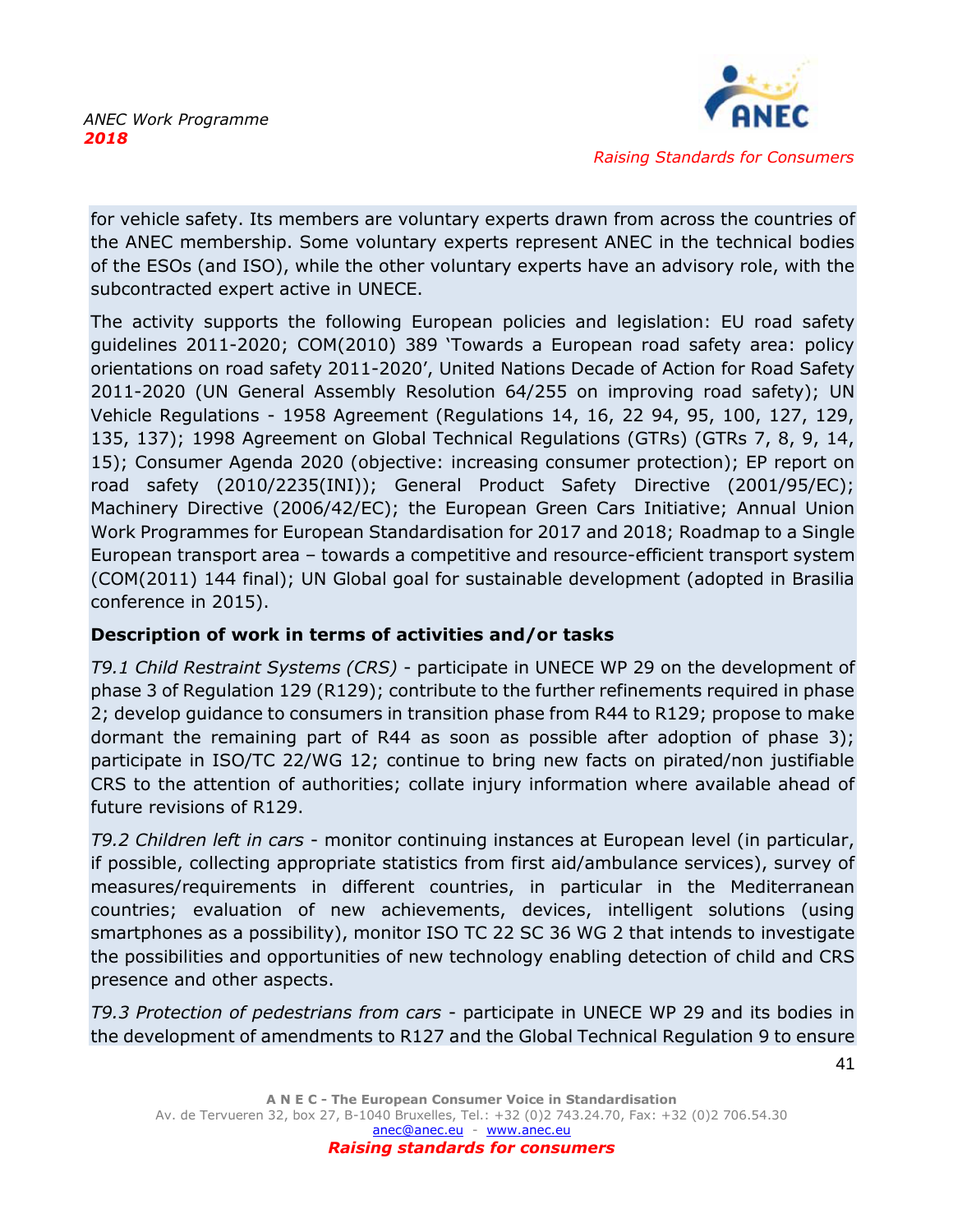for vehicle safety. Its members are voluntary experts drawn from across the countries of the ANEC membership. Some voluntary experts represent ANEC in the technical bodies of the ESOs (and ISO), while the other voluntary experts have an advisory role, with the subcontracted expert active in UNECE.

The activity supports the following European policies and legislation: EU road safety guidelines 2011-2020; COM(2010) 389 'Towards a European road safety area: policy orientations on road safety 2011-2020', United Nations Decade of Action for Road Safety 2011-2020 (UN General Assembly Resolution 64/255 on improving road safety); UN Vehicle Regulations - 1958 Agreement (Regulations 14, 16, 22 94, 95, 100, 127, 129, 135, 137); 1998 Agreement on Global Technical Regulations (GTRs) (GTRs 7, 8, 9, 14, 15); Consumer Agenda 2020 (objective: increasing consumer protection); EP report on road safety (2010/2235(INI)); General Product Safety Directive (2001/95/EC); Machinery Directive (2006/42/EC); the European Green Cars Initiative; Annual Union Work Programmes for European Standardisation for 2017 and 2018; Roadmap to a Single European transport area – towards a competitive and resource-efficient transport system (COM(2011) 144 final); UN Global goal for sustainable development (adopted in Brasilia conference in 2015).

**Description of work in terms of activities and/or tasks**

*T9.1 Child Restraint Systems (CRS)* - participate in UNECE WP 29 on the development of phase 3 of Regulation 129 (R129); contribute to the further refinements required in phase 2; develop guidance to consumers in transition phase from R44 to R129; propose to make dormant the remaining part of R44 as soon as possible after adoption of phase 3); participate in ISO/TC 22/WG 12; continue to bring new facts on pirated/non justifiable CRS to the attention of authorities; collate injury information where available ahead of future revisions of R129.

*T9.2 Children left in cars* - monitor continuing instances at European level (in particular, if possible, collecting appropriate statistics from first aid/ambulance services), survey of measures/requirements in different countries, in particular in the Mediterranean countries; evaluation of new achievements, devices, intelligent solutions (using smartphones as a possibility), monitor ISO TC 22 SC 36 WG 2 that intends to investigate the possibilities and opportunities of new technology enabling detection of child and CRS presence and other aspects.

*T9.3 Protection of pedestrians from cars* - participate in UNECE WP 29 and its bodies in the development of amendments to R127 and the Global Technical Regulation 9 to ensure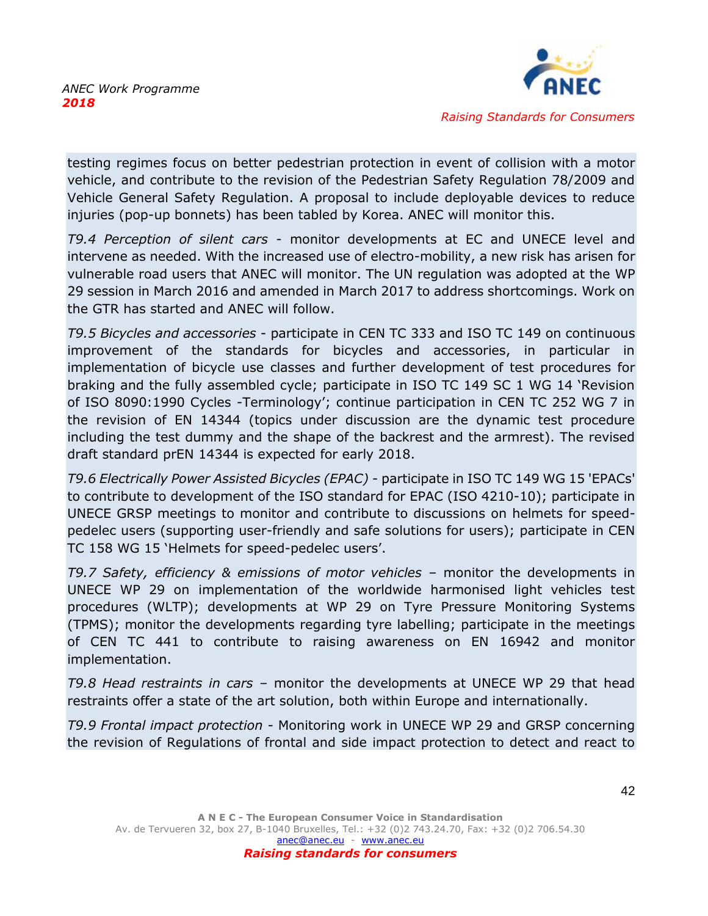testing regimes focus on better pedestrian protection in event of collision with a motor vehicle, and contribute to the revision of the Pedestrian Safety Regulation 78/2009 and Vehicle General Safety Regulation. A proposal to include deployable devices to reduce injuries (pop-up bonnets) has been tabled by Korea. ANEC will monitor this.

*T9.4 Perception of silent cars* - monitor developments at EC and UNECE level and intervene as needed. With the increased use of electro-mobility, a new risk has arisen for vulnerable road users that ANEC will monitor. The UN regulation was adopted at the WP 29 session in March 2016 and amended in March 2017 to address shortcomings. Work on the GTR has started and ANEC will follow.

*T9.5 Bicycles and accessories* - participate in CEN TC 333 and ISO TC 149 on continuous improvement of the standards for bicycles and accessories, in particular in implementation of bicycle use classes and further development of test procedures for braking and the fully assembled cycle; participate in ISO TC 149 SC 1 WG 14 'Revision of ISO 8090:1990 Cycles -Terminology'; continue participation in CEN TC 252 WG 7 in the revision of EN 14344 (topics under discussion are the dynamic test procedure including the test dummy and the shape of the backrest and the armrest). The revised draft standard prEN 14344 is expected for early 2018.

*T9.6 Electrically Power Assisted Bicycles (EPAC)* - participate in ISO TC 149 WG 15 'EPACs' to contribute to development of the ISO standard for EPAC (ISO 4210-10); participate in UNECE GRSP meetings to monitor and contribute to discussions on helmets for speed-pedelec users (supporting user-friendly and safe solutions for users); participate in CEN TC 158 WG 15 'Helmets for speed-pedelec users'.

*T9.7 Safety, efficiency & emissions of motor vehicles* – monitor the developments in UNECE WP 29 on implementation of the worldwide harmonised light vehicles test procedures (WLTP); developments at WP 29 on Tyre Pressure Monitoring Systems (TPMS); monitor the developments regarding tyre labelling; participate in the meetings of CEN TC 441 to contribute to raising awareness on EN 16942 and monitor implementation.

*T9.8 Head restraints in cars* – monitor the developments at UNECE WP 29 that head restraints offer a state of the art solution, both within Europe and internationally.

*T9.9 Frontal impact protection* - Monitoring work in UNECE WP 29 and GRSP concerning the revision of Regulations of frontal and side impact protection to detect and react to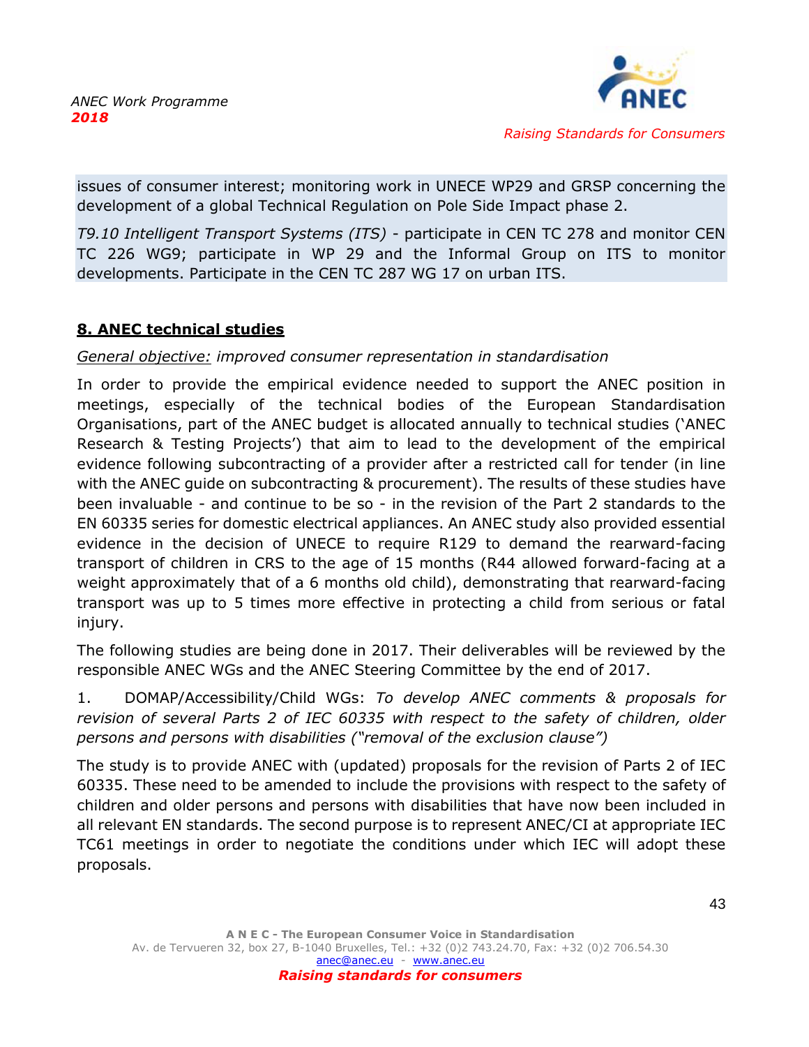issues of consumer interest; monitoring work in UNECE WP29 and GRSP concerning the development of a global Technical Regulation on Pole Side Impact phase 2.

*T9.10 Intelligent Transport Systems (ITS)* - participate in CEN TC 278 and monitor CEN TC 226 WG9; participate in WP 29 and the Informal Group on ITS to monitor developments. Participate in the CEN TC 287 WG 17 on urban ITS.

## 8. ANEC technical studies

*General objective: improved consumer representation in standardisation*

In order to provide the empirical evidence needed to support the ANEC position in meetings, especially of the technical bodies of the European Standardisation Organisations, part of the ANEC budget is allocated annually to technical studies ('ANEC Research & Testing Projects') that aim to lead to the development of the empirical evidence following subcontracting of a provider after a restricted call for tender (in line with the ANEC guide on subcontracting & procurement). The results of these studies have been invaluable - and continue to be so - in the revision of the Part 2 standards to the EN 60335 series for domestic electrical appliances. An ANEC study also provided essential evidence in the decision of UNECE to require R129 to demand the rearward-facing transport of children in CRS to the age of 15 months (R44 allowed forward-facing at a weight approximately that of a 6 months old child), demonstrating that rearward-facing transport was up to 5 times more effective in protecting a child from serious or fatal injury.

The following studies are being done in 2017. Their deliverables will be reviewed by the responsible ANEC WGs and the ANEC Steering Committee by the end of 2017.

1. DOMAP/Accessibility/Child WGs: *To develop ANEC comments & proposals for revision of several Parts 2 of IEC 60335 with respect to the safety of children, older persons and persons with disabilities ("removal of the exclusion clause")*

The study is to provide ANEC with (updated) proposals for the revision of Parts 2 of IEC 60335. These need to be amended to include the provisions with respect to the safety of children and older persons and persons with disabilities that have now been included in all relevant EN standards. The second purpose is to represent ANEC/CI at appropriate IEC TC61 meetings in order to negotiate the conditions under which IEC will adopt these proposals.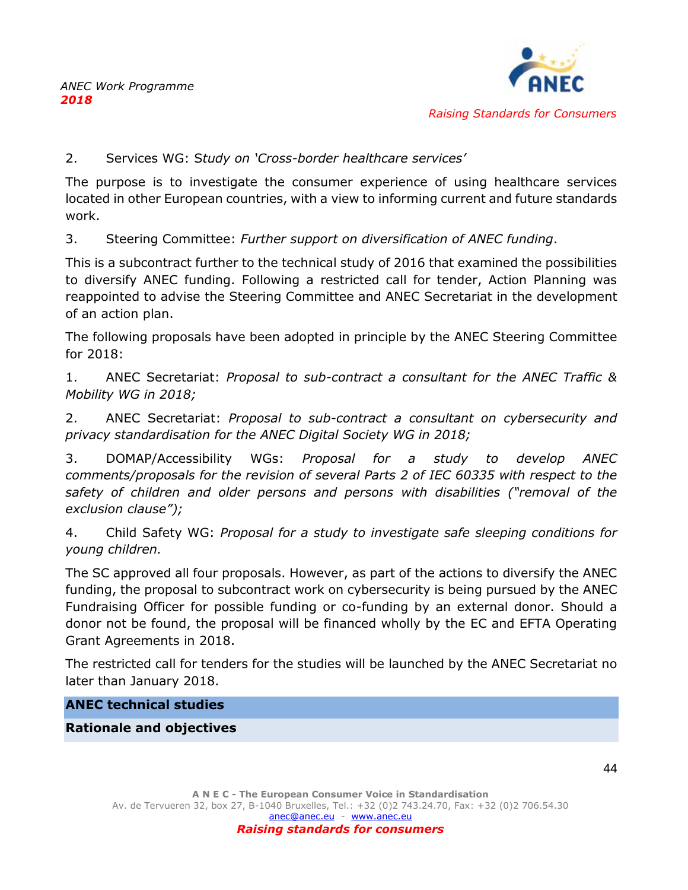2. Services WG: S*tudy on 'Cross-border healthcare services'*

The purpose is to investigate the consumer experience of using healthcare services located in other European countries, with a view to informing current and future standards work.

3. Steering Committee: *Further support on diversification of ANEC funding*.

This is a subcontract further to the technical study of 2016 that examined the possibilities to diversify ANEC funding. Following a restricted call for tender, Action Planning was reappointed to advise the Steering Committee and ANEC Secretariat in the development of an action plan.

The following proposals have been adopted in principle by the ANEC Steering Committee for 2018:

1. ANEC Secretariat: *Proposal to sub-contract a consultant for the ANEC Traffic & Mobility WG in 2018;*

2. ANEC Secretariat: *Proposal to sub-contract a consultant on cybersecurity and privacy standardisation for the ANEC Digital Society WG in 2018;*

3. DOMAP/Accessibility WGs: *Proposal for a study to develop ANEC comments/proposals for the revision of several Parts 2 of IEC 60335 with respect to the safety of children and older persons and persons with disabilities ("removal of the exclusion clause");*

4. Child Safety WG: *Proposal for a study to investigate safe sleeping conditions for young children.*

The SC approved all four proposals. However, as part of the actions to diversify the ANEC funding, the proposal to subcontract work on cybersecurity is being pursued by the ANEC Fundraising Officer for possible funding or co-funding by an external donor. Should a donor not be found, the proposal will be financed wholly by the EC and EFTA Operating Grant Agreements in 2018.

The restricted call for tenders for the studies will be launched by the ANEC Secretariat no later than January 2018.

## ANEC technical studies

### Rationale and objectives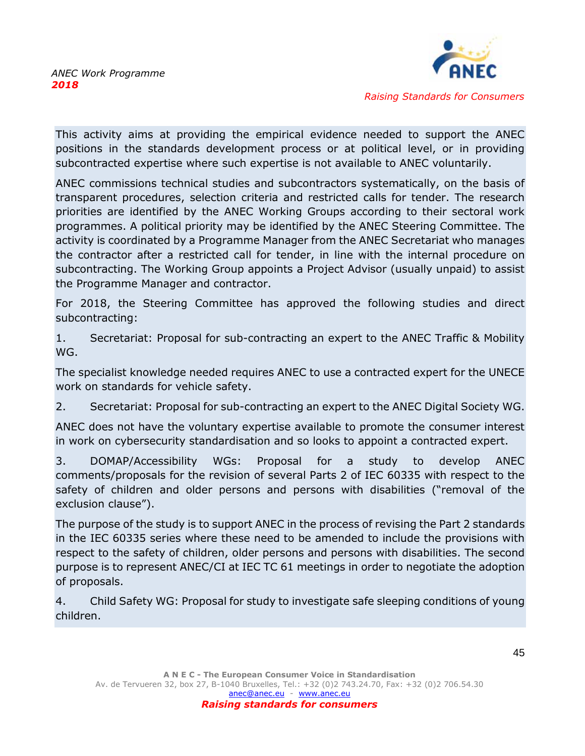This activity aims at providing the empirical evidence needed to support the ANEC positions in the standards development process or at political level, or in providing subcontracted expertise where such expertise is not available to ANEC voluntarily.

ANEC commissions technical studies and subcontractors systematically, on the basis of transparent procedures, selection criteria and restricted calls for tender. The research priorities are identified by the ANEC Working Groups according to their sectoral work programmes. A political priority may be identified by the ANEC Steering Committee. The activity is coordinated by a Programme Manager from the ANEC Secretariat who manages the contractor after a restricted call for tender, in line with the internal procedure on subcontracting. The Working Group appoints a Project Advisor (usually unpaid) to assist the Programme Manager and contractor.

For 2018, the Steering Committee has approved the following studies and direct subcontracting:

1. Secretariat: Proposal for sub-contracting an expert to the ANEC Traffic & Mobility WG.

The specialist knowledge needed requires ANEC to use a contracted expert for the UNECE work on standards for vehicle safety.

2. Secretariat: Proposal for sub-contracting an expert to the ANEC Digital Society WG.

ANEC does not have the voluntary expertise available to promote the consumer interest in work on cybersecurity standardisation and so looks to appoint a contracted expert.

3. DOMAP/Accessibility WGs: Proposal for a study to develop ANEC comments/proposals for the revision of several Parts 2 of IEC 60335 with respect to the safety of children and older persons and persons with disabilities ("removal of the exclusion clause").

The purpose of the study is to support ANEC in the process of revising the Part 2 standards in the IEC 60335 series where these need to be amended to include the provisions with respect to the safety of children, older persons and persons with disabilities. The second purpose is to represent ANEC/CI at IEC TC 61 meetings in order to negotiate the adoption of proposals.

4. Child Safety WG: Proposal for study to investigate safe sleeping conditions of young children.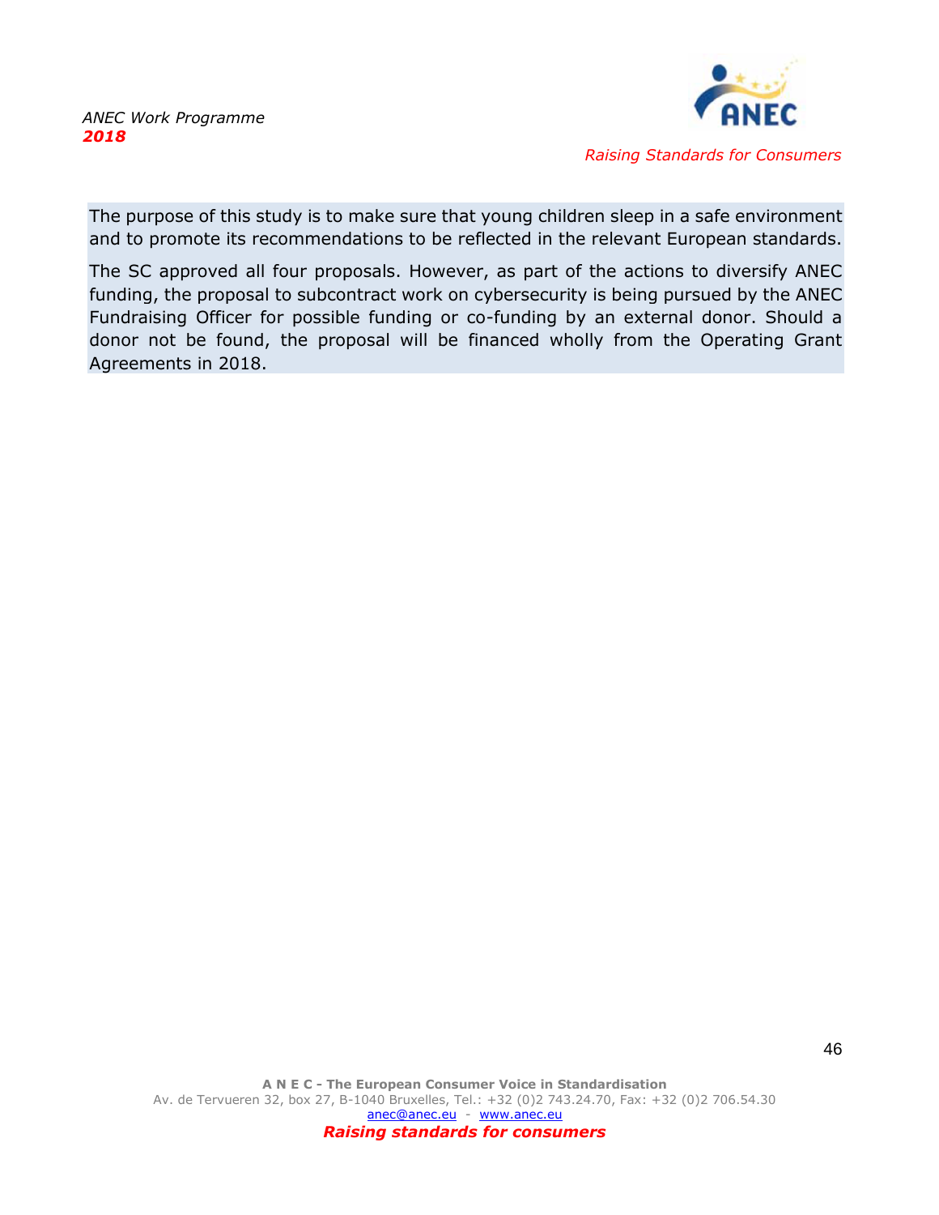The purpose of this study is to make sure that young children sleep in a safe environment and to promote its recommendations to be reflected in the relevant European standards.

The SC approved all four proposals. However, as part of the actions to diversify ANEC funding, the proposal to subcontract work on cybersecurity is being pursued by the ANEC Fundraising Officer for possible funding or co-funding by an external donor. Should a donor not be found, the proposal will be financed wholly from the Operating Grant Agreements in 2018.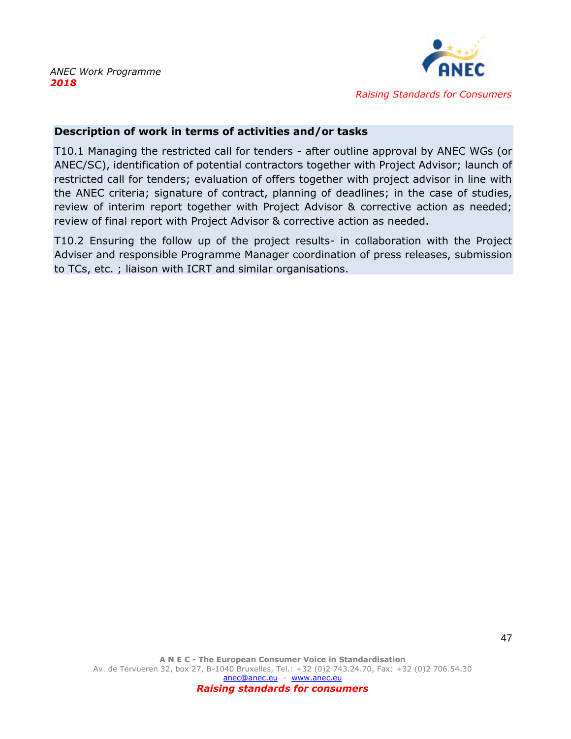**Description of work in terms of activities and/or tasks**

T10.1 Managing the restricted call for tenders - after outline approval by ANEC WGs (or ANEC/SC), identification of potential contractors together with Project Advisor; launch of restricted call for tenders; evaluation of offers together with project advisor in line with the ANEC criteria; signature of contract, planning of deadlines; in the case of studies, review of interim report together with Project Advisor & corrective action as needed; review of final report with Project Advisor & corrective action as needed.

T10.2 Ensuring the follow up of the project results- in collaboration with the Project Adviser and responsible Programme Manager coordination of press releases, submission to TCs, etc. ; liaison with ICRT and similar organisations.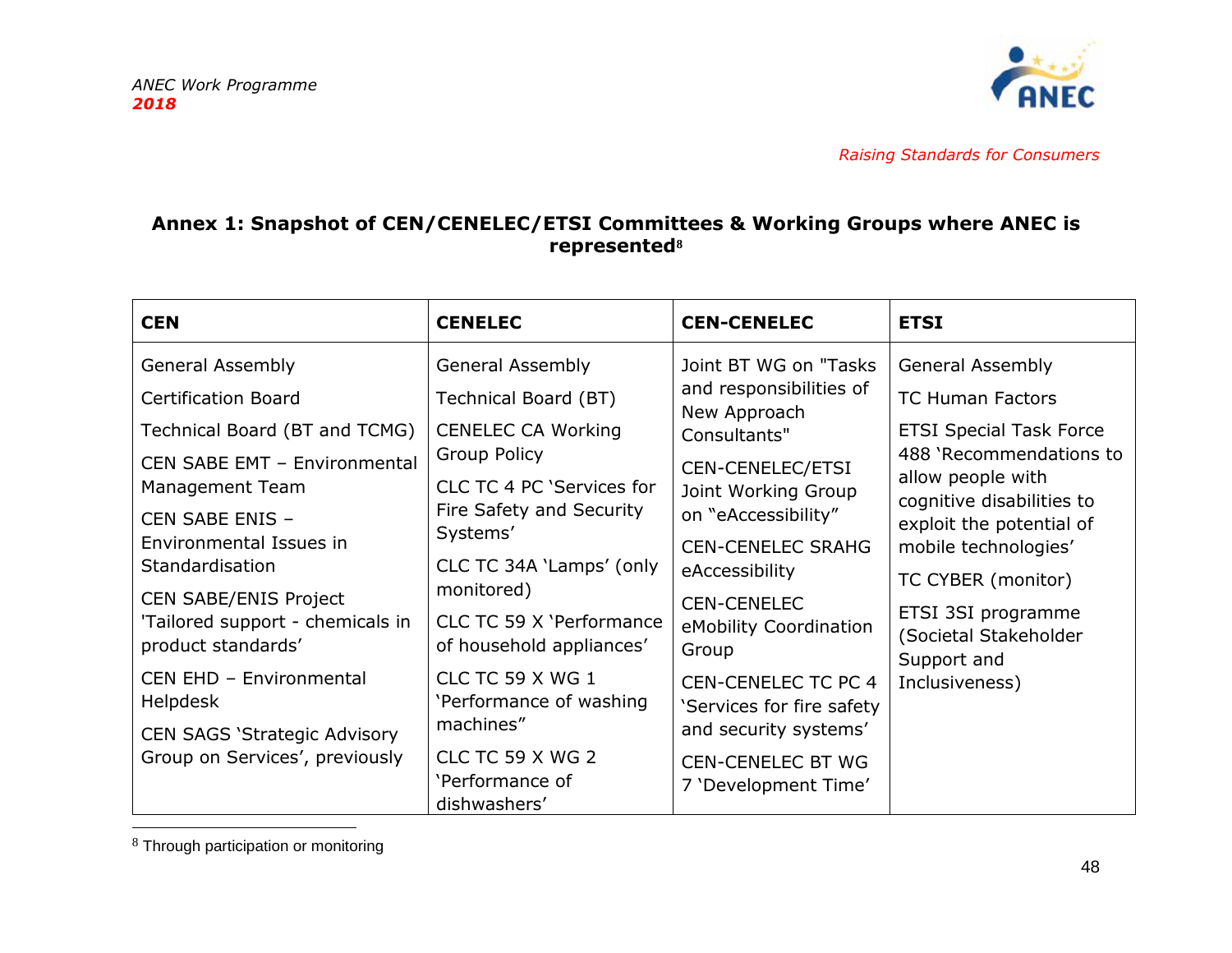## Annex 1: Snapshot of CEN/CENELEC/ETSI Committees & Working Groups where ANEC is represented[8]

| CEN | CENELEC | CEN-CENELEC | ETSI |
|---|---|---|---|
| General Assembly | General Assembly | Joint BT WG on "Tasks and responsibilities of New Approach Consultants" | General Assembly |
| Certification Board | Technical Board (BT) | CEN-CENELEC/ETSI Joint Working Group on "eAccessibility" | TC Human Factors |
| Technical Board (BT and TCMG) | CENELEC CA Working Group Policy | CEN-CENELEC SRAHG eAccessibility | ETSI Special Task Force 488 'Recommendations to allow people with cognitive disabilities to exploit the potential of mobile technologies' |
| CEN SABE EMT – Environmental Management Team | CLC TC 4 PC 'Services for Fire Safety and Security Systems' | CEN-CENELEC eMobility Coordination Group | TC CYBER (monitor) |
| CEN SABE ENIS – Environmental Issues in Standardisation | CLC TC 34A 'Lamps' (only monitored) | CEN-CENELEC TC PC 4 'Services for fire safety and security systems' | ETSI 3SI programme (Societal Stakeholder Support and Inclusiveness) |
| CEN SABE/ENIS Project 'Tailored support - chemicals in product standards' | CLC TC 59 X 'Performance of household appliances' | CEN-CENELEC BT WG 7 'Development Time' | |
| CEN EHD – Environmental Helpdesk | CLC TC 59 X WG 1 'Performance of washing machines" | | |
| CEN SAGS 'Strategic Advisory Group on Services', previously | CLC TC 59 X WG 2 'Performance of dishwashers' | | |

[8] Through participation or monitoring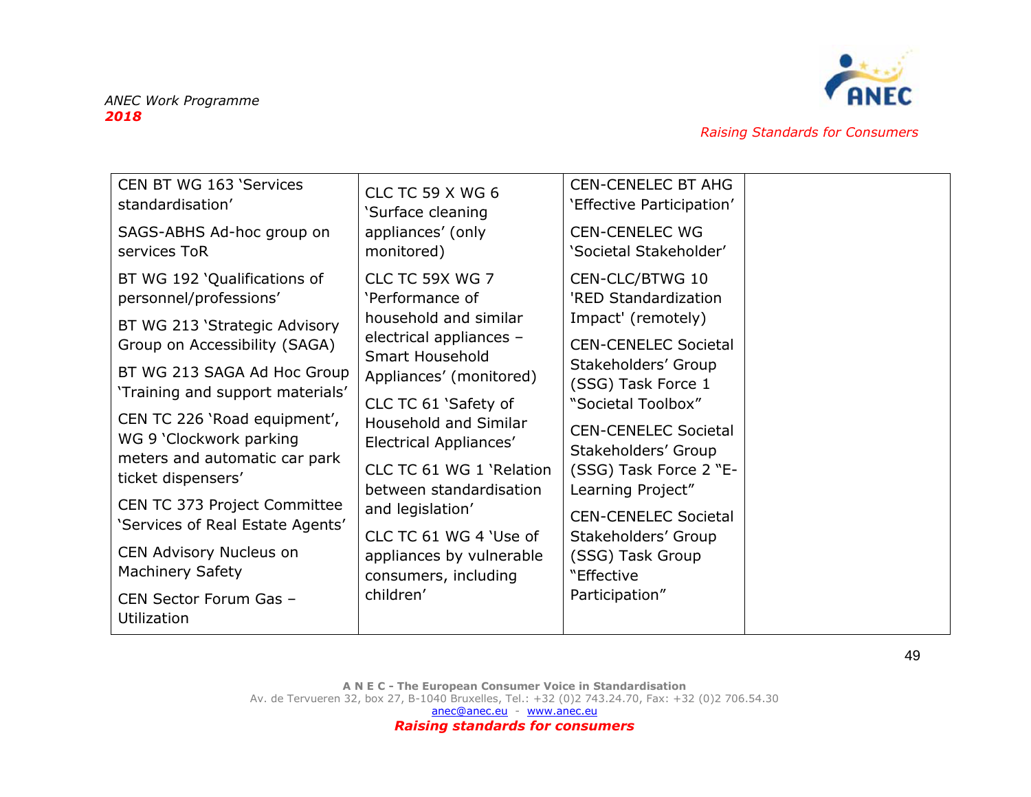| | | | |
|---|---|---|---|
| CEN BT WG 163 'Services standardisation'<br><br>SAGS-ABHS Ad-hoc group on services ToR<br><br>BT WG 192 'Qualifications of personnel/professions'<br><br>BT WG 213 'Strategic Advisory Group on Accessibility (SAGA)<br><br>BT WG 213 SAGA Ad Hoc Group 'Training and support materials'<br><br>CEN TC 226 'Road equipment', WG 9 'Clockwork parking meters and automatic car park ticket dispensers'<br><br>CEN TC 373 Project Committee 'Services of Real Estate Agents'<br><br>CEN Advisory Nucleus on Machinery Safety<br><br>CEN Sector Forum Gas – Utilization | CLC TC 59 X WG 6 'Surface cleaning appliances' (only monitored)<br><br>CLC TC 59X WG 7 'Performance of household and similar electrical appliances – Smart Household Appliances' (monitored)<br><br>CLC TC 61 'Safety of Household and Similar Electrical Appliances'<br><br>CLC TC 61 WG 1 'Relation between standardisation and legislation'<br><br>CLC TC 61 WG 4 'Use of appliances by vulnerable consumers, including children' | CEN-CENELEC BT AHG 'Effective Participation'<br><br>CEN-CENELEC WG 'Societal Stakeholder'<br><br>CEN-CLC/BTWG 10 'RED Standardization Impact' (remotely)<br><br>CEN-CENELEC Societal Stakeholders' Group (SSG) Task Force 1 "Societal Toolbox"<br><br>CEN-CENELEC Societal Stakeholders' Group (SSG) Task Force 2 "E-Learning Project"<br><br>CEN-CENELEC Societal Stakeholders' Group (SSG) Task Group "Effective Participation" | |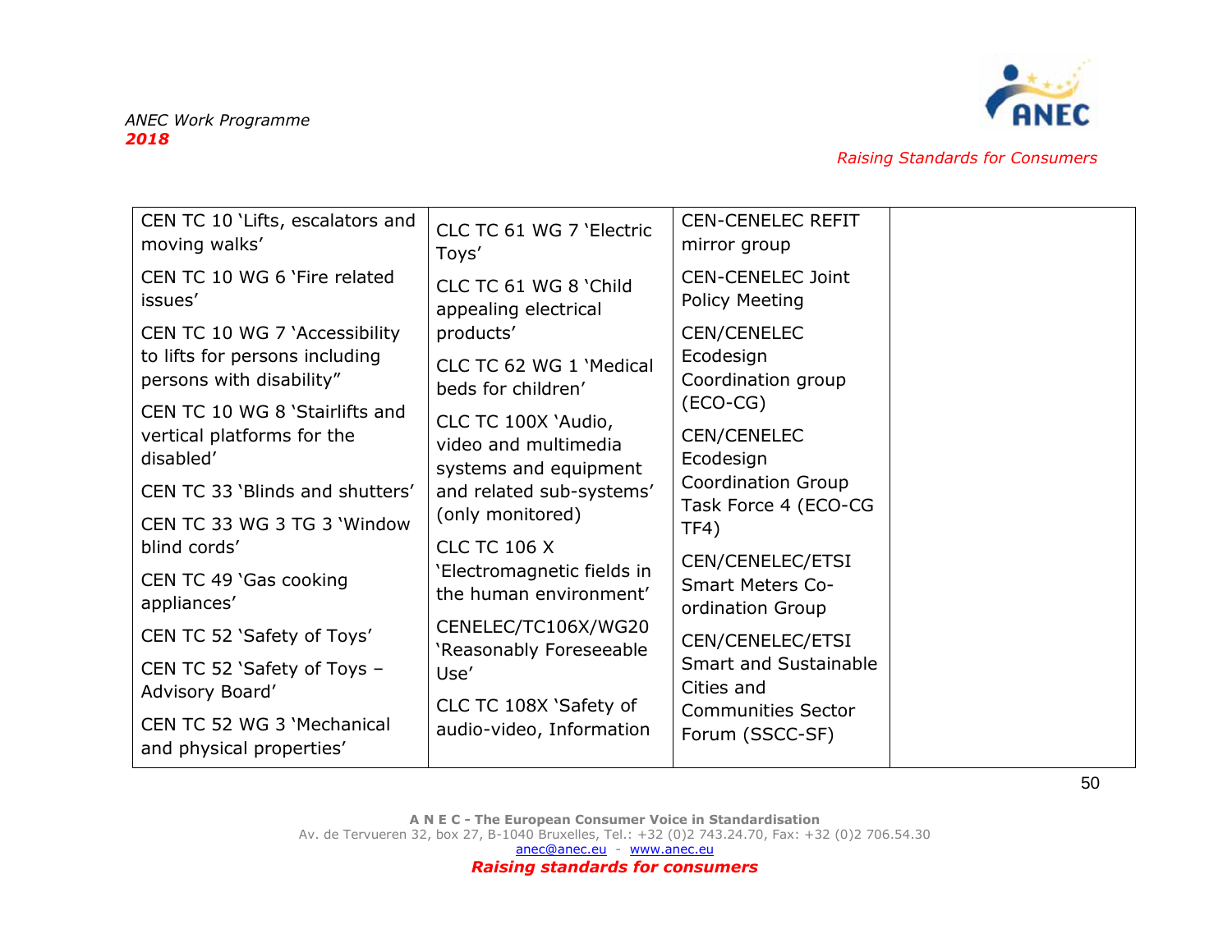| CEN TC 10 'Lifts, escalators and moving walks'<br>CEN TC 10 WG 6 'Fire related issues'<br>CEN TC 10 WG 7 'Accessibility to lifts for persons including persons with disability"<br>CEN TC 10 WG 8 'Stairlifts and vertical platforms for the disabled'<br>CEN TC 33 'Blinds and shutters'<br>CEN TC 33 WG 3 TG 3 'Window blind cords'<br>CEN TC 49 'Gas cooking appliances'<br>CEN TC 52 'Safety of Toys'<br>CEN TC 52 'Safety of Toys – Advisory Board'<br>CEN TC 52 WG 3 'Mechanical and physical properties' | CLC TC 61 WG 7 'Electric Toys'<br>CLC TC 61 WG 8 'Child appealing electrical products'<br>CLC TC 62 WG 1 'Medical beds for children'<br>CLC TC 100X 'Audio, video and multimedia systems and equipment and related sub-systems' (only monitored)<br>CLC TC 106 X 'Electromagnetic fields in the human environment'<br>CENELEC/TC106X/WG20 'Reasonably Foreseeable Use'<br>CLC TC 108X 'Safety of audio-video, Information | CEN-CENELEC REFIT mirror group<br>CEN-CENELEC Joint Policy Meeting<br>CEN/CENELEC Ecodesign Coordination group (ECO-CG)<br>CEN/CENELEC Ecodesign Coordination Group Task Force 4 (ECO-CG TF4)<br>CEN/CENELEC/ETSI Smart Meters Co-ordination Group<br>CEN/CENELEC/ETSI Smart and Sustainable Cities and Communities Sector Forum (SSCC-SF) | |
|---|---|---|---|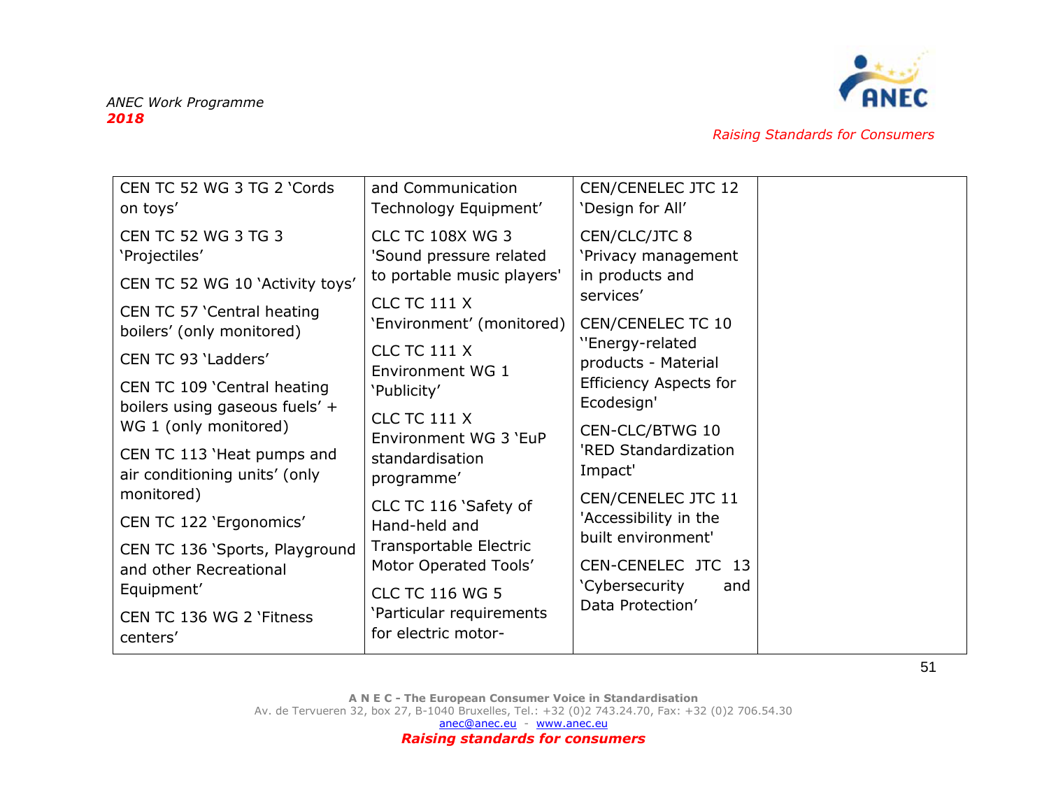| | | | |
|---|---|---|---|
| CEN TC 52 WG 3 TG 2 'Cords on toys'<br><br>CEN TC 52 WG 3 TG 3 'Projectiles'<br><br>CEN TC 52 WG 10 'Activity toys'<br><br>CEN TC 57 'Central heating boilers' (only monitored)<br><br>CEN TC 93 'Ladders'<br><br>CEN TC 109 'Central heating boilers using gaseous fuels' + WG 1 (only monitored)<br><br>CEN TC 113 'Heat pumps and air conditioning units' (only monitored)<br><br>CEN TC 122 'Ergonomics'<br><br>CEN TC 136 'Sports, Playground and other Recreational Equipment'<br><br>CEN TC 136 WG 2 'Fitness centers' | and Communication Technology Equipment'<br><br>CLC TC 108X WG 3 'Sound pressure related to portable music players'<br><br>CLC TC 111 X 'Environment' (monitored)<br><br>CLC TC 111 X Environment WG 1 'Publicity'<br><br>CLC TC 111 X Environment WG 3 'EuP standardisation programme'<br><br>CLC TC 116 'Safety of Hand-held and Transportable Electric Motor Operated Tools'<br><br>CLC TC 116 WG 5 'Particular requirements for electric motor- | CEN/CENELEC JTC 12 'Design for All'<br><br>CEN/CLC/JTC 8 'Privacy management in products and services'<br><br>CEN/CENELEC TC 10 ''Energy-related products - Material Efficiency Aspects for Ecodesign'<br><br>CEN-CLC/BTWG 10 'RED Standardization Impact'<br><br>CEN/CENELEC JTC 11 'Accessibility in the built environment'<br><br>CEN-CENELEC JTC 13 'Cybersecurity and Data Protection' | |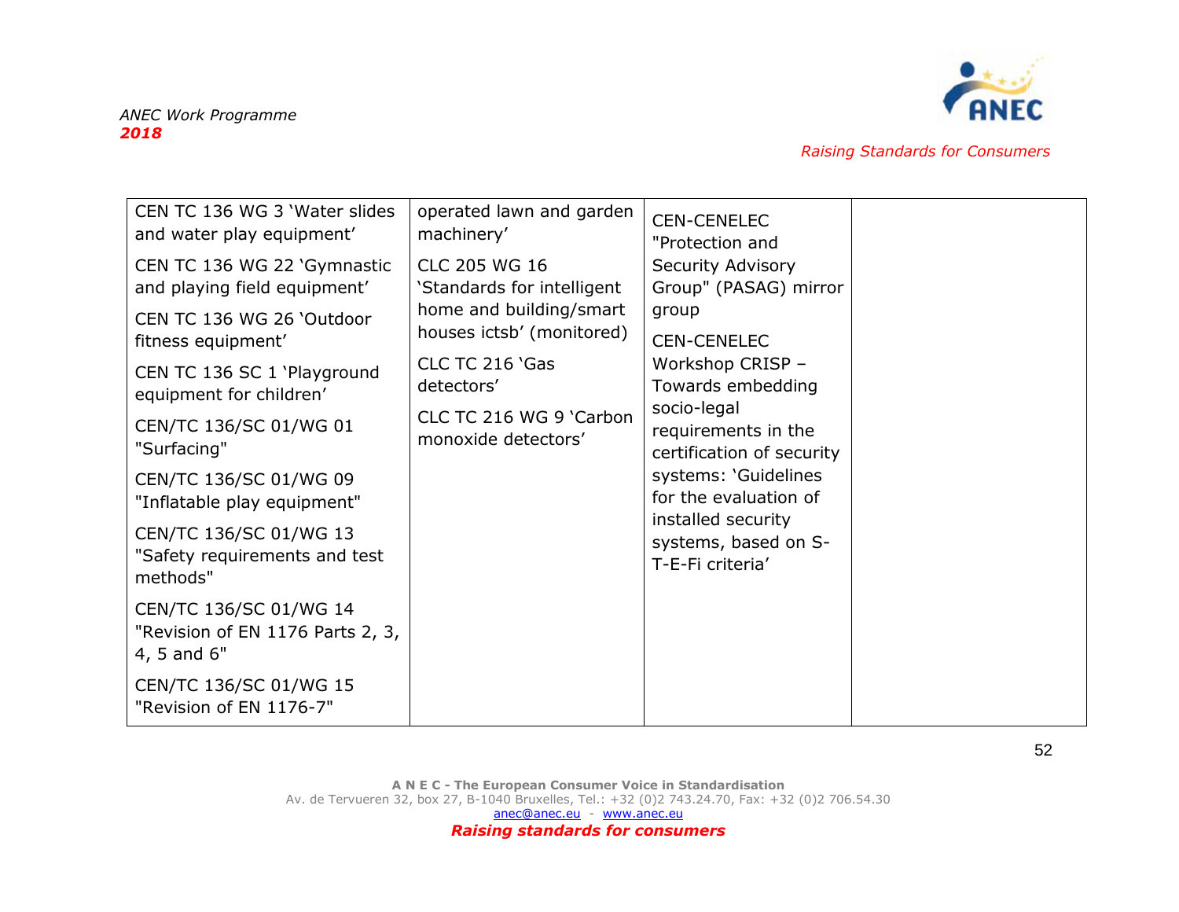| | | | |
|---|---|---|---|
| CEN TC 136 WG 3 'Water slides and water play equipment'<br><br>CEN TC 136 WG 22 'Gymnastic and playing field equipment'<br><br>CEN TC 136 WG 26 'Outdoor fitness equipment'<br><br>CEN TC 136 SC 1 'Playground equipment for children'<br><br>CEN/TC 136/SC 01/WG 01 "Surfacing"<br><br>CEN/TC 136/SC 01/WG 09 "Inflatable play equipment"<br><br>CEN/TC 136/SC 01/WG 13 "Safety requirements and test methods"<br><br>CEN/TC 136/SC 01/WG 14 "Revision of EN 1176 Parts 2, 3, 4, 5 and 6"<br><br>CEN/TC 136/SC 01/WG 15 "Revision of EN 1176-7" | operated lawn and garden machinery'<br><br>CLC 205 WG 16 'Standards for intelligent home and building/smart houses ictsb' (monitored)<br><br>CLC TC 216 'Gas detectors'<br><br>CLC TC 216 WG 9 'Carbon monoxide detectors' | CEN-CENELEC "Protection and Security Advisory Group" (PASAG) mirror group<br><br>CEN-CENELEC Workshop CRISP – Towards embedding socio-legal requirements in the certification of security systems: 'Guidelines for the evaluation of installed security systems, based on S-T-E-Fi criteria' | |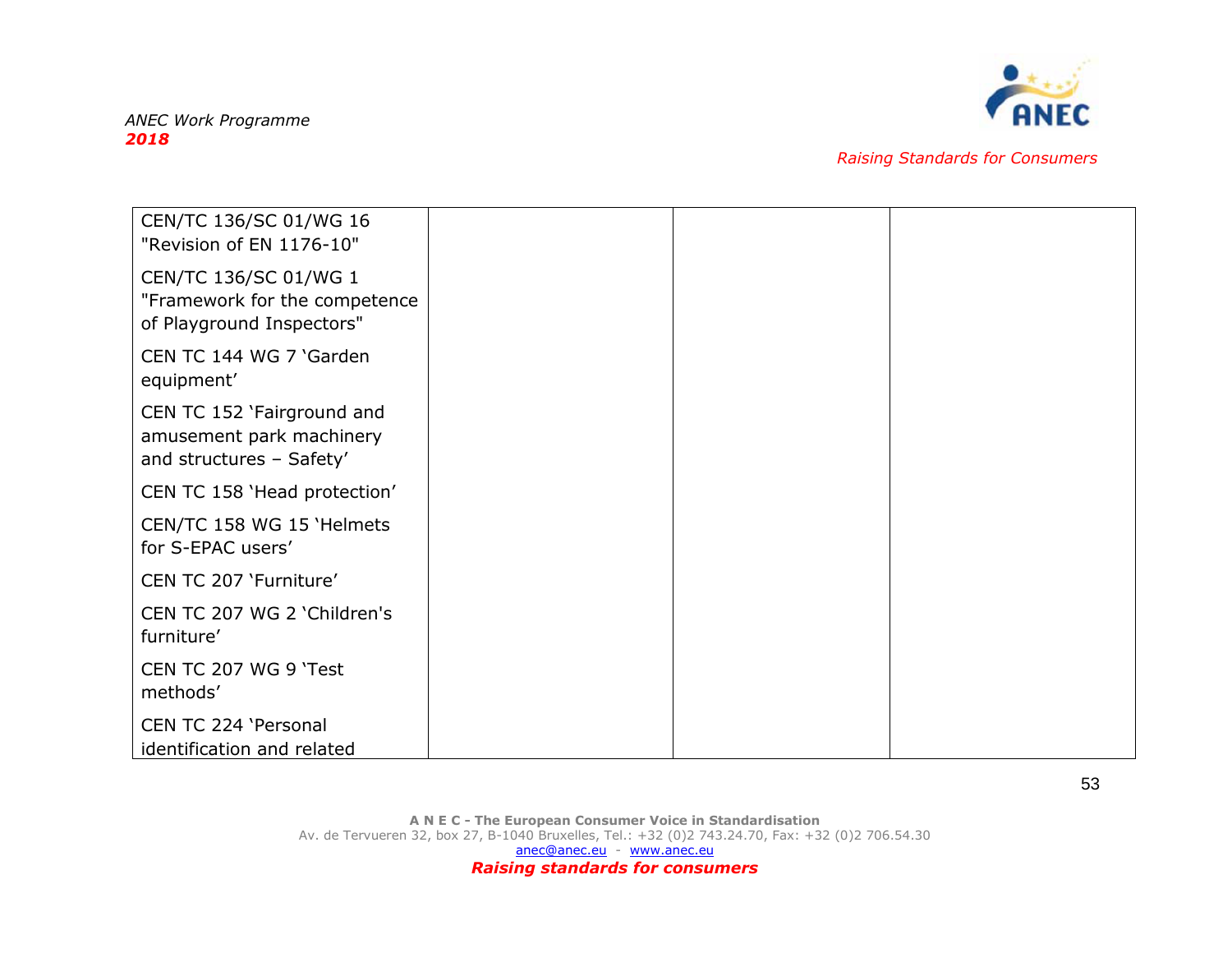| | | | |
|---|---|---|---|
| CEN/TC 136/SC 01/WG 16 "Revision of EN 1176-10"<br><br>CEN/TC 136/SC 01/WG 1 "Framework for the competence of Playground Inspectors"<br><br>CEN TC 144 WG 7 'Garden equipment'<br><br>CEN TC 152 'Fairground and amusement park machinery and structures – Safety'<br><br>CEN TC 158 'Head protection'<br><br>CEN/TC 158 WG 15 'Helmets for S-EPAC users'<br><br>CEN TC 207 'Furniture'<br><br>CEN TC 207 WG 2 'Children's furniture'<br><br>CEN TC 207 WG 9 'Test methods'<br><br>CEN TC 224 'Personal identification and related | | | |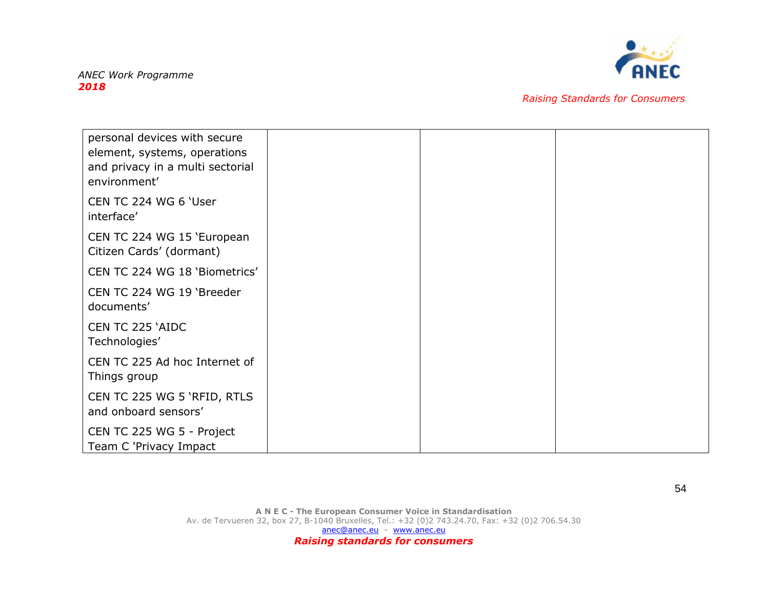| | | | |
|---|---|---|---|
| personal devices with secure element, systems, operations and privacy in a multi sectorial environment'<br><br>CEN TC 224 WG 6 'User interface'<br><br>CEN TC 224 WG 15 'European Citizen Cards' (dormant)<br><br>CEN TC 224 WG 18 'Biometrics'<br><br>CEN TC 224 WG 19 'Breeder documents'<br><br>CEN TC 225 'AIDC Technologies'<br><br>CEN TC 225 Ad hoc Internet of Things group<br><br>CEN TC 225 WG 5 'RFID, RTLS and onboard sensors'<br><br>CEN TC 225 WG 5 - Project Team C 'Privacy Impact | | | |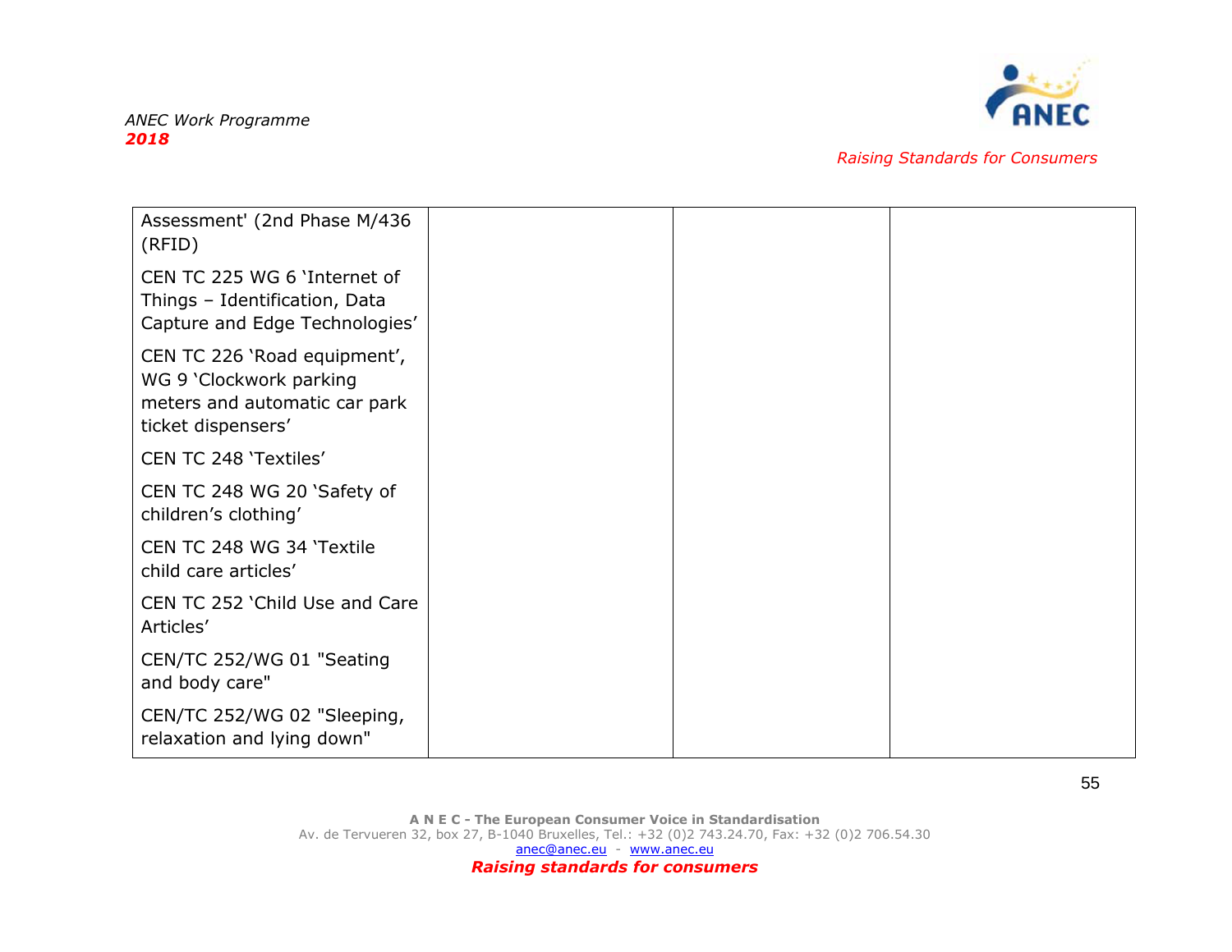| | | | |
|---|---|---|---|
| Assessment' (2nd Phase M/436 (RFID)<br><br>CEN TC 225 WG 6 'Internet of Things – Identification, Data Capture and Edge Technologies'<br><br>CEN TC 226 'Road equipment', WG 9 'Clockwork parking meters and automatic car park ticket dispensers'<br><br>CEN TC 248 'Textiles'<br><br>CEN TC 248 WG 20 'Safety of children's clothing'<br><br>CEN TC 248 WG 34 'Textile child care articles'<br><br>CEN TC 252 'Child Use and Care Articles'<br><br>CEN/TC 252/WG 01 "Seating and body care"<br><br>CEN/TC 252/WG 02 "Sleeping, relaxation and lying down" | | | |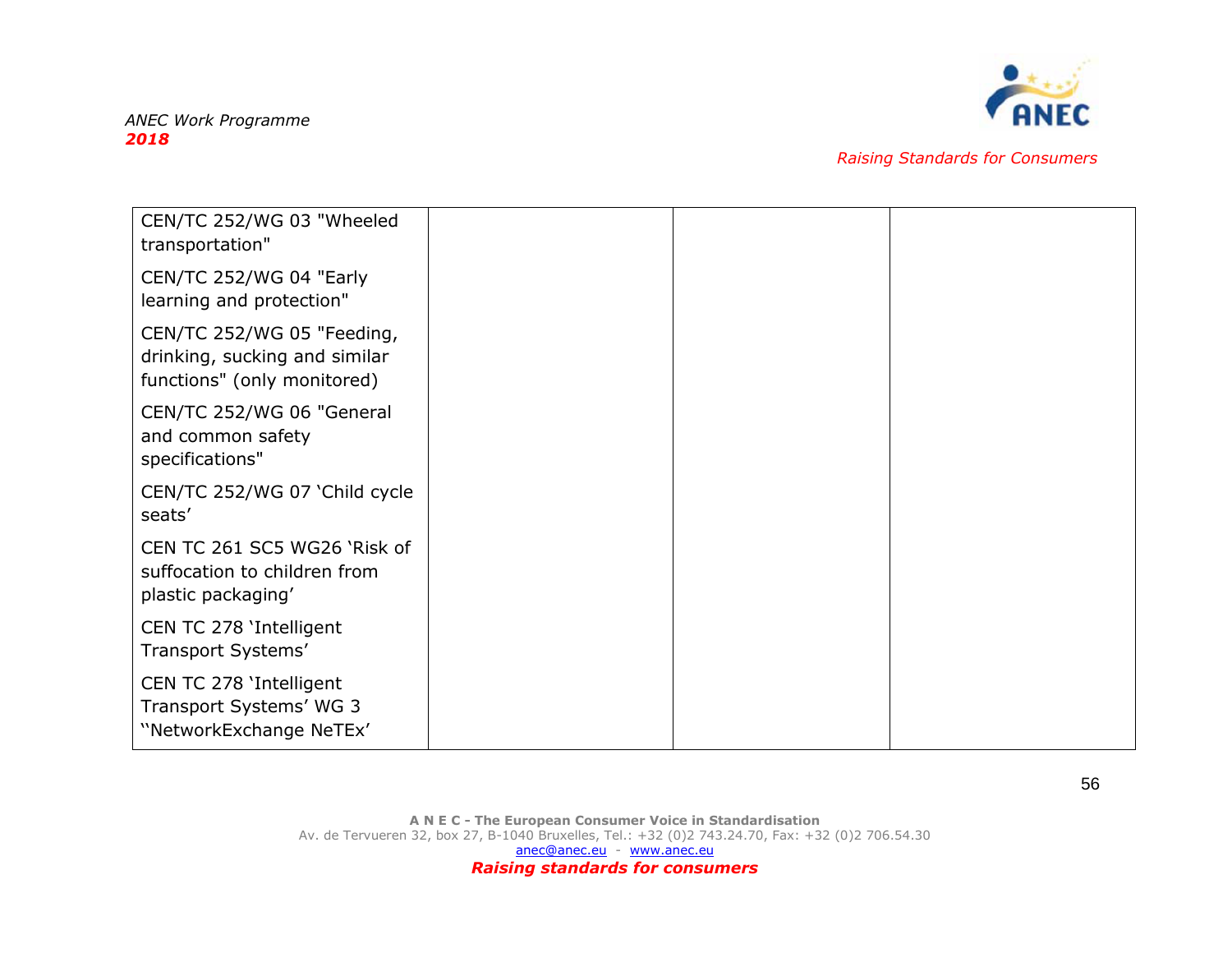| | | | |
|---|---|---|---|
| CEN/TC 252/WG 03 "Wheeled transportation"<br><br>CEN/TC 252/WG 04 "Early learning and protection"<br><br>CEN/TC 252/WG 05 "Feeding, drinking, sucking and similar functions" (only monitored)<br><br>CEN/TC 252/WG 06 "General and common safety specifications"<br><br>CEN/TC 252/WG 07 'Child cycle seats'<br><br>CEN TC 261 SC5 WG26 'Risk of suffocation to children from plastic packaging'<br><br>CEN TC 278 'Intelligent Transport Systems'<br><br>CEN TC 278 'Intelligent Transport Systems' WG 3 ''NetworkExchange NeTEx' | | | |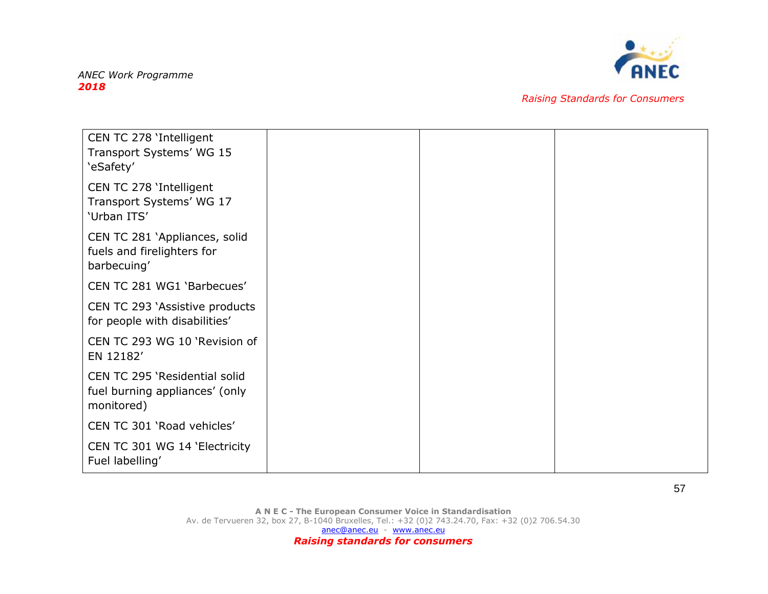| | | | |
|---|---|---|---|
| CEN TC 278 'Intelligent Transport Systems' WG 15 'eSafety'<br><br>CEN TC 278 'Intelligent Transport Systems' WG 17 'Urban ITS'<br><br>CEN TC 281 'Appliances, solid fuels and firelighters for barbecuing'<br><br>CEN TC 281 WG1 'Barbecues'<br><br>CEN TC 293 'Assistive products for people with disabilities'<br><br>CEN TC 293 WG 10 'Revision of EN 12182'<br><br>CEN TC 295 'Residential solid fuel burning appliances' (only monitored)<br><br>CEN TC 301 'Road vehicles'<br><br>CEN TC 301 WG 14 'Electricity Fuel labelling' | | | |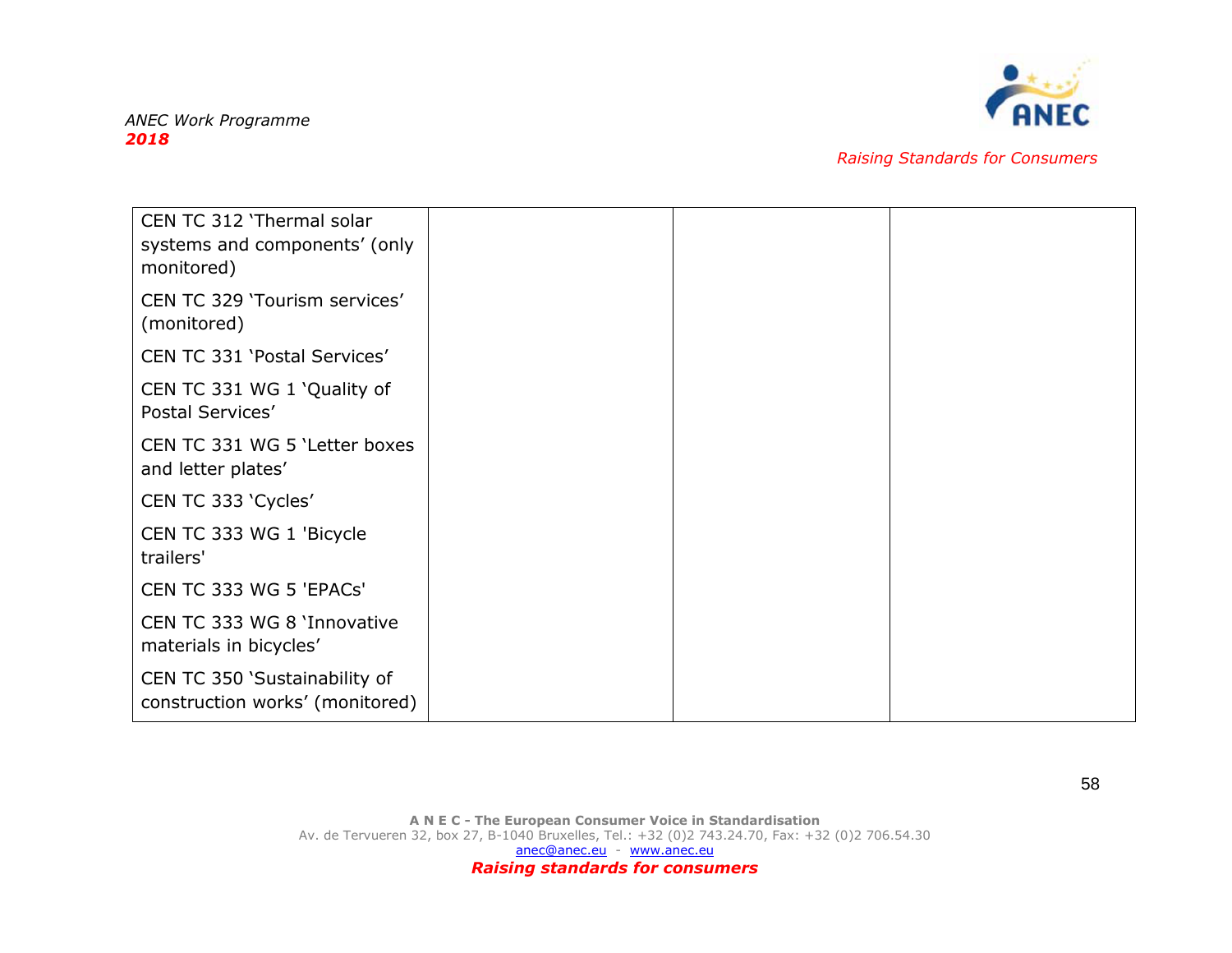| | | | |
|---|---|---|---|
| CEN TC 312 'Thermal solar systems and components' (only monitored)<br><br>CEN TC 329 'Tourism services' (monitored)<br><br>CEN TC 331 'Postal Services'<br><br>CEN TC 331 WG 1 'Quality of Postal Services'<br><br>CEN TC 331 WG 5 'Letter boxes and letter plates'<br><br>CEN TC 333 'Cycles'<br><br>CEN TC 333 WG 1 'Bicycle trailers'<br><br>CEN TC 333 WG 5 'EPACs'<br><br>CEN TC 333 WG 8 'Innovative materials in bicycles'<br><br>CEN TC 350 'Sustainability of construction works' (monitored) | | | |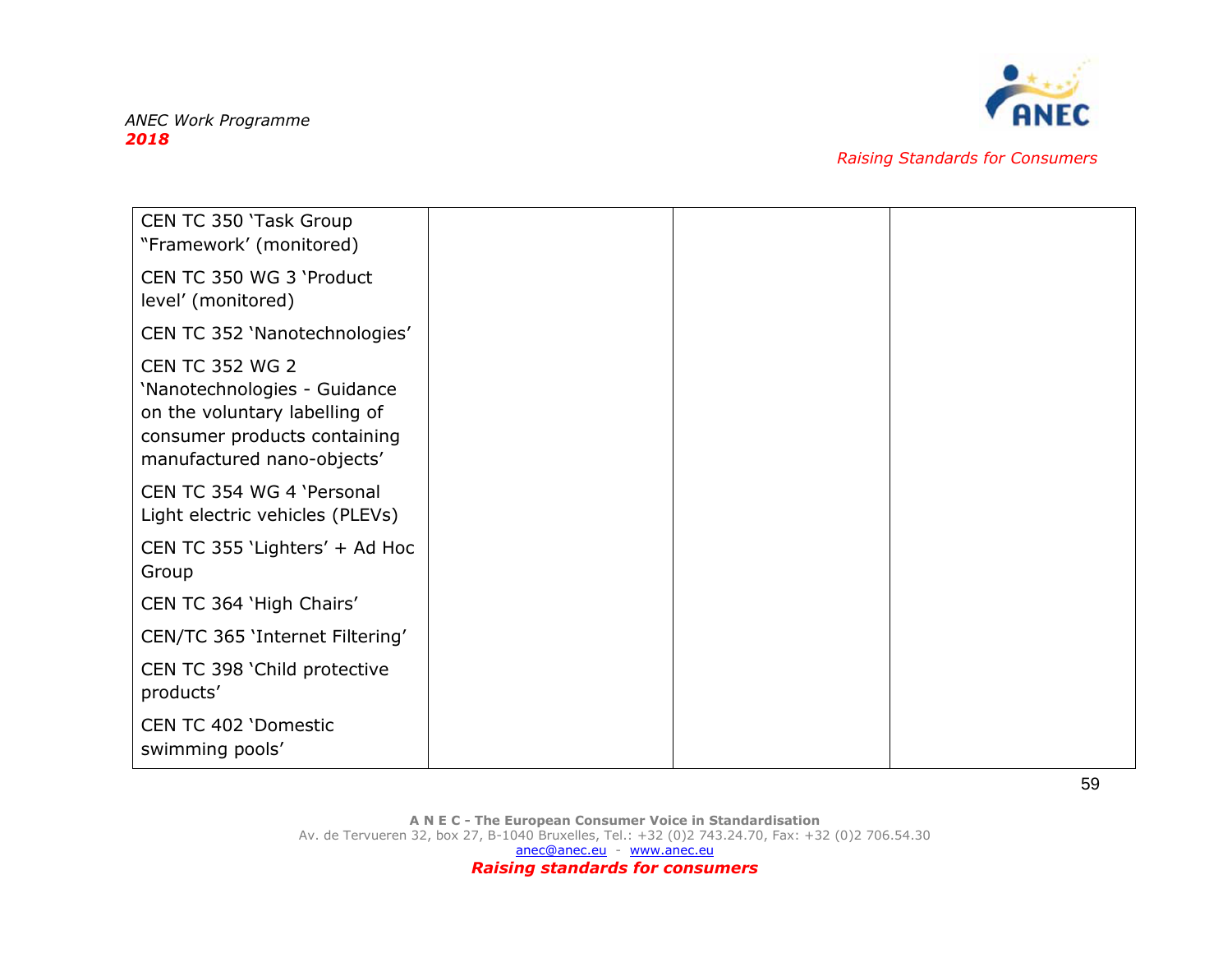| | | | |
|---|---|---|---|
| CEN TC 350 'Task Group "Framework' (monitored)<br><br>CEN TC 350 WG 3 'Product level' (monitored)<br><br>CEN TC 352 'Nanotechnologies'<br><br>CEN TC 352 WG 2 'Nanotechnologies - Guidance on the voluntary labelling of consumer products containing manufactured nano-objects'<br><br>CEN TC 354 WG 4 'Personal Light electric vehicles (PLEVs)<br><br>CEN TC 355 'Lighters' + Ad Hoc Group<br><br>CEN TC 364 'High Chairs'<br><br>CEN/TC 365 'Internet Filtering'<br><br>CEN TC 398 'Child protective products'<br><br>CEN TC 402 'Domestic swimming pools' | | | |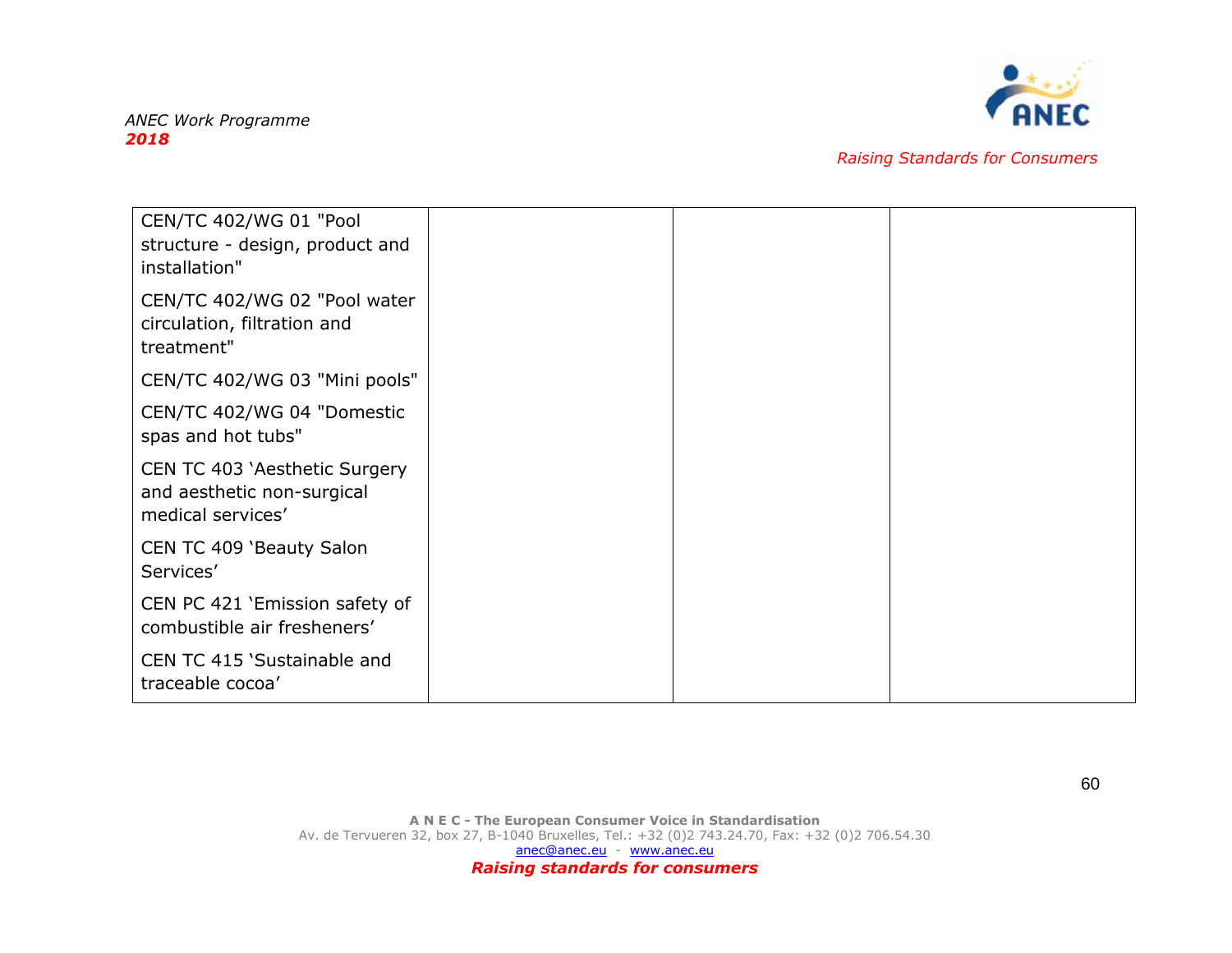| | | | |
|---|---|---|---|
| CEN/TC 402/WG 01 "Pool structure - design, product and installation"<br><br>CEN/TC 402/WG 02 "Pool water circulation, filtration and treatment"<br><br>CEN/TC 402/WG 03 "Mini pools"<br><br>CEN/TC 402/WG 04 "Domestic spas and hot tubs"<br><br>CEN TC 403 'Aesthetic Surgery and aesthetic non-surgical medical services'<br><br>CEN TC 409 'Beauty Salon Services'<br><br>CEN PC 421 'Emission safety of combustible air fresheners'<br><br>CEN TC 415 'Sustainable and traceable cocoa' | | | |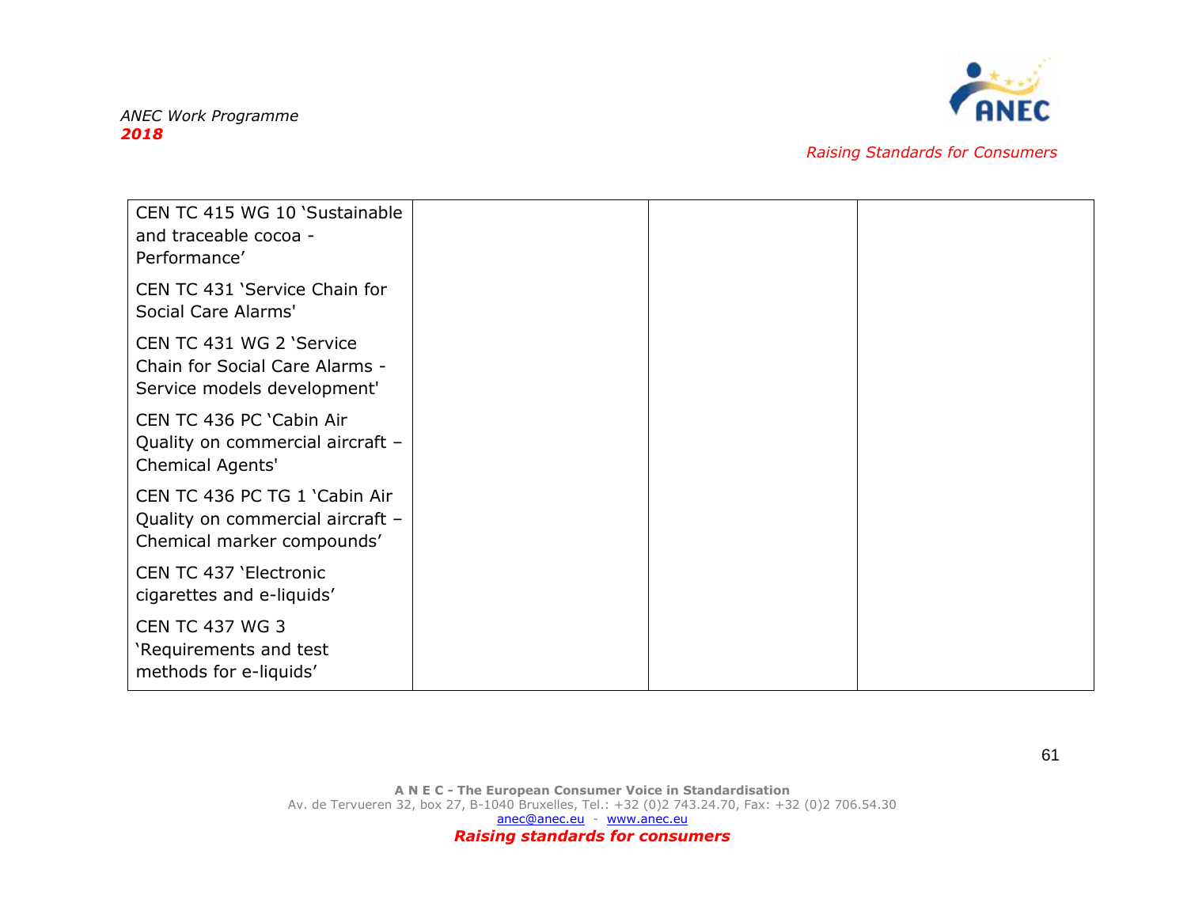| | | | |
|---|---|---|---|
| CEN TC 415 WG 10 'Sustainable and traceable cocoa - Performance'<br><br>CEN TC 431 'Service Chain for Social Care Alarms'<br><br>CEN TC 431 WG 2 'Service Chain for Social Care Alarms - Service models development'<br><br>CEN TC 436 PC 'Cabin Air Quality on commercial aircraft – Chemical Agents'<br><br>CEN TC 436 PC TG 1 'Cabin Air Quality on commercial aircraft – Chemical marker compounds'<br><br>CEN TC 437 'Electronic cigarettes and e-liquids'<br><br>CEN TC 437 WG 3 'Requirements and test methods for e-liquids' | | | |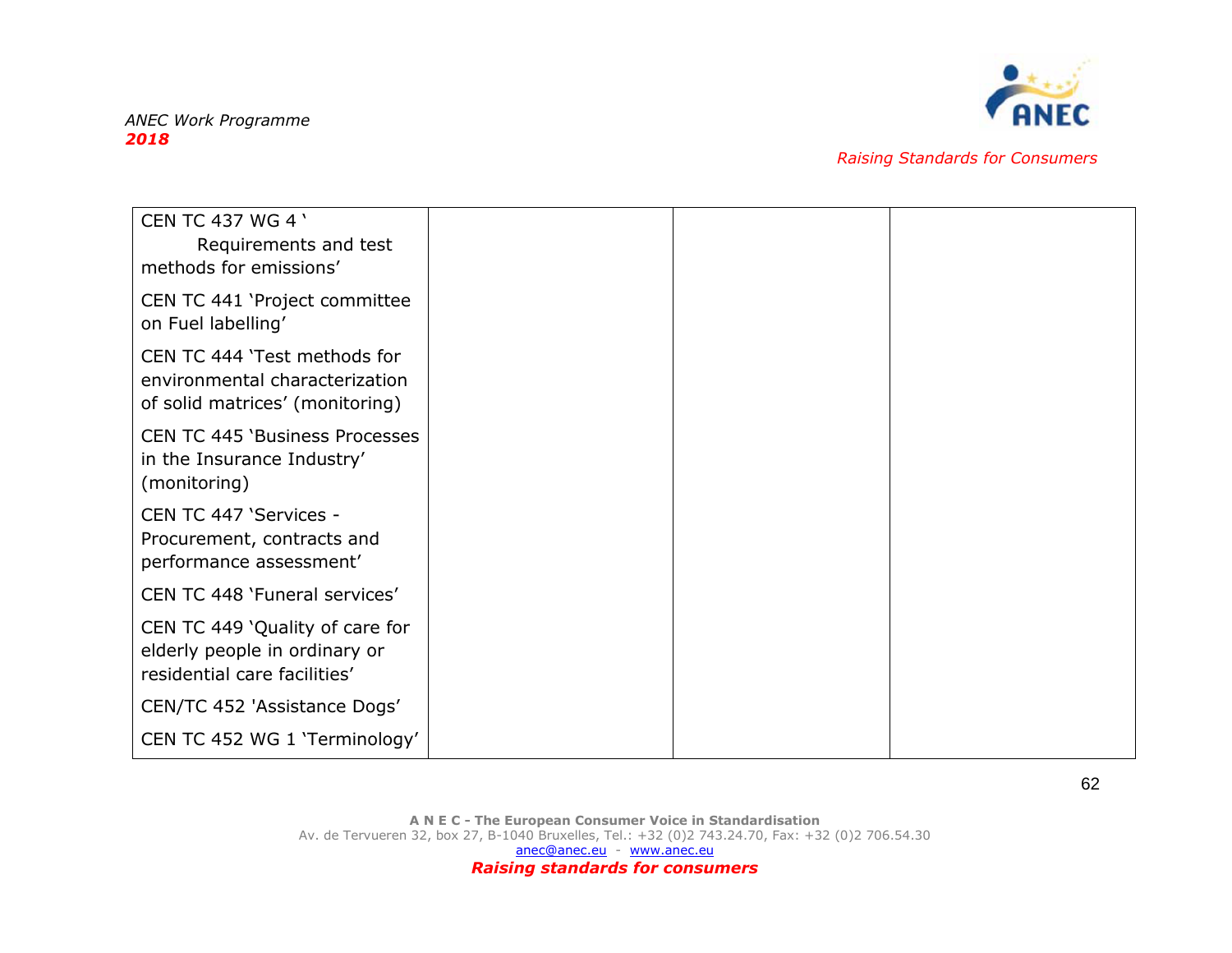| | | | |
|---|---|---|---|
| CEN TC 437 WG 4 ' Requirements and test methods for emissions'<br><br>CEN TC 441 'Project committee on Fuel labelling'<br><br>CEN TC 444 'Test methods for environmental characterization of solid matrices' (monitoring)<br><br>CEN TC 445 'Business Processes in the Insurance Industry' (monitoring)<br><br>CEN TC 447 'Services - Procurement, contracts and performance assessment'<br><br>CEN TC 448 'Funeral services'<br><br>CEN TC 449 'Quality of care for elderly people in ordinary or residential care facilities'<br><br>CEN/TC 452 'Assistance Dogs'<br><br>CEN TC 452 WG 1 'Terminology' | | | |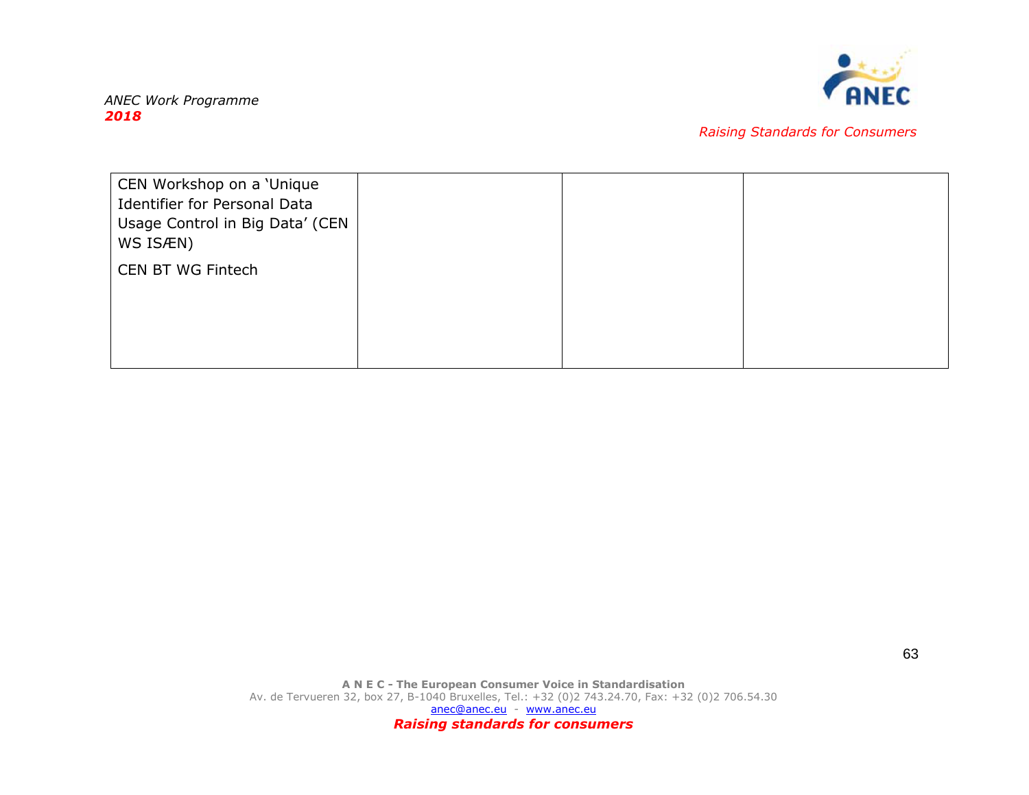| CEN Workshop on a 'Unique Identifier for Personal Data Usage Control in Big Data' (CEN WS ISÆN)<br><br>CEN BT WG Fintech | | | |
|---|---|---|---|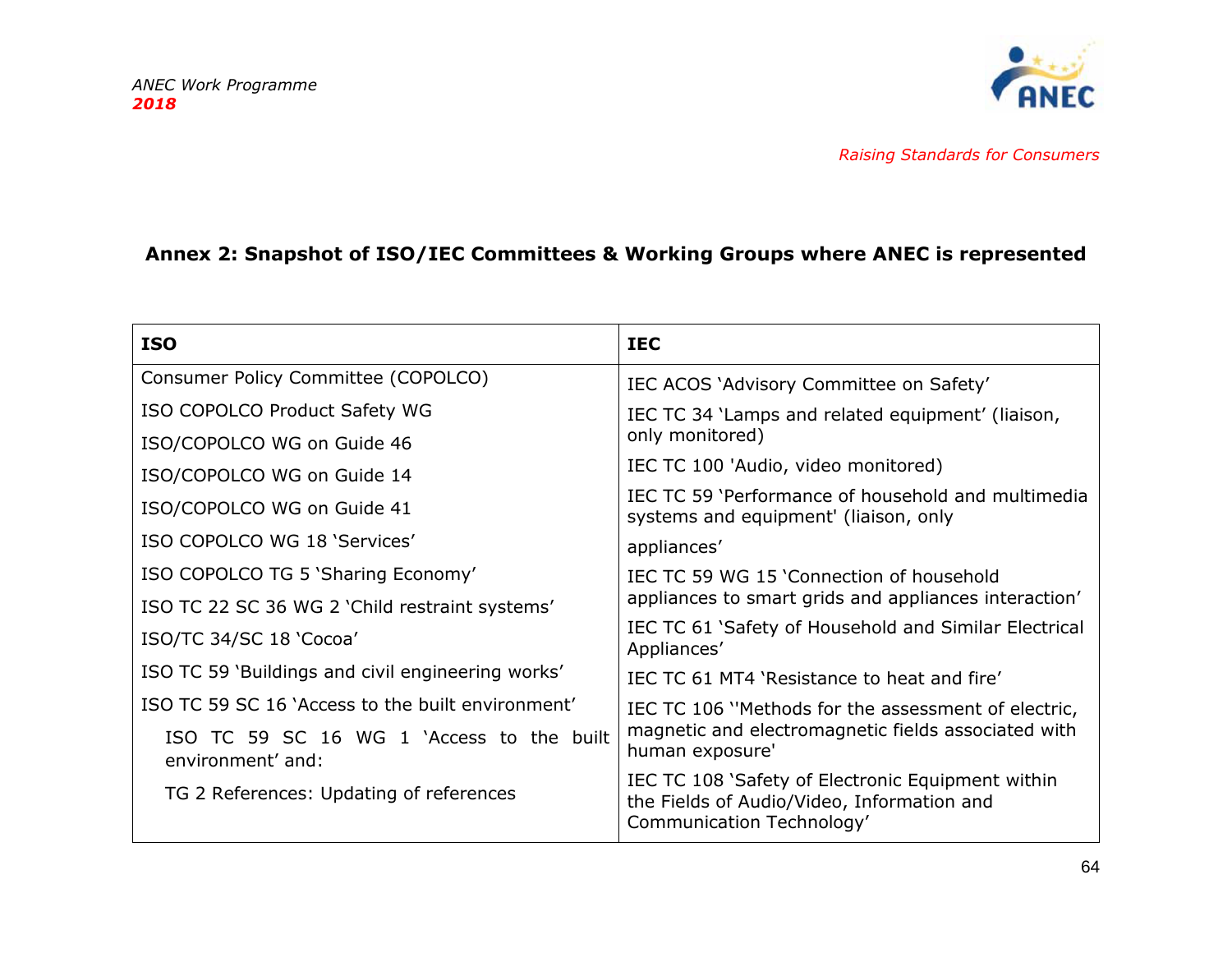## Annex 2: Snapshot of ISO/IEC Committees & Working Groups where ANEC is represented

| ISO | IEC |
| --- | --- |
| Consumer Policy Committee (COPOLCO)<br>ISO COPOLCO Product Safety WG<br>ISO/COPOLCO WG on Guide 46<br>ISO/COPOLCO WG on Guide 14<br>ISO/COPOLCO WG on Guide 41<br>ISO COPOLCO WG 18 'Services'<br>ISO COPOLCO TG 5 'Sharing Economy'<br>ISO TC 22 SC 36 WG 2 'Child restraint systems'<br>ISO/TC 34/SC 18 'Cocoa'<br>ISO TC 59 'Buildings and civil engineering works'<br>ISO TC 59 SC 16 'Access to the built environment'<br>ISO TC 59 SC 16 WG 1 'Access to the built environment' and:<br>TG 2 References: Updating of references | IEC ACOS 'Advisory Committee on Safety'<br>IEC TC 34 'Lamps and related equipment' (liaison, only monitored)<br>IEC TC 100 'Audio, video monitored)<br>IEC TC 59 'Performance of household and multimedia systems and equipment' (liaison, only<br>appliances'<br>IEC TC 59 WG 15 'Connection of household appliances to smart grids and appliances interaction'<br>IEC TC 61 'Safety of Household and Similar Electrical Appliances'<br>IEC TC 61 MT4 'Resistance to heat and fire'<br>IEC TC 106 ''Methods for the assessment of electric, magnetic and electromagnetic fields associated with human exposure'<br>IEC TC 108 'Safety of Electronic Equipment within the Fields of Audio/Video, Information and Communication Technology' |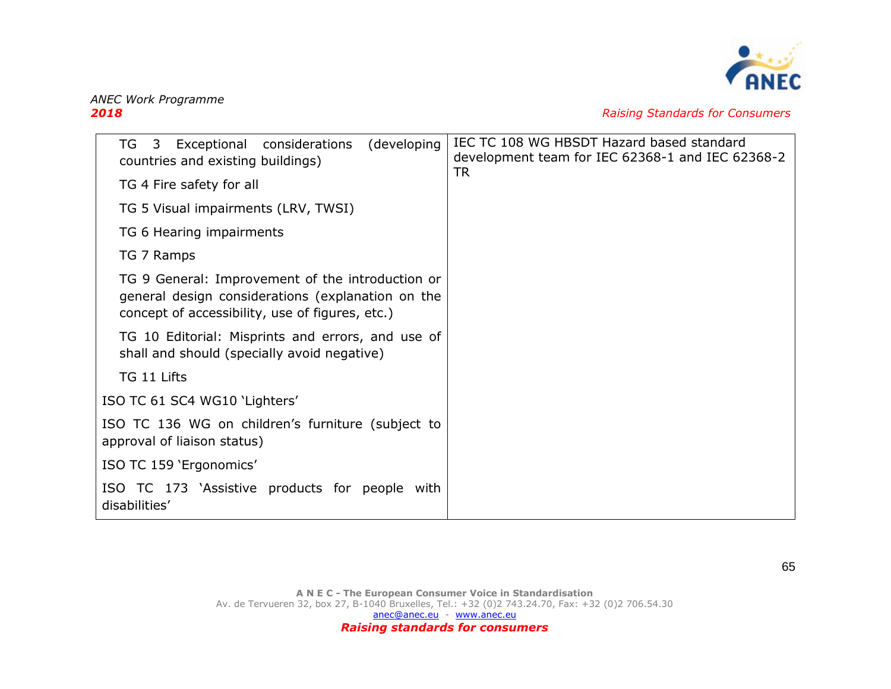| | |
|---|---|
| TG 3 Exceptional considerations (developing countries and existing buildings)<br><br>TG 4 Fire safety for all<br><br>TG 5 Visual impairments (LRV, TWSI)<br><br>TG 6 Hearing impairments<br><br>TG 7 Ramps<br><br>TG 9 General: Improvement of the introduction or general design considerations (explanation on the concept of accessibility, use of figures, etc.)<br><br>TG 10 Editorial: Misprints and errors, and use of shall and should (specially avoid negative)<br><br>TG 11 Lifts<br><br>ISO TC 61 SC4 WG10 'Lighters'<br><br>ISO TC 136 WG on children's furniture (subject to approval of liaison status)<br><br>ISO TC 159 'Ergonomics'<br><br>ISO TC 173 'Assistive products for people with disabilities' | IEC TC 108 WG HBSDT Hazard based standard development team for IEC 62368-1 and IEC 62368-2 TR |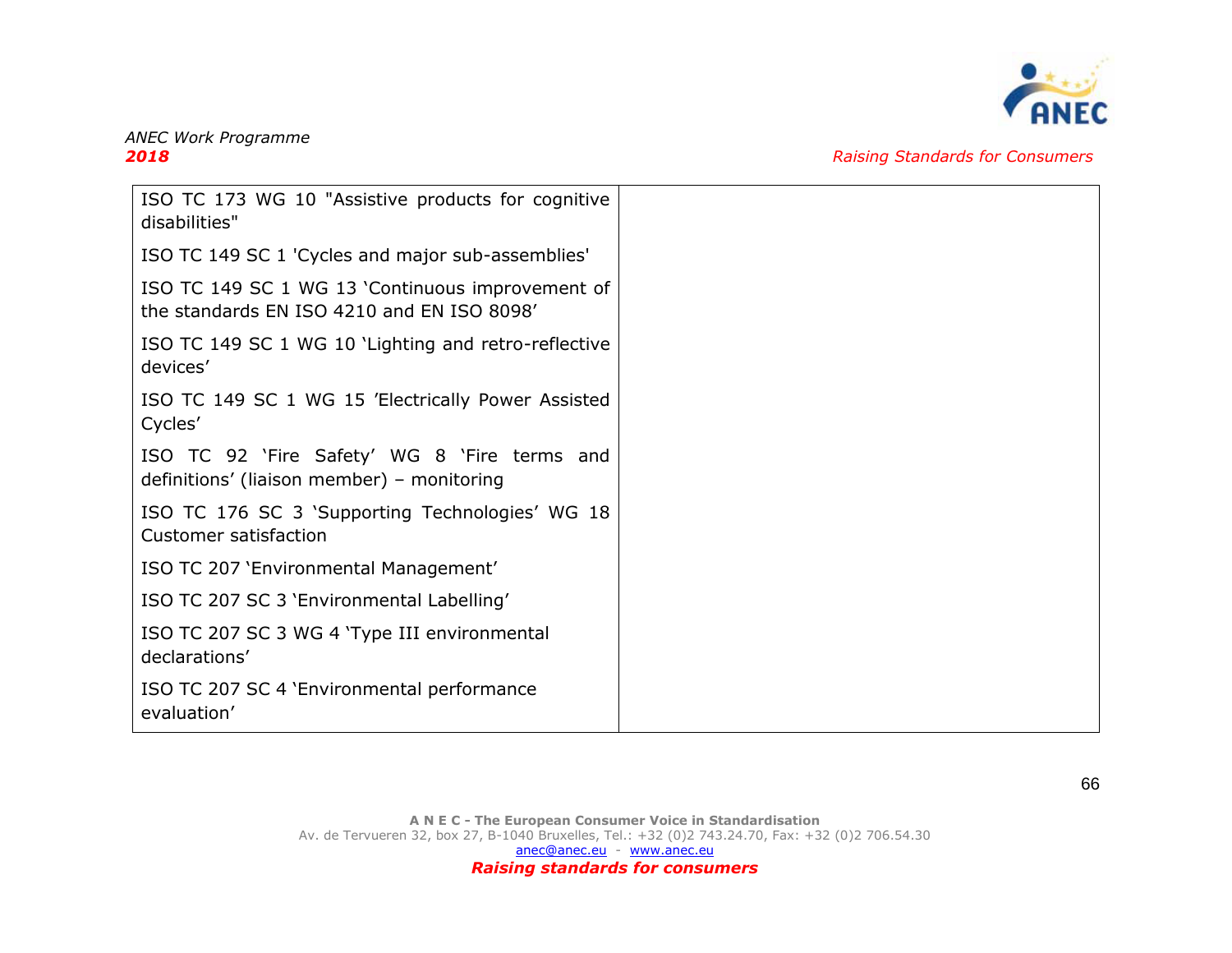| | |
|---|---|
| ISO TC 173 WG 10 "Assistive products for cognitive disabilities"<br><br>ISO TC 149 SC 1 'Cycles and major sub-assemblies'<br><br>ISO TC 149 SC 1 WG 13 'Continuous improvement of the standards EN ISO 4210 and EN ISO 8098'<br><br>ISO TC 149 SC 1 WG 10 'Lighting and retro-reflective devices'<br><br>ISO TC 149 SC 1 WG 15 'Electrically Power Assisted Cycles'<br><br>ISO TC 92 'Fire Safety' WG 8 'Fire terms and definitions' (liaison member) – monitoring<br><br>ISO TC 176 SC 3 'Supporting Technologies' WG 18 Customer satisfaction<br><br>ISO TC 207 'Environmental Management'<br><br>ISO TC 207 SC 3 'Environmental Labelling'<br><br>ISO TC 207 SC 3 WG 4 'Type III environmental declarations'<br><br>ISO TC 207 SC 4 'Environmental performance evaluation' | |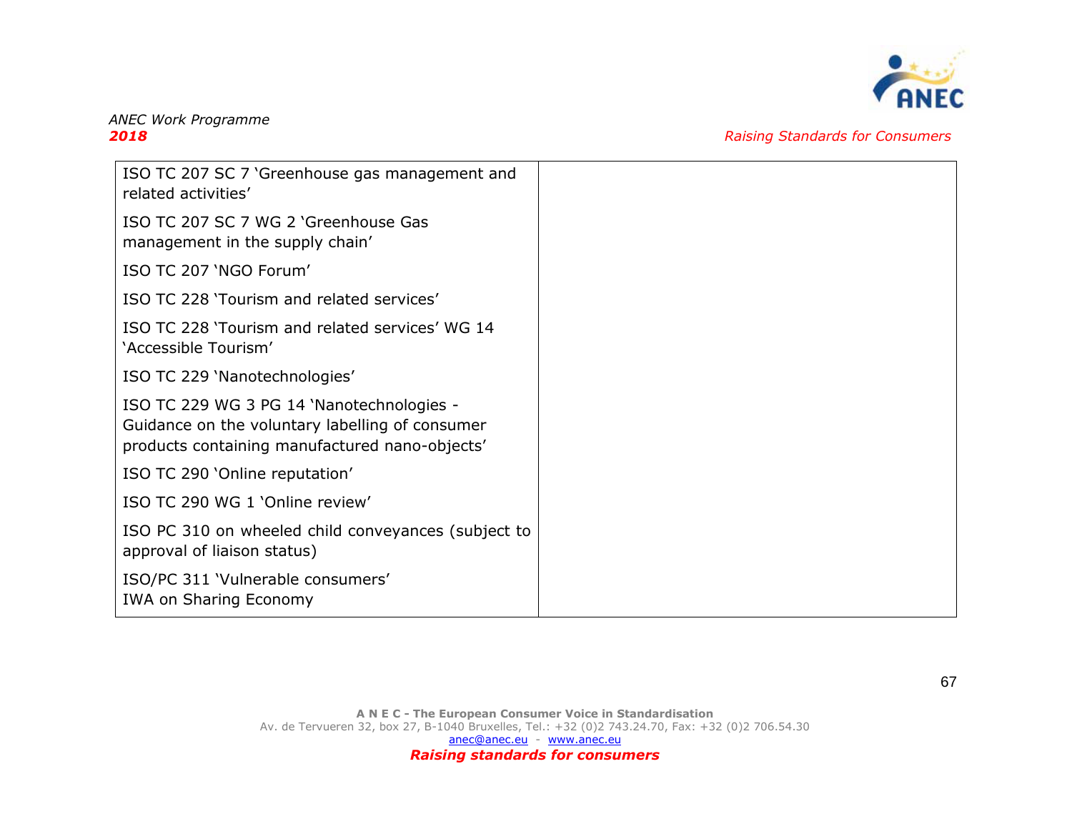| | |
|---|---|
| ISO TC 207 SC 7 'Greenhouse gas management and related activities'<br><br>ISO TC 207 SC 7 WG 2 'Greenhouse Gas management in the supply chain'<br><br>ISO TC 207 'NGO Forum'<br><br>ISO TC 228 'Tourism and related services'<br><br>ISO TC 228 'Tourism and related services' WG 14 'Accessible Tourism'<br><br>ISO TC 229 'Nanotechnologies'<br><br>ISO TC 229 WG 3 PG 14 'Nanotechnologies - Guidance on the voluntary labelling of consumer products containing manufactured nano-objects'<br><br>ISO TC 290 'Online reputation'<br><br>ISO TC 290 WG 1 'Online review'<br><br>ISO PC 310 on wheeled child conveyances (subject to approval of liaison status)<br><br>ISO/PC 311 'Vulnerable consumers'<br>IWA on Sharing Economy | |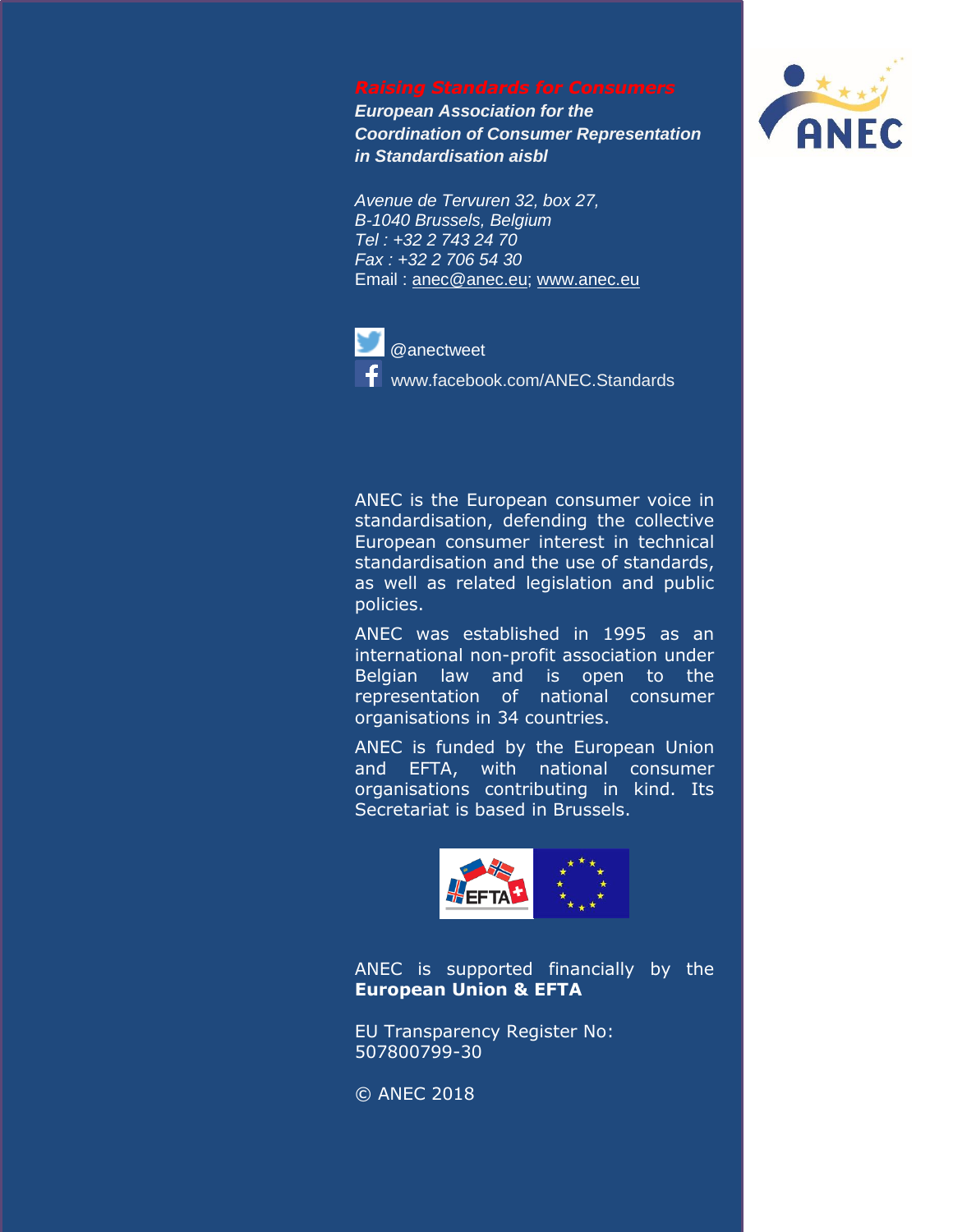***Raising Standards for Consumers***

***European Association for the Coordination of Consumer Representation in Standardisation aisbl***

*Avenue de Tervuren 32, box 27,*
*B-1040 Brussels, Belgium*
*Tel : +32 2 743 24 70*
*Fax : +32 2 706 54 30*
Email : anec@anec.eu; www.anec.eu

@anectweet

www.facebook.com/ANEC.Standards

ANEC is the European consumer voice in standardisation, defending the collective European consumer interest in technical standardisation and the use of standards, as well as related legislation and public policies.

ANEC was established in 1995 as an international non-profit association under Belgian law and is open to the representation of national consumer organisations in 34 countries.

ANEC is funded by the European Union and EFTA, with national consumer organisations contributing in kind. Its Secretariat is based in Brussels.

ANEC is supported financially by the **European Union & EFTA**

EU Transparency Register No: 507800799-30

© ANEC 2018